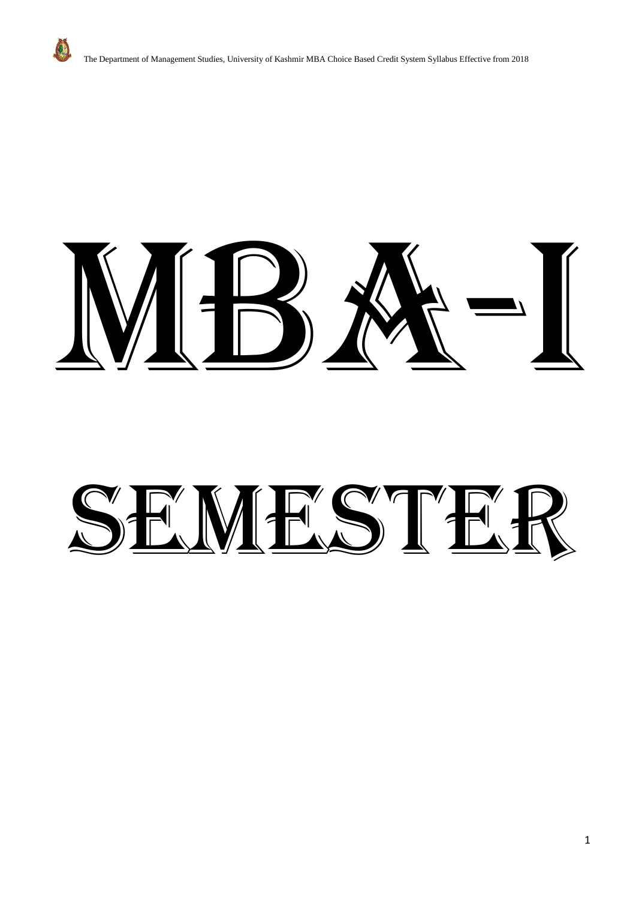# MBA-I

# SEMESTER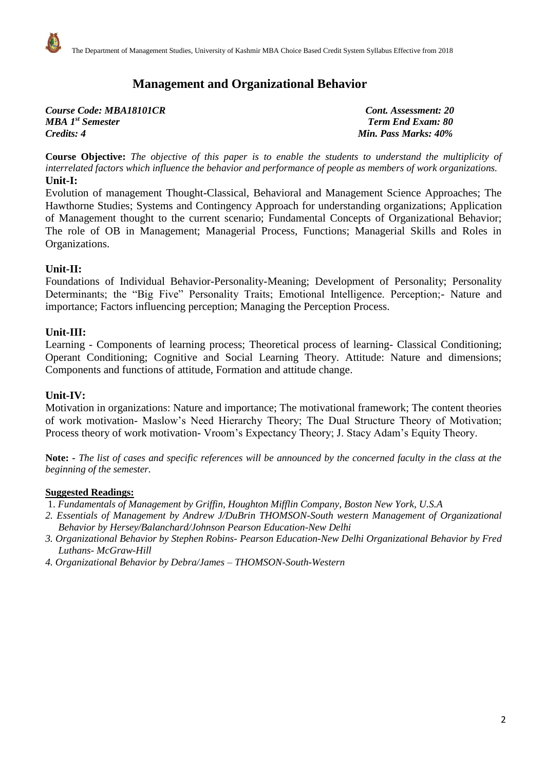# Management and Organizational Behavior

| | |
|---|---|
| ***Course Code: MBA18101CR*** | ***Cont. Assessment: 20*** |
| ***MBA 1st Semester*** | ***Term End Exam: 80*** |
| ***Credits: 4*** | ***Min. Pass Marks: 40%*** |

**Course Objective:** *The objective of this paper is to enable the students to understand the multiplicity of interrelated factors which influence the behavior and performance of people as members of work organizations.*

**Unit-I:**

Evolution of management Thought-Classical, Behavioral and Management Science Approaches; The Hawthorne Studies; Systems and Contingency Approach for understanding organizations; Application of Management thought to the current scenario; Fundamental Concepts of Organizational Behavior; The role of OB in Management; Managerial Process, Functions; Managerial Skills and Roles in Organizations.

**Unit-II:**

Foundations of Individual Behavior-Personality-Meaning; Development of Personality; Personality Determinants; the "Big Five" Personality Traits; Emotional Intelligence. Perception;- Nature and importance; Factors influencing perception; Managing the Perception Process.

**Unit-III:**

Learning - Components of learning process; Theoretical process of learning- Classical Conditioning; Operant Conditioning; Cognitive and Social Learning Theory. Attitude: Nature and dimensions; Components and functions of attitude, Formation and attitude change.

**Unit-IV:**

Motivation in organizations: Nature and importance; The motivational framework; The content theories of work motivation- Maslow's Need Hierarchy Theory; The Dual Structure Theory of Motivation; Process theory of work motivation- Vroom's Expectancy Theory; J. Stacy Adam's Equity Theory.

**Note:** - *The list of cases and specific references will be announced by the concerned faculty in the class at the beginning of the semester.*

**Suggested Readings:**

1. *Fundamentals of Management by Griffin, Houghton Mifflin Company, Boston New York, U.S.A*
2. *Essentials of Management by Andrew J/DuBrin THOMSON-South western Management of Organizational Behavior by Hersey/Balanchard/Johnson Pearson Education-New Delhi*
3. *Organizational Behavior by Stephen Robins- Pearson Education-New Delhi Organizational Behavior by Fred Luthans- McGraw-Hill*
4. *Organizational Behavior by Debra/James – THOMSON-South-Western*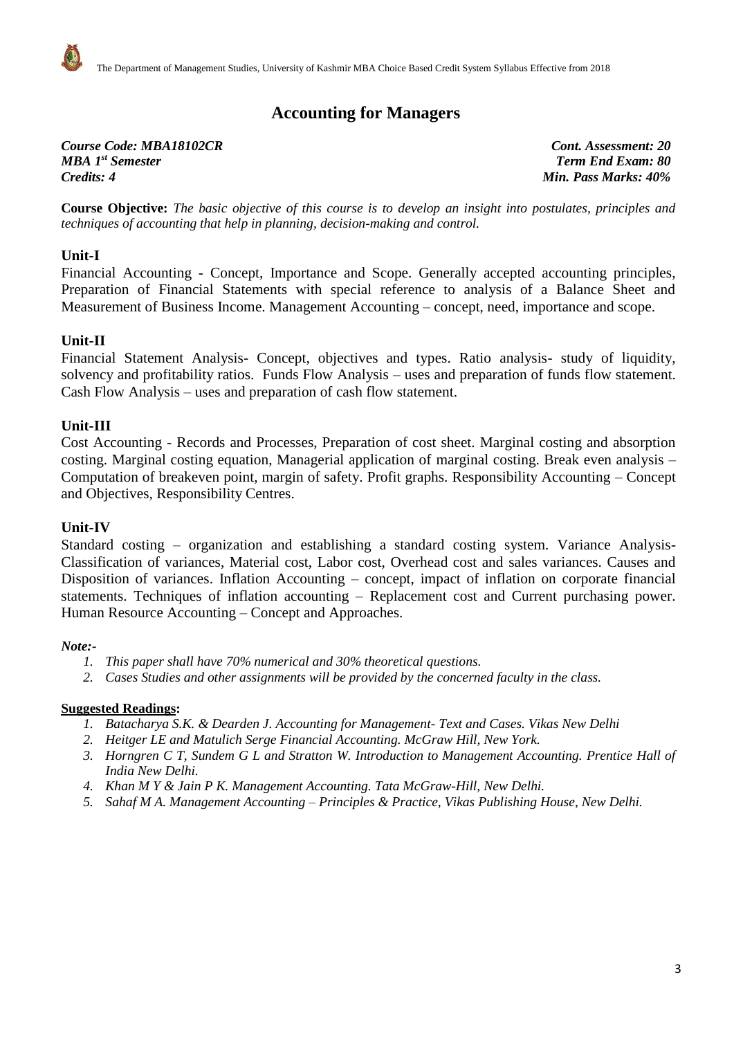# Accounting for Managers

***Course Code: MBA18102CR*** — ***Cont. Assessment: 20***
***MBA 1st Semester*** — ***Term End Exam: 80***
***Credits: 4*** — ***Min. Pass Marks: 40%***

**Course Objective:** *The basic objective of this course is to develop an insight into postulates, principles and techniques of accounting that help in planning, decision-making and control.*

## Unit-I

Financial Accounting - Concept, Importance and Scope. Generally accepted accounting principles, Preparation of Financial Statements with special reference to analysis of a Balance Sheet and Measurement of Business Income. Management Accounting – concept, need, importance and scope.

## Unit-II

Financial Statement Analysis- Concept, objectives and types. Ratio analysis- study of liquidity, solvency and profitability ratios. Funds Flow Analysis – uses and preparation of funds flow statement. Cash Flow Analysis – uses and preparation of cash flow statement.

## Unit-III

Cost Accounting - Records and Processes, Preparation of cost sheet. Marginal costing and absorption costing. Marginal costing equation, Managerial application of marginal costing. Break even analysis – Computation of breakeven point, margin of safety. Profit graphs. Responsibility Accounting – Concept and Objectives, Responsibility Centres.

## Unit-IV

Standard costing – organization and establishing a standard costing system. Variance Analysis- Classification of variances, Material cost, Labor cost, Overhead cost and sales variances. Causes and Disposition of variances. Inflation Accounting – concept, impact of inflation on corporate financial statements. Techniques of inflation accounting – Replacement cost and Current purchasing power. Human Resource Accounting – Concept and Approaches.

***Note:-***

1. *This paper shall have 70% numerical and 30% theoretical questions.*
2. *Cases Studies and other assignments will be provided by the concerned faculty in the class.*

**Suggested Readings:**

1. *Batacharya S.K. & Dearden J. Accounting for Management- Text and Cases. Vikas New Delhi*
2. *Heitger LE and Matulich Serge Financial Accounting. McGraw Hill, New York.*
3. *Horngren C T, Sundem G L and Stratton W. Introduction to Management Accounting. Prentice Hall of India New Delhi.*
4. *Khan M Y & Jain P K. Management Accounting. Tata McGraw-Hill, New Delhi.*
5. *Sahaf M A. Management Accounting – Principles & Practice, Vikas Publishing House, New Delhi.*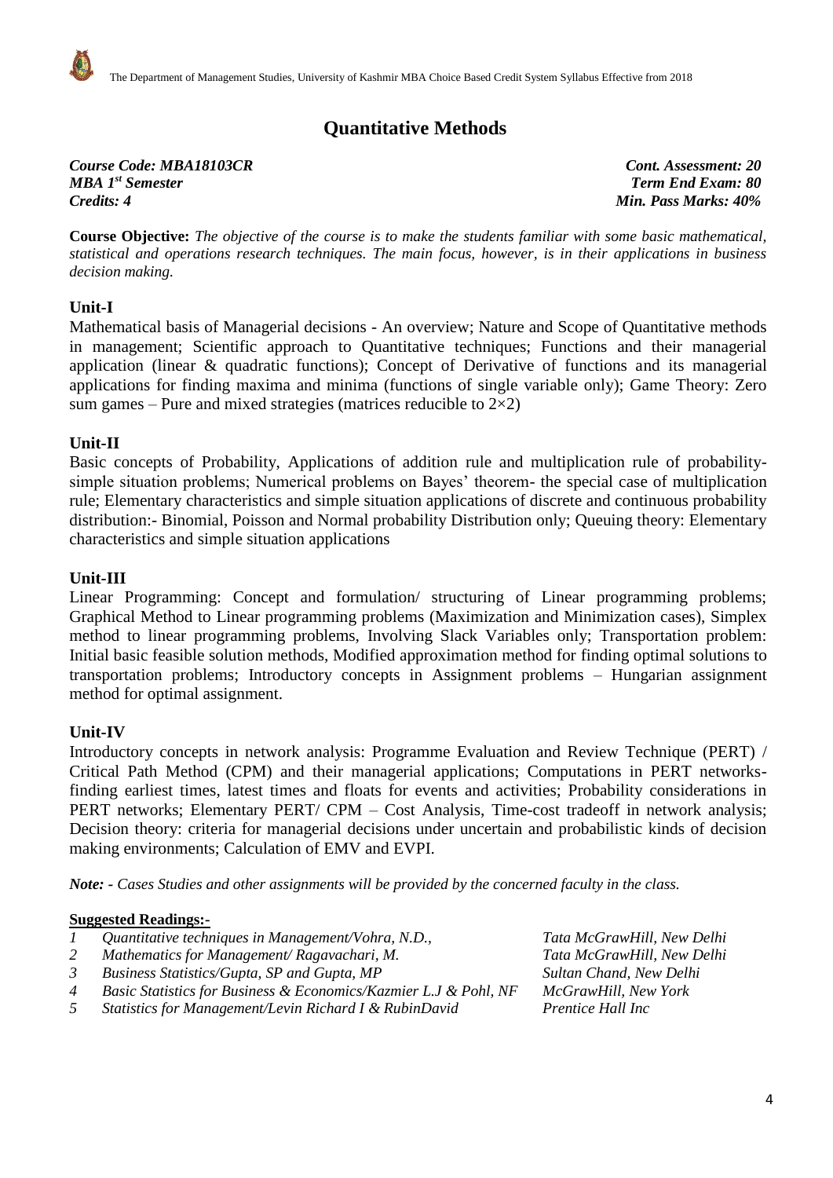# Quantitative Methods

***Course Code: MBA18103CR*** — ***Cont. Assessment: 20***
***MBA 1st Semester*** — ***Term End Exam: 80***
***Credits: 4*** — ***Min. Pass Marks: 40%***

**Course Objective:** *The objective of the course is to make the students familiar with some basic mathematical, statistical and operations research techniques. The main focus, however, is in their applications in business decision making.*

## Unit-I

Mathematical basis of Managerial decisions - An overview; Nature and Scope of Quantitative methods in management; Scientific approach to Quantitative techniques; Functions and their managerial application (linear & quadratic functions); Concept of Derivative of functions and its managerial applications for finding maxima and minima (functions of single variable only); Game Theory: Zero sum games – Pure and mixed strategies (matrices reducible to $2\times2$)

## Unit-II

Basic concepts of Probability, Applications of addition rule and multiplication rule of probability-simple situation problems; Numerical problems on Bayes' theorem- the special case of multiplication rule; Elementary characteristics and simple situation applications of discrete and continuous probability distribution:- Binomial, Poisson and Normal probability Distribution only; Queuing theory: Elementary characteristics and simple situation applications

## Unit-III

Linear Programming: Concept and formulation/ structuring of Linear programming problems; Graphical Method to Linear programming problems (Maximization and Minimization cases), Simplex method to linear programming problems, Involving Slack Variables only; Transportation problem: Initial basic feasible solution methods, Modified approximation method for finding optimal solutions to transportation problems; Introductory concepts in Assignment problems – Hungarian assignment method for optimal assignment.

## Unit-IV

Introductory concepts in network analysis: Programme Evaluation and Review Technique (PERT) / Critical Path Method (CPM) and their managerial applications; Computations in PERT networks-finding earliest times, latest times and floats for events and activities; Probability considerations in PERT networks; Elementary PERT/ CPM – Cost Analysis, Time-cost tradeoff in network analysis; Decision theory: criteria for managerial decisions under uncertain and probabilistic kinds of decision making environments; Calculation of EMV and EVPI.

***Note: -*** *Cases Studies and other assignments will be provided by the concerned faculty in the class.*

**Suggested Readings:-**

| | | |
|---|---|---|
| *1* | *Quantitative techniques in Management/Vohra, N.D.,* | *Tata McGrawHill, New Delhi* |
| *2* | *Mathematics for Management/ Ragavachari, M.* | *Tata McGrawHill, New Delhi* |
| *3* | *Business Statistics/Gupta, SP and Gupta, MP* | *Sultan Chand, New Delhi* |
| *4* | *Basic Statistics for Business & Economics/Kazmier L.J & Pohl, NF* | *McGrawHill, New York* |
| *5* | *Statistics for Management/Levin Richard I & RubinDavid* | *Prentice Hall Inc* |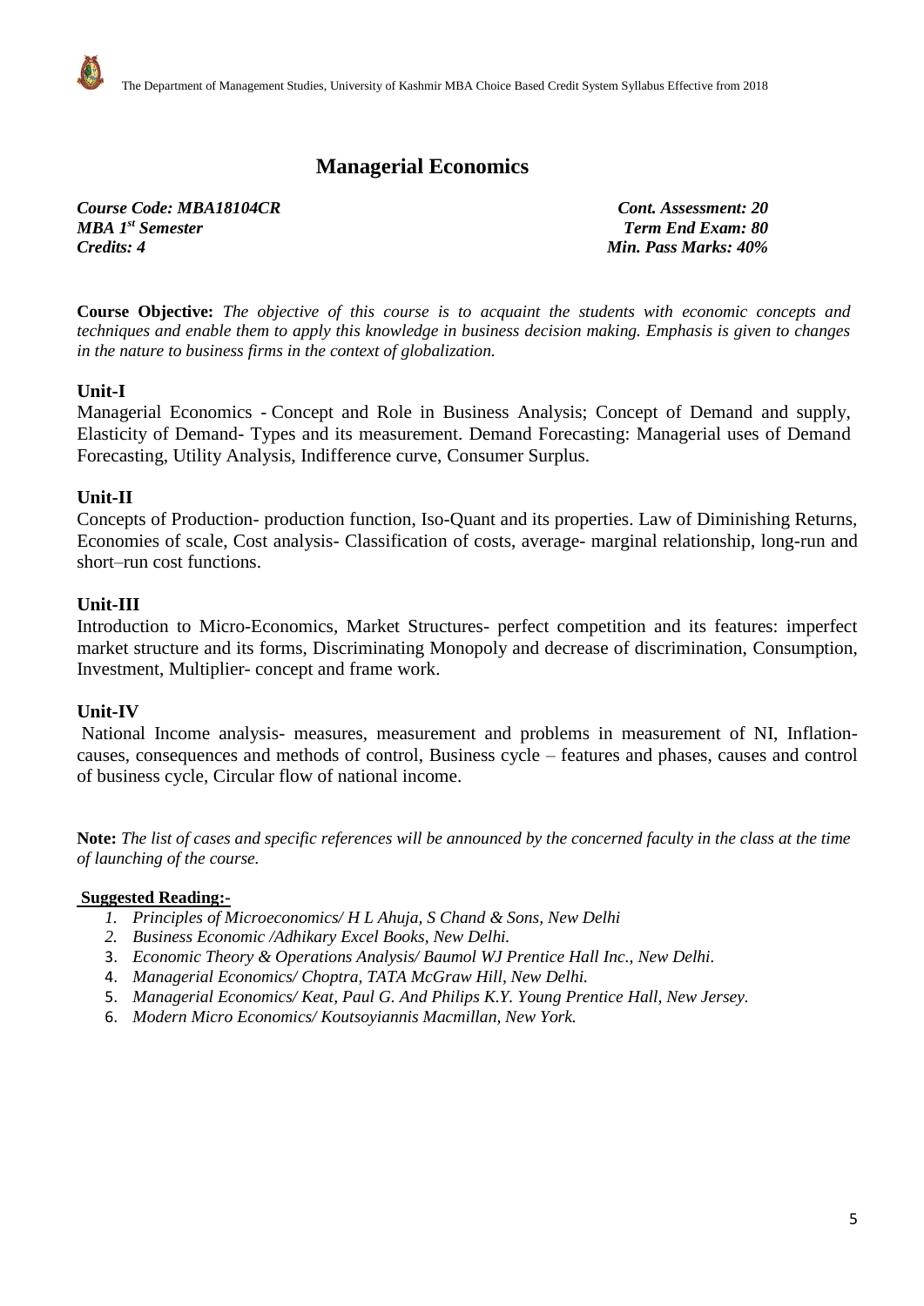# Managerial Economics

***Course Code: MBA18104CR*** — ***Cont. Assessment: 20***
***MBA 1st Semester*** — ***Term End Exam: 80***
***Credits: 4*** — ***Min. Pass Marks: 40%***

**Course Objective:** *The objective of this course is to acquaint the students with economic concepts and techniques and enable them to apply this knowledge in business decision making. Emphasis is given to changes in the nature to business firms in the context of globalization.*

## Unit-I

Managerial Economics - Concept and Role in Business Analysis; Concept of Demand and supply, Elasticity of Demand- Types and its measurement. Demand Forecasting: Managerial uses of Demand Forecasting, Utility Analysis, Indifference curve, Consumer Surplus.

## Unit-II

Concepts of Production- production function, Iso-Quant and its properties. Law of Diminishing Returns, Economies of scale, Cost analysis- Classification of costs, average- marginal relationship, long-run and short–run cost functions.

## Unit-III

Introduction to Micro-Economics, Market Structures- perfect competition and its features: imperfect market structure and its forms, Discriminating Monopoly and decrease of discrimination, Consumption, Investment, Multiplier- concept and frame work.

## Unit-IV

National Income analysis- measures, measurement and problems in measurement of NI, Inflation- causes, consequences and methods of control, Business cycle – features and phases, causes and control of business cycle, Circular flow of national income.

**Note:** *The list of cases and specific references will be announced by the concerned faculty in the class at the time of launching of the course.*

**Suggested Reading:-**

1. *Principles of Microeconomics/ H L Ahuja, S Chand & Sons, New Delhi*
2. *Business Economic /Adhikary Excel Books, New Delhi.*
3. *Economic Theory & Operations Analysis/ Baumol WJ Prentice Hall Inc., New Delhi.*
4. *Managerial Economics/ Choptra, TATA McGraw Hill, New Delhi.*
5. *Managerial Economics/ Keat, Paul G. And Philips K.Y. Young Prentice Hall, New Jersey.*
6. *Modern Micro Economics/ Koutsoyiannis Macmillan, New York.*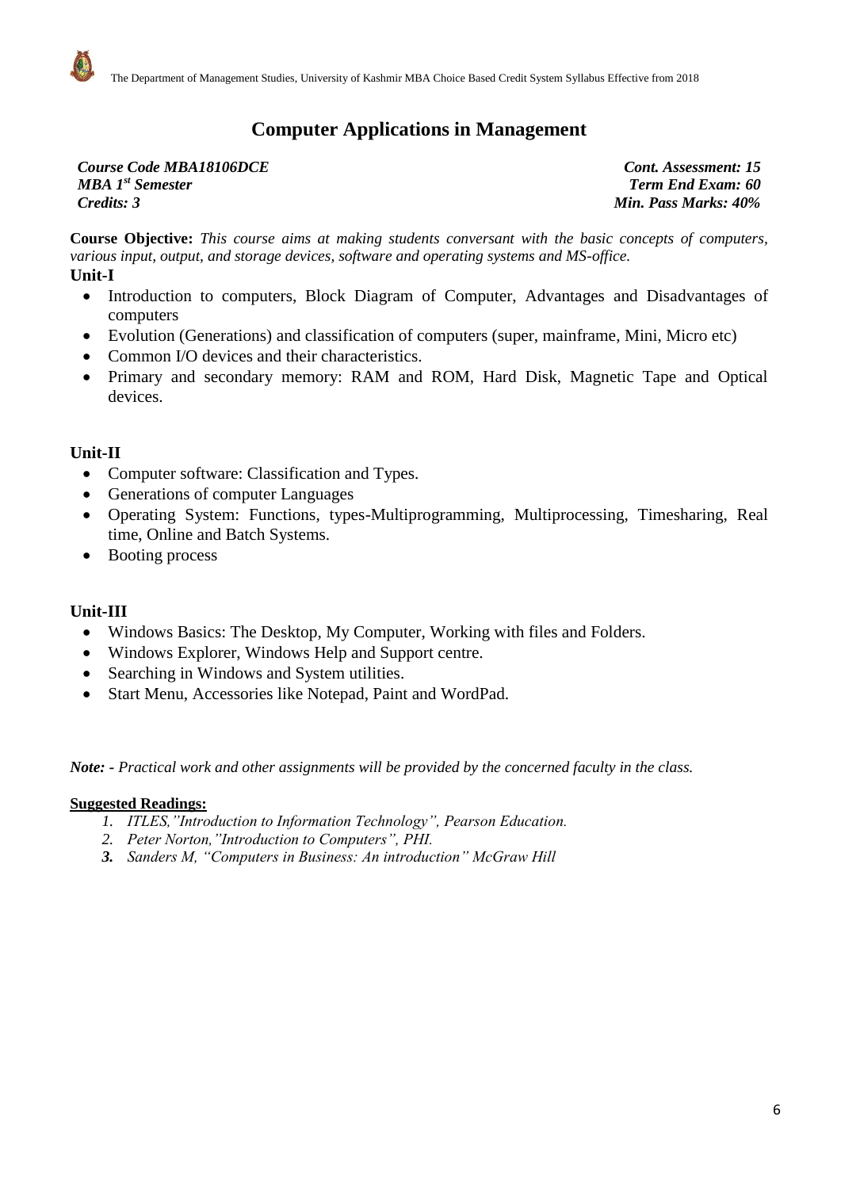# Computer Applications in Management

***Course Code MBA18106DCE***
***MBA 1st Semester***
***Credits: 3***

***Cont. Assessment: 15***
***Term End Exam: 60***
***Min. Pass Marks: 40%***

**Course Objective:** *This course aims at making students conversant with the basic concepts of computers, various input, output, and storage devices, software and operating systems and MS-office.*

**Unit-I**

- Introduction to computers, Block Diagram of Computer, Advantages and Disadvantages of computers
- Evolution (Generations) and classification of computers (super, mainframe, Mini, Micro etc)
- Common I/O devices and their characteristics.
- Primary and secondary memory: RAM and ROM, Hard Disk, Magnetic Tape and Optical devices.

**Unit-II**

- Computer software: Classification and Types.
- Generations of computer Languages
- Operating System: Functions, types-Multiprogramming, Multiprocessing, Timesharing, Real time, Online and Batch Systems.
- Booting process

**Unit-III**

- Windows Basics: The Desktop, My Computer, Working with files and Folders.
- Windows Explorer, Windows Help and Support centre.
- Searching in Windows and System utilities.
- Start Menu, Accessories like Notepad, Paint and WordPad.

***Note: -** Practical work and other assignments will be provided by the concerned faculty in the class.*

**Suggested Readings:**

1. *ITLES,"Introduction to Information Technology", Pearson Education.*
2. *Peter Norton,"Introduction to Computers", PHI.*
3. *Sanders M, "Computers in Business: An introduction" McGraw Hill*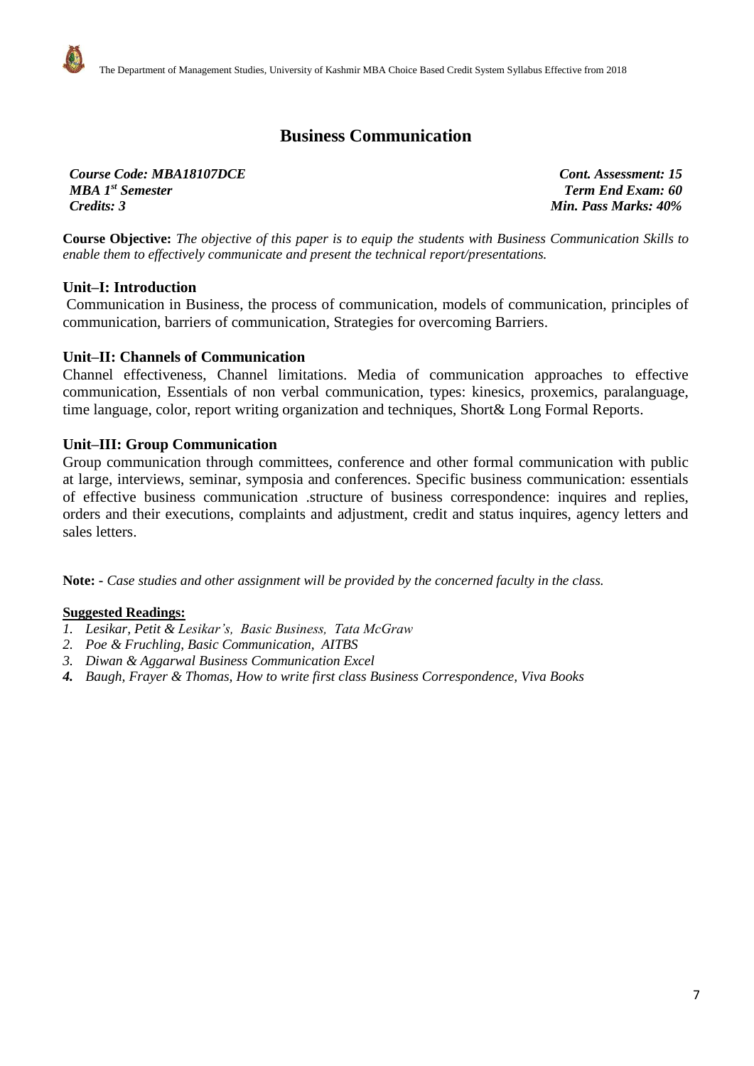## Business Communication

*Course Code: MBA18107DCE* | *Cont. Assessment: 15*
*MBA 1st Semester* | *Term End Exam: 60*
*Credits: 3* | *Min. Pass Marks: 40%*

**Course Objective:** *The objective of this paper is to equip the students with Business Communication Skills to enable them to effectively communicate and present the technical report/presentations.*

### Unit–I: Introduction

Communication in Business, the process of communication, models of communication, principles of communication, barriers of communication, Strategies for overcoming Barriers.

### Unit–II: Channels of Communication

Channel effectiveness, Channel limitations. Media of communication approaches to effective communication, Essentials of non verbal communication, types: kinesics, proxemics, paralanguage, time language, color, report writing organization and techniques, Short& Long Formal Reports.

### Unit–III: Group Communication

Group communication through committees, conference and other formal communication with public at large, interviews, seminar, symposia and conferences. Specific business communication: essentials of effective business communication .structure of business correspondence: inquires and replies, orders and their executions, complaints and adjustment, credit and status inquires, agency letters and sales letters.

**Note: -** *Case studies and other assignment will be provided by the concerned faculty in the class.*

**Suggested Readings:**

1. *Lesikar, Petit & Lesikar's, Basic Business, Tata McGraw*
2. *Poe & Fruchling, Basic Communication, AITBS*
3. *Diwan & Aggarwal Business Communication Excel*
4. *Baugh, Frayer & Thomas, How to write first class Business Correspondence, Viva Books*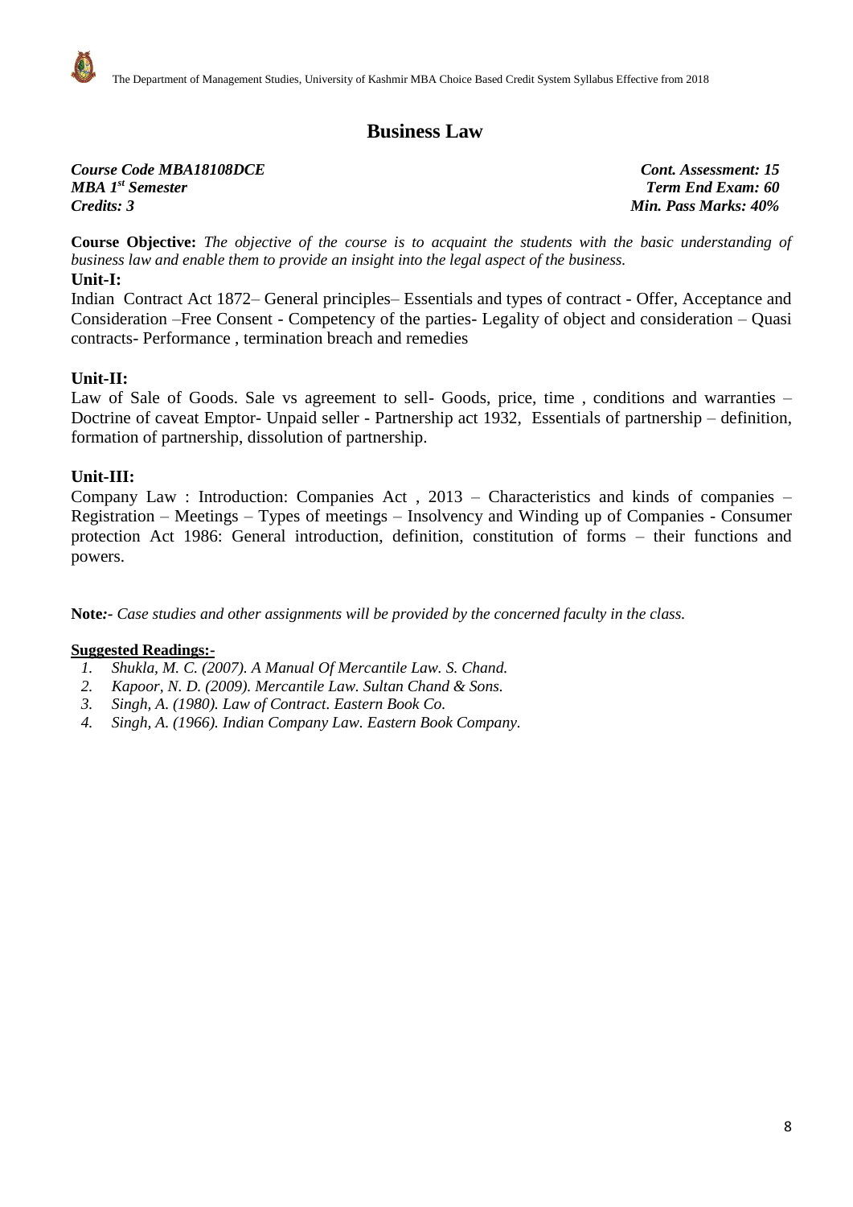# Business Law

***Course Code MBA18108DCE*** — ***Cont. Assessment: 15***
***MBA 1st Semester*** — ***Term End Exam: 60***
***Credits: 3*** — ***Min. Pass Marks: 40%***

**Course Objective:** *The objective of the course is to acquaint the students with the basic understanding of business law and enable them to provide an insight into the legal aspect of the business.*

**Unit-I:**

Indian Contract Act 1872– General principles– Essentials and types of contract - Offer, Acceptance and Consideration –Free Consent - Competency of the parties- Legality of object and consideration – Quasi contracts- Performance , termination breach and remedies

**Unit-II:**

Law of Sale of Goods. Sale vs agreement to sell- Goods, price, time , conditions and warranties – Doctrine of caveat Emptor- Unpaid seller - Partnership act 1932, Essentials of partnership – definition, formation of partnership, dissolution of partnership.

**Unit-III:**

Company Law : Introduction: Companies Act , 2013 – Characteristics and kinds of companies – Registration – Meetings – Types of meetings – Insolvency and Winding up of Companies - Consumer protection Act 1986: General introduction, definition, constitution of forms – their functions and powers.

**Note:-** *Case studies and other assignments will be provided by the concerned faculty in the class.*

**Suggested Readings:-**

1. *Shukla, M. C. (2007). A Manual Of Mercantile Law. S. Chand.*
2. *Kapoor, N. D. (2009). Mercantile Law. Sultan Chand & Sons.*
3. *Singh, A. (1980). Law of Contract. Eastern Book Co.*
4. *Singh, A. (1966). Indian Company Law. Eastern Book Company.*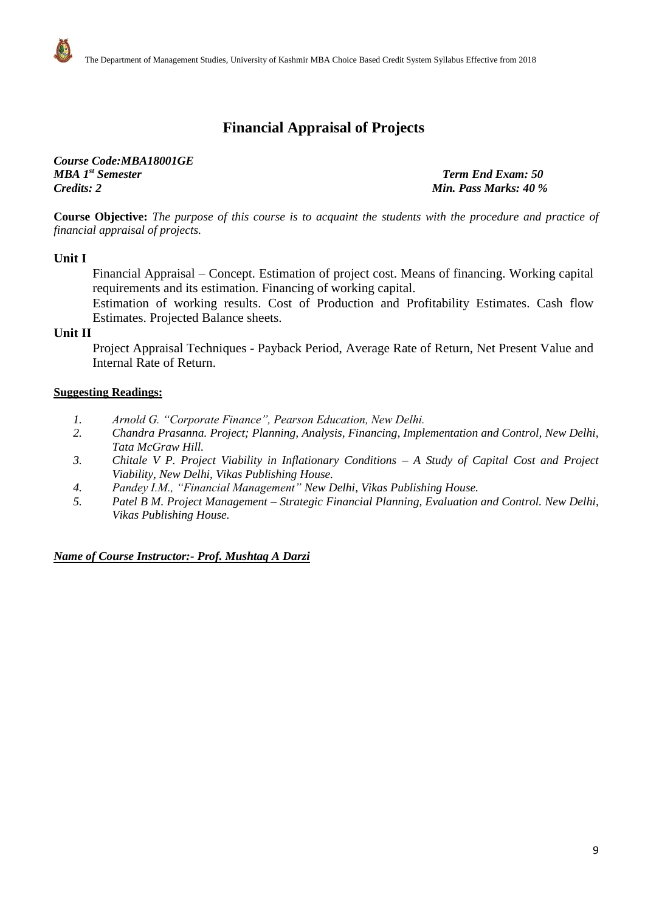# Financial Appraisal of Projects

***Course Code:MBA18001GE***
***MBA 1st Semester*** — ***Term End Exam: 50***
***Credits: 2*** — ***Min. Pass Marks: 40 %***

**Course Objective:** *The purpose of this course is to acquaint the students with the procedure and practice of financial appraisal of projects.*

**Unit I**

Financial Appraisal – Concept. Estimation of project cost. Means of financing. Working capital requirements and its estimation. Financing of working capital.

Estimation of working results. Cost of Production and Profitability Estimates. Cash flow Estimates. Projected Balance sheets.

**Unit II**

Project Appraisal Techniques - Payback Period, Average Rate of Return, Net Present Value and Internal Rate of Return.

**Suggesting Readings:**

1. *Arnold G. "Corporate Finance", Pearson Education, New Delhi.*
2. *Chandra Prasanna. Project; Planning, Analysis, Financing, Implementation and Control, New Delhi, Tata McGraw Hill.*
3. *Chitale V P. Project Viability in Inflationary Conditions – A Study of Capital Cost and Project Viability, New Delhi, Vikas Publishing House.*
4. *Pandey I.M., "Financial Management" New Delhi, Vikas Publishing House.*
5. *Patel B M. Project Management – Strategic Financial Planning, Evaluation and Control. New Delhi, Vikas Publishing House.*

***Name of Course Instructor:- Prof. Mushtaq A Darzi***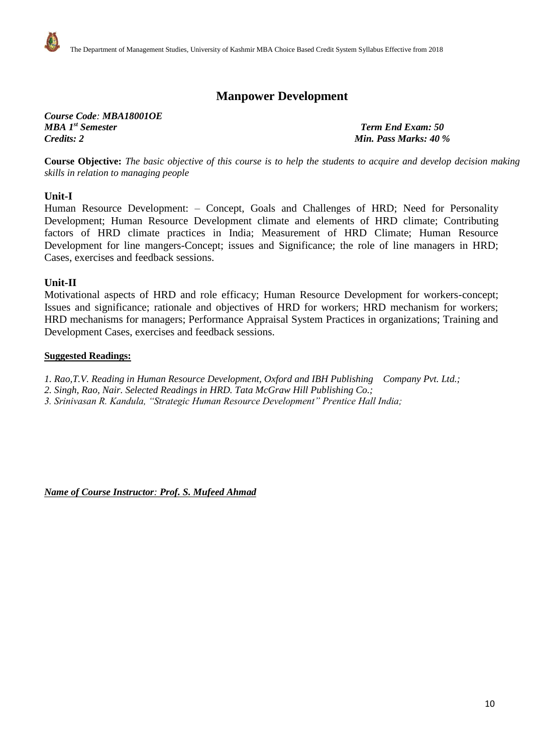# Manpower Development

***Course Code: MBA18001OE***
***MBA 1st Semester*** ***Term End Exam: 50***
***Credits: 2*** ***Min. Pass Marks: 40 %***

**Course Objective:** *The basic objective of this course is to help the students to acquire and develop decision making skills in relation to managing people*

## Unit-I

Human Resource Development: – Concept, Goals and Challenges of HRD; Need for Personality Development; Human Resource Development climate and elements of HRD climate; Contributing factors of HRD climate practices in India; Measurement of HRD Climate; Human Resource Development for line mangers-Concept; issues and Significance; the role of line managers in HRD; Cases, exercises and feedback sessions.

## Unit-II

Motivational aspects of HRD and role efficacy; Human Resource Development for workers-concept; Issues and significance; rationale and objectives of HRD for workers; HRD mechanism for workers; HRD mechanisms for managers; Performance Appraisal System Practices in organizations; Training and Development Cases, exercises and feedback sessions.

**Suggested Readings:**

*1. Rao,T.V. Reading in Human Resource Development, Oxford and IBH Publishing Company Pvt. Ltd.;*
*2. Singh, Rao, Nair. Selected Readings in HRD. Tata McGraw Hill Publishing Co.;*
*3. Srinivasan R. Kandula, "Strategic Human Resource Development" Prentice Hall India;*

***Name of Course Instructor: Prof. S. Mufeed Ahmad***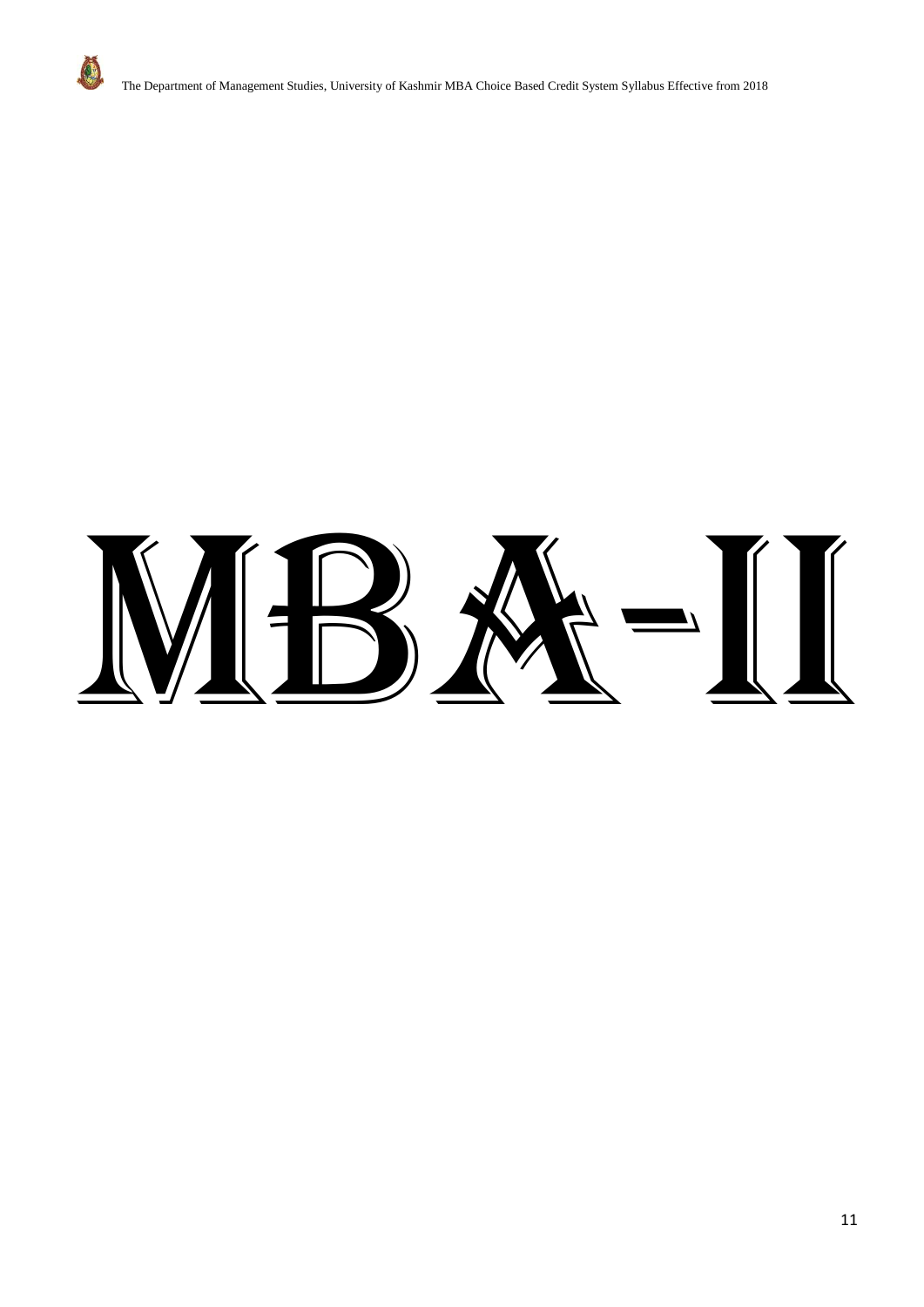# MBA-II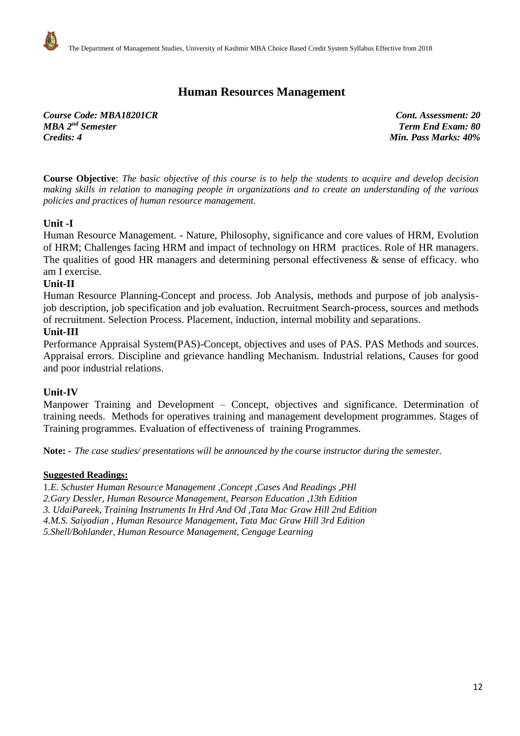# Human Resources Management

*Course Code: MBA18201CR* &nbsp;&nbsp;&nbsp;&nbsp; *Cont. Assessment: 20*
*MBA 2nd Semester* &nbsp;&nbsp;&nbsp;&nbsp; *Term End Exam: 80*
*Credits: 4* &nbsp;&nbsp;&nbsp;&nbsp; *Min. Pass Marks: 40%*

**Course Objective**: *The basic objective of this course is to help the students to acquire and develop decision making skills in relation to managing people in organizations and to create an understanding of the various policies and practices of human resource management.*

**Unit -I**

Human Resource Management. - Nature, Philosophy, significance and core values of HRM, Evolution of HRM; Challenges facing HRM and impact of technology on HRM practices. Role of HR managers. The qualities of good HR managers and determining personal effectiveness & sense of efficacy. who am I exercise.

**Unit-II**

Human Resource Planning-Concept and process. Job Analysis, methods and purpose of job analysis-job description, job specification and job evaluation. Recruitment Search-process, sources and methods of recruitment. Selection Process. Placement, induction, internal mobility and separations.

**Unit-III**

Performance Appraisal System(PAS)-Concept, objectives and uses of PAS. PAS Methods and sources. Appraisal errors. Discipline and grievance handling Mechanism. Industrial relations, Causes for good and poor industrial relations.

**Unit-IV**

Manpower Training and Development – Concept, objectives and significance. Determination of training needs. Methods for operatives training and management development programmes. Stages of Training programmes. Evaluation of effectiveness of training Programmes.

**Note:** - *The case studies/ presentations will be announced by the course instructor during the semester.*

**Suggested Readings:**

1. *E. Schuster Human Resource Management ,Concept ,Cases And Readings ,PHl*
2. *Gary Dessler, Human Resource Management, Pearson Education ,13th Edition*
3. *UdaiPareek, Training Instruments In Hrd And Od ,Tata Mac Graw Hill 2nd Edition*
4. *M.S. Saiyadian , Human Resource Management, Tata Mac Graw Hill 3rd Edition*
5. *Shell/Bohlander, Human Resource Management, Cengage Learning*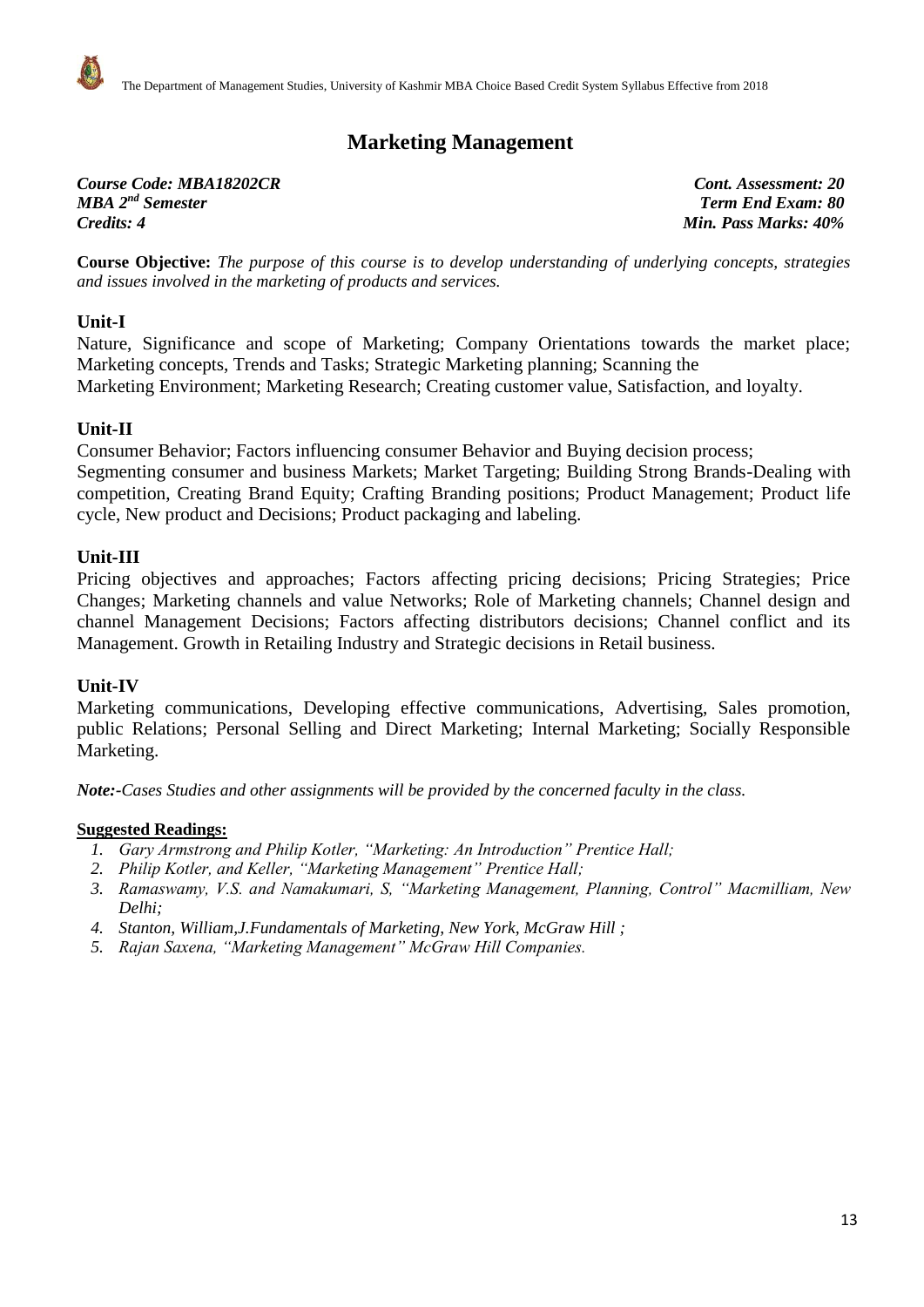# Marketing Management

*Course Code: MBA18202CR* — *Cont. Assessment: 20*
*MBA 2nd Semester* — *Term End Exam: 80*
*Credits: 4* — *Min. Pass Marks: 40%*

**Course Objective:** *The purpose of this course is to develop understanding of underlying concepts, strategies and issues involved in the marketing of products and services.*

## Unit-I

Nature, Significance and scope of Marketing; Company Orientations towards the market place; Marketing concepts, Trends and Tasks; Strategic Marketing planning; Scanning the Marketing Environment; Marketing Research; Creating customer value, Satisfaction, and loyalty.

## Unit-II

Consumer Behavior; Factors influencing consumer Behavior and Buying decision process; Segmenting consumer and business Markets; Market Targeting; Building Strong Brands-Dealing with competition, Creating Brand Equity; Crafting Branding positions; Product Management; Product life cycle, New product and Decisions; Product packaging and labeling.

## Unit-III

Pricing objectives and approaches; Factors affecting pricing decisions; Pricing Strategies; Price Changes; Marketing channels and value Networks; Role of Marketing channels; Channel design and channel Management Decisions; Factors affecting distributors decisions; Channel conflict and its Management. Growth in Retailing Industry and Strategic decisions in Retail business.

## Unit-IV

Marketing communications, Developing effective communications, Advertising, Sales promotion, public Relations; Personal Selling and Direct Marketing; Internal Marketing; Socially Responsible Marketing.

***Note:-****Cases Studies and other assignments will be provided by the concerned faculty in the class.*

**Suggested Readings:**

1. *Gary Armstrong and Philip Kotler, "Marketing: An Introduction" Prentice Hall;*
2. *Philip Kotler, and Keller, "Marketing Management" Prentice Hall;*
3. *Ramaswamy, V.S. and Namakumari, S, "Marketing Management, Planning, Control" Macmilliam, New Delhi;*
4. *Stanton, William,J.Fundamentals of Marketing, New York, McGraw Hill ;*
5. *Rajan Saxena, "Marketing Management" McGraw Hill Companies.*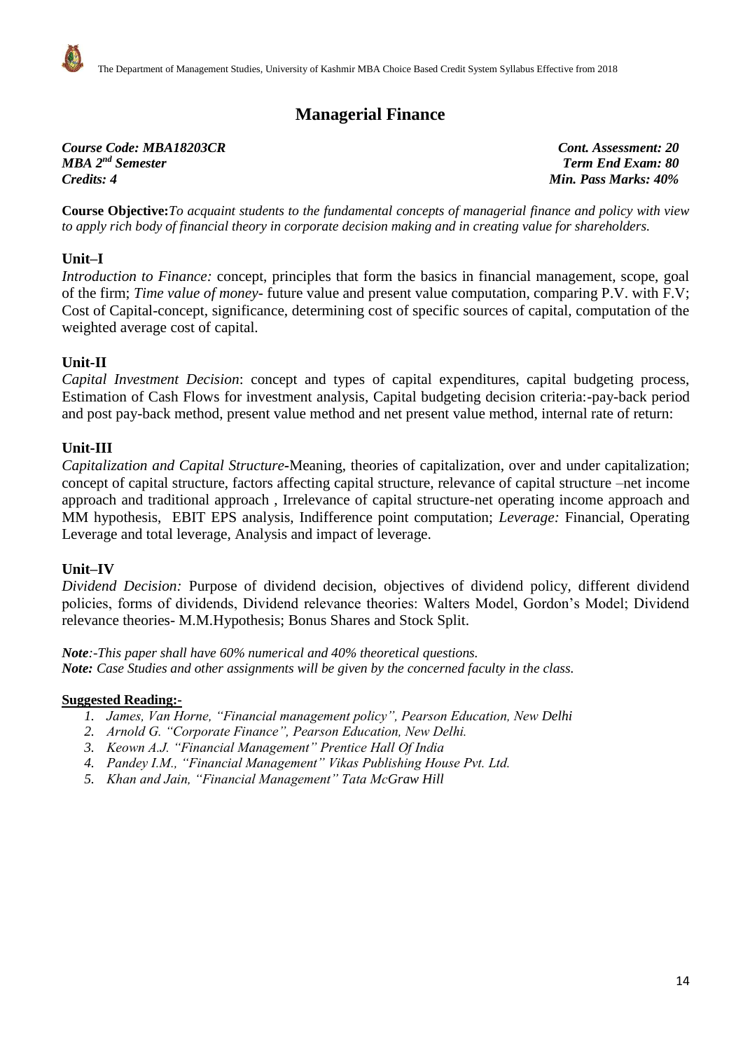# Managerial Finance

***Course Code: MBA18203CR*** — ***Cont. Assessment: 20***
***MBA 2nd Semester*** — ***Term End Exam: 80***
***Credits: 4*** — ***Min. Pass Marks: 40%***

**Course Objective:***To acquaint students to the fundamental concepts of managerial finance and policy with view to apply rich body of financial theory in corporate decision making and in creating value for shareholders.*

## Unit–I

*Introduction to Finance:* concept, principles that form the basics in financial management, scope, goal of the firm; *Time value of money*- future value and present value computation, comparing P.V. with F.V; Cost of Capital-concept, significance, determining cost of specific sources of capital, computation of the weighted average cost of capital.

## Unit-II

*Capital Investment Decision*: concept and types of capital expenditures, capital budgeting process, Estimation of Cash Flows for investment analysis, Capital budgeting decision criteria:-pay-back period and post pay-back method, present value method and net present value method, internal rate of return:

## Unit-III

*Capitalization and Capital Structure*-Meaning, theories of capitalization, over and under capitalization; concept of capital structure, factors affecting capital structure, relevance of capital structure –net income approach and traditional approach , Irrelevance of capital structure-net operating income approach and MM hypothesis, EBIT EPS analysis, Indifference point computation; *Leverage:* Financial, Operating Leverage and total leverage, Analysis and impact of leverage.

## Unit–IV

*Dividend Decision:* Purpose of dividend decision, objectives of dividend policy, different dividend policies, forms of dividends, Dividend relevance theories: Walters Model, Gordon's Model; Dividend relevance theories- M.M.Hypothesis; Bonus Shares and Stock Split.

***Note****:-This paper shall have 60% numerical and 40% theoretical questions.*
***Note:*** *Case Studies and other assignments will be given by the concerned faculty in the class.*

**Suggested Reading:-**

1. *James, Van Horne, "Financial management policy", Pearson Education, New Delhi*
2. *Arnold G. "Corporate Finance", Pearson Education, New Delhi.*
3. *Keown A.J. "Financial Management" Prentice Hall Of India*
4. *Pandey I.M., "Financial Management" Vikas Publishing House Pvt. Ltd.*
5. *Khan and Jain, "Financial Management" Tata McGraw Hill*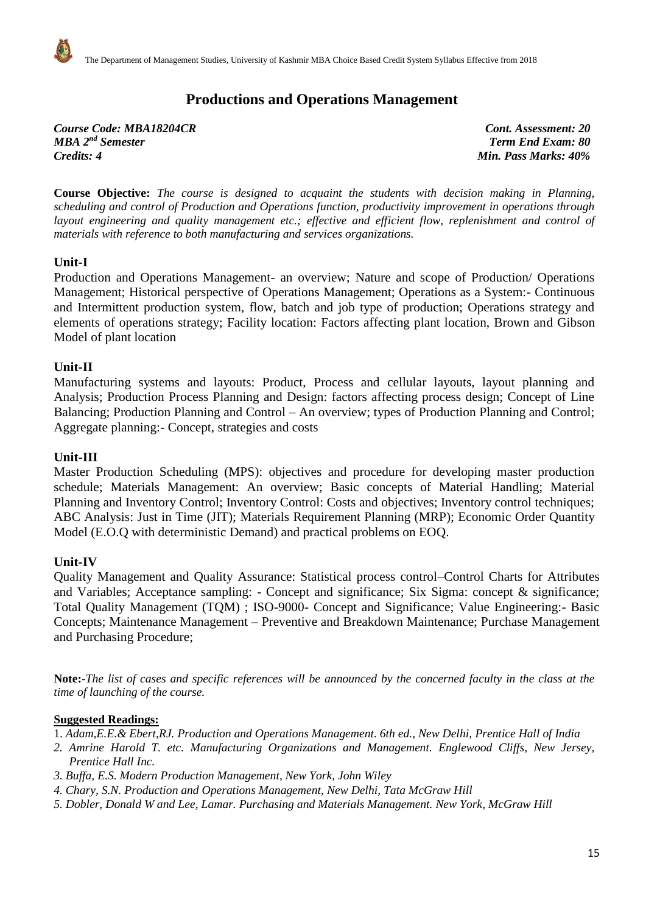# Productions and Operations Management

*Course Code: MBA18204CR* — *Cont. Assessment: 20*
*MBA 2nd Semester* — *Term End Exam: 80*
*Credits: 4* — *Min. Pass Marks: 40%*

**Course Objective:** *The course is designed to acquaint the students with decision making in Planning, scheduling and control of Production and Operations function, productivity improvement in operations through layout engineering and quality management etc.; effective and efficient flow, replenishment and control of materials with reference to both manufacturing and services organizations.*

## Unit-I

Production and Operations Management- an overview; Nature and scope of Production/ Operations Management; Historical perspective of Operations Management; Operations as a System:- Continuous and Intermittent production system, flow, batch and job type of production; Operations strategy and elements of operations strategy; Facility location: Factors affecting plant location, Brown and Gibson Model of plant location

## Unit-II

Manufacturing systems and layouts: Product, Process and cellular layouts, layout planning and Analysis; Production Process Planning and Design: factors affecting process design; Concept of Line Balancing; Production Planning and Control – An overview; types of Production Planning and Control; Aggregate planning:- Concept, strategies and costs

## Unit-III

Master Production Scheduling (MPS): objectives and procedure for developing master production schedule; Materials Management: An overview; Basic concepts of Material Handling; Material Planning and Inventory Control; Inventory Control: Costs and objectives; Inventory control techniques; ABC Analysis: Just in Time (JIT); Materials Requirement Planning (MRP); Economic Order Quantity Model (E.O.Q with deterministic Demand) and practical problems on EOQ.

## Unit-IV

Quality Management and Quality Assurance: Statistical process control–Control Charts for Attributes and Variables; Acceptance sampling: - Concept and significance; Six Sigma: concept & significance; Total Quality Management (TQM) ; ISO-9000- Concept and Significance; Value Engineering:- Basic Concepts; Maintenance Management – Preventive and Breakdown Maintenance; Purchase Management and Purchasing Procedure;

**Note:-***The list of cases and specific references will be announced by the concerned faculty in the class at the time of launching of the course.*

**Suggested Readings:**

1. *Adam,E.E.& Ebert,RJ. Production and Operations Management. 6th ed., New Delhi, Prentice Hall of India*
2. *Amrine Harold T. etc. Manufacturing Organizations and Management. Englewood Cliffs, New Jersey, Prentice Hall Inc.*
3. *Buffa, E.S. Modern Production Management, New York, John Wiley*
4. *Chary, S.N. Production and Operations Management, New Delhi, Tata McGraw Hill*
5. *Dobler, Donald W and Lee, Lamar. Purchasing and Materials Management. New York, McGraw Hill*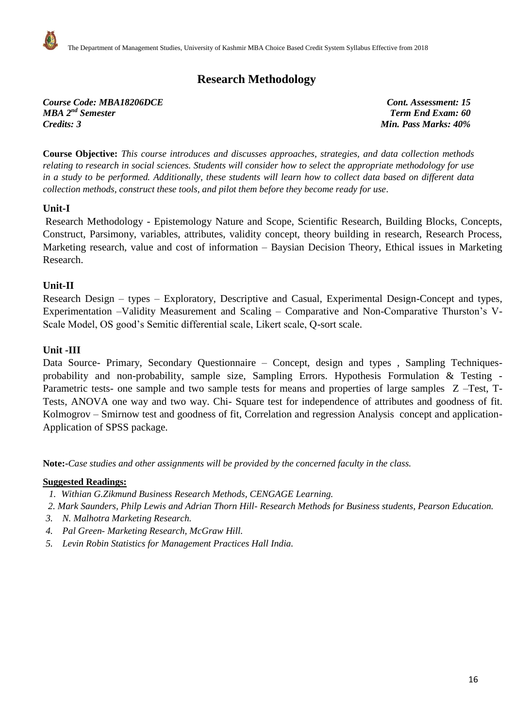# Research Methodology

| | |
|---|---|
| ***Course Code: MBA18206DCE*** | ***Cont. Assessment: 15*** |
| ***MBA 2nd Semester*** | ***Term End Exam: 60*** |
| ***Credits: 3*** | ***Min. Pass Marks: 40%*** |

**Course Objective:** *This course introduces and discusses approaches, strategies, and data collection methods relating to research in social sciences. Students will consider how to select the appropriate methodology for use in a study to be performed. Additionally, these students will learn how to collect data based on different data collection methods, construct these tools, and pilot them before they become ready for use*.

### Unit-I

Research Methodology - Epistemology Nature and Scope, Scientific Research, Building Blocks, Concepts, Construct, Parsimony, variables, attributes, validity concept, theory building in research, Research Process, Marketing research, value and cost of information – Baysian Decision Theory, Ethical issues in Marketing Research.

### Unit-II

Research Design – types – Exploratory, Descriptive and Casual, Experimental Design-Concept and types, Experimentation –Validity Measurement and Scaling – Comparative and Non-Comparative Thurston's V-Scale Model, OS good's Semitic differential scale, Likert scale, Q-sort scale.

### Unit -III

Data Source- Primary, Secondary Questionnaire – Concept, design and types , Sampling Techniques-probability and non-probability, sample size, Sampling Errors. Hypothesis Formulation & Testing - Parametric tests- one sample and two sample tests for means and properties of large samples Z –Test, T-Tests, ANOVA one way and two way. Chi- Square test for independence of attributes and goodness of fit. Kolmogrov – Smirnow test and goodness of fit, Correlation and regression Analysis concept and application- Application of SPSS package.

**Note:**-*Case studies and other assignments will be provided by the concerned faculty in the class.*

**Suggested Readings:**

1. *Withian G.Zikmund Business Research Methods, CENGAGE Learning.*
2. *Mark Saunders, Philp Lewis and Adrian Thorn Hill- Research Methods for Business students, Pearson Education.*
3. *N. Malhotra Marketing Research.*
4. *Pal Green- Marketing Research, McGraw Hill.*
5. *Levin Robin Statistics for Management Practices Hall India.*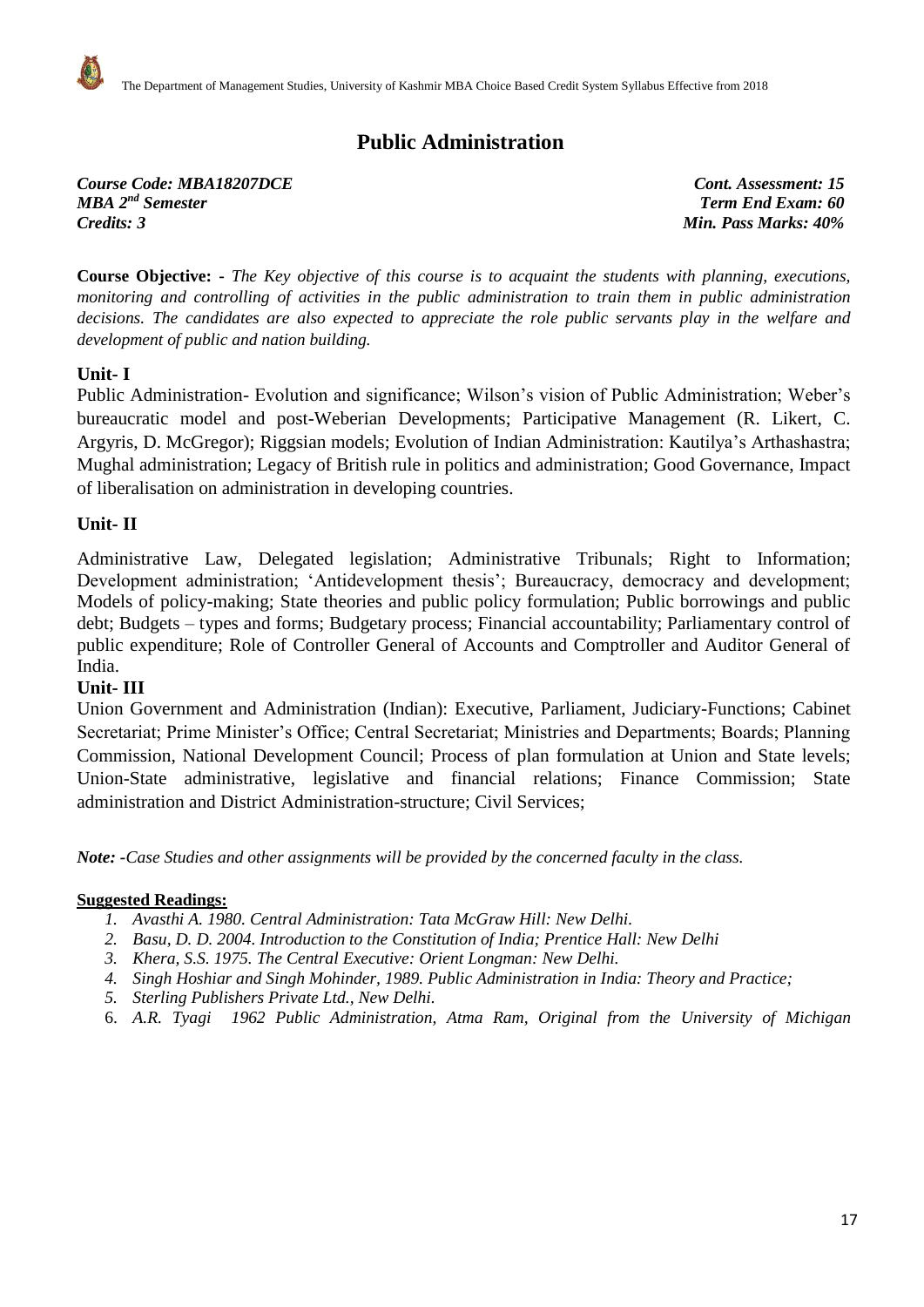# Public Administration

*Course Code: MBA18207DCE* *Cont. Assessment: 15*
*MBA 2nd Semester* *Term End Exam: 60*
*Credits: 3* *Min. Pass Marks: 40%*

**Course Objective: -** *The Key objective of this course is to acquaint the students with planning, executions, monitoring and controlling of activities in the public administration to train them in public administration decisions. The candidates are also expected to appreciate the role public servants play in the welfare and development of public and nation building.*

## Unit- I

Public Administration- Evolution and significance; Wilson's vision of Public Administration; Weber's bureaucratic model and post-Weberian Developments; Participative Management (R. Likert, C. Argyris, D. McGregor); Riggsian models; Evolution of Indian Administration: Kautilya's Arthashastra; Mughal administration; Legacy of British rule in politics and administration; Good Governance, Impact of liberalisation on administration in developing countries.

## Unit- II

Administrative Law, Delegated legislation; Administrative Tribunals; Right to Information; Development administration; 'Antidevelopment thesis'; Bureaucracy, democracy and development; Models of policy-making; State theories and public policy formulation; Public borrowings and public debt; Budgets – types and forms; Budgetary process; Financial accountability; Parliamentary control of public expenditure; Role of Controller General of Accounts and Comptroller and Auditor General of India.

## Unit- III

Union Government and Administration (Indian): Executive, Parliament, Judiciary-Functions; Cabinet Secretariat; Prime Minister's Office; Central Secretariat; Ministries and Departments; Boards; Planning Commission, National Development Council; Process of plan formulation at Union and State levels; Union-State administrative, legislative and financial relations; Finance Commission; State administration and District Administration-structure; Civil Services;

***Note:*** *-Case Studies and other assignments will be provided by the concerned faculty in the class.*

**Suggested Readings:**

1. *Avasthi A. 1980. Central Administration: Tata McGraw Hill: New Delhi.*
2. *Basu, D. D. 2004. Introduction to the Constitution of India; Prentice Hall: New Delhi*
3. *Khera, S.S. 1975. The Central Executive: Orient Longman: New Delhi.*
4. *Singh Hoshiar and Singh Mohinder, 1989. Public Administration in India: Theory and Practice;*
5. *Sterling Publishers Private Ltd., New Delhi.*
6. *A.R. Tyagi 1962 Public Administration, Atma Ram, Original from the University of Michigan*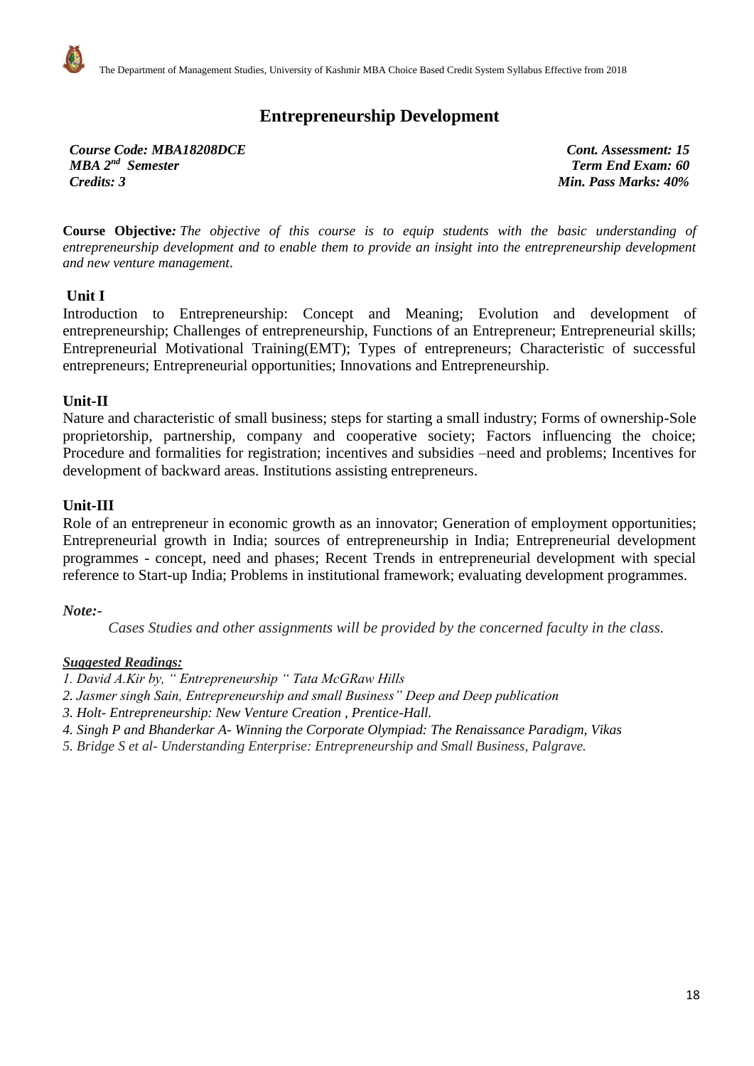# Entrepreneurship Development

*Course Code: MBA18208DCE* | *Cont. Assessment: 15*
*MBA 2nd Semester* | *Term End Exam: 60*
*Credits: 3* | *Min. Pass Marks: 40%*

**Course Objective***: The objective of this course is to equip students with the basic understanding of entrepreneurship development and to enable them to provide an insight into the entrepreneurship development and new venture management*.

## Unit I

Introduction to Entrepreneurship: Concept and Meaning; Evolution and development of entrepreneurship; Challenges of entrepreneurship, Functions of an Entrepreneur; Entrepreneurial skills; Entrepreneurial Motivational Training(EMT); Types of entrepreneurs; Characteristic of successful entrepreneurs; Entrepreneurial opportunities; Innovations and Entrepreneurship.

## Unit-II

Nature and characteristic of small business; steps for starting a small industry; Forms of ownership-Sole proprietorship, partnership, company and cooperative society; Factors influencing the choice; Procedure and formalities for registration; incentives and subsidies –need and problems; Incentives for development of backward areas. Institutions assisting entrepreneurs.

## Unit-III

Role of an entrepreneur in economic growth as an innovator; Generation of employment opportunities; Entrepreneurial growth in India; sources of entrepreneurship in India; Entrepreneurial development programmes - concept, need and phases; Recent Trends in entrepreneurial development with special reference to Start-up India; Problems in institutional framework; evaluating development programmes.

*Note:-*

*Cases Studies and other assignments will be provided by the concerned faculty in the class.*

***Suggested Readings:***

1. *David A.Kir by, " Entrepreneurship " Tata McGRaw Hills*
2. *Jasmer singh Sain, Entrepreneurship and small Business" Deep and Deep publication*
3. *Holt- Entrepreneurship: New Venture Creation , Prentice-Hall.*
4. *Singh P and Bhanderkar A- Winning the Corporate Olympiad: The Renaissance Paradigm, Vikas*
5. *Bridge S et al- Understanding Enterprise: Entrepreneurship and Small Business, Palgrave.*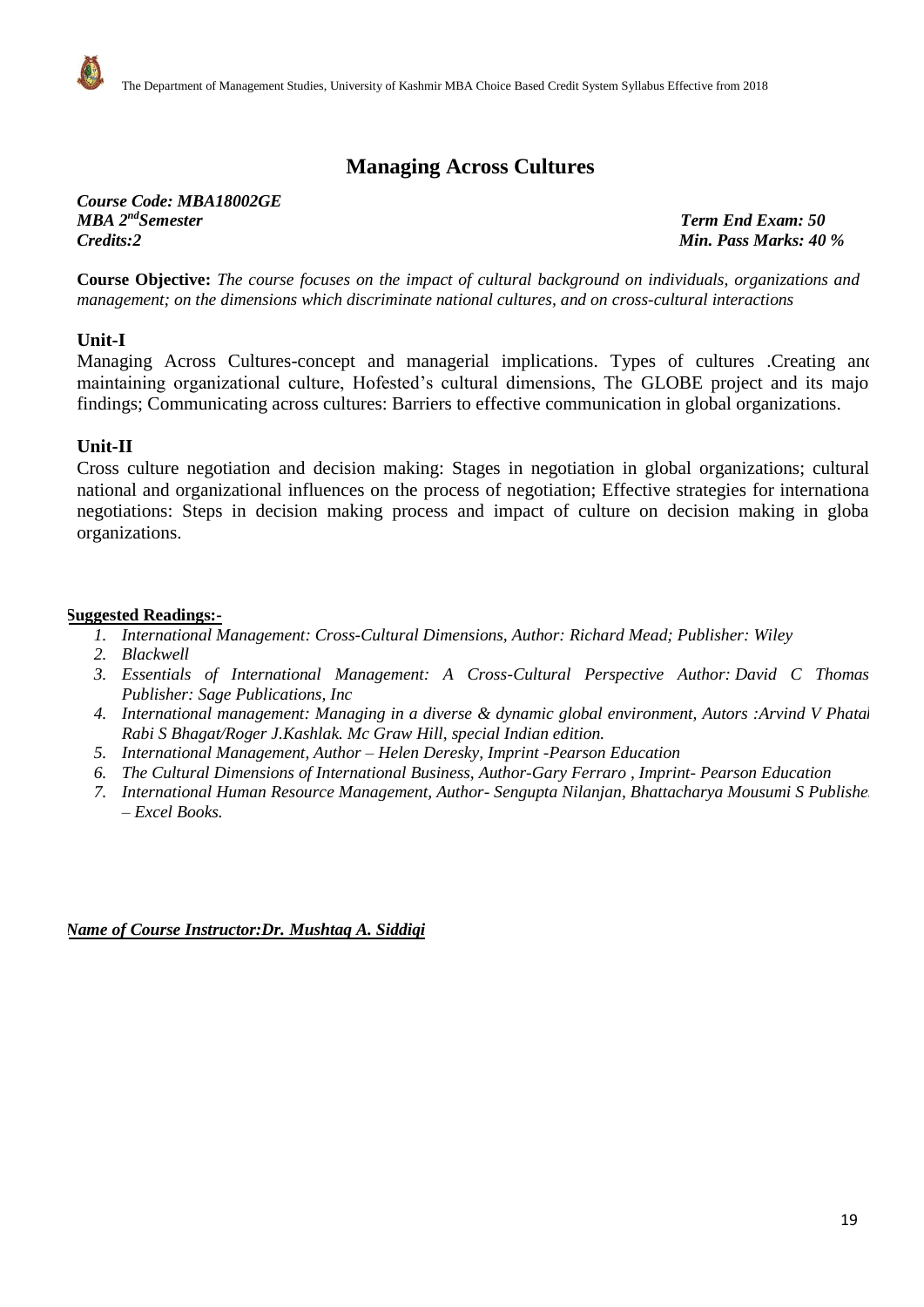# Managing Across Cultures

***Course Code: MBA18002GE***
***MBA 2nd Semester*** — ***Term End Exam: 50***
***Credits:2*** — ***Min. Pass Marks: 40 %***

**Course Objective:** *The course focuses on the impact of cultural background on individuals, organizations and management; on the dimensions which discriminate national cultures, and on cross-cultural interactions*

## Unit-I

Managing Across Cultures-concept and managerial implications. Types of cultures .Creating and maintaining organizational culture, Hofested's cultural dimensions, The GLOBE project and its major findings; Communicating across cultures: Barriers to effective communication in global organizations.

## Unit-II

Cross culture negotiation and decision making: Stages in negotiation in global organizations; cultural national and organizational influences on the process of negotiation; Effective strategies for international negotiations: Steps in decision making process and impact of culture on decision making in global organizations.

**Suggested Readings:-**

1. *International Management: Cross-Cultural Dimensions, Author: Richard Mead; Publisher: Wiley*
2. *Blackwell*
3. *Essentials of International Management: A Cross-Cultural Perspective Author: David C Thomas Publisher: Sage Publications, Inc*
4. *International management: Managing in a diverse & dynamic global environment, Autors :Arvind V Phatak Rabi S Bhagat/Roger J.Kashlak. Mc Graw Hill, special Indian edition.*
5. *International Management, Author – Helen Deresky, Imprint -Pearson Education*
6. *The Cultural Dimensions of International Business, Author-Gary Ferraro , Imprint- Pearson Education*
7. *International Human Resource Management, Author- Sengupta Nilanjan, Bhattacharya Mousumi S Publisher – Excel Books.*

***Name of Course Instructor:Dr. Mushtaq A. Siddiqi***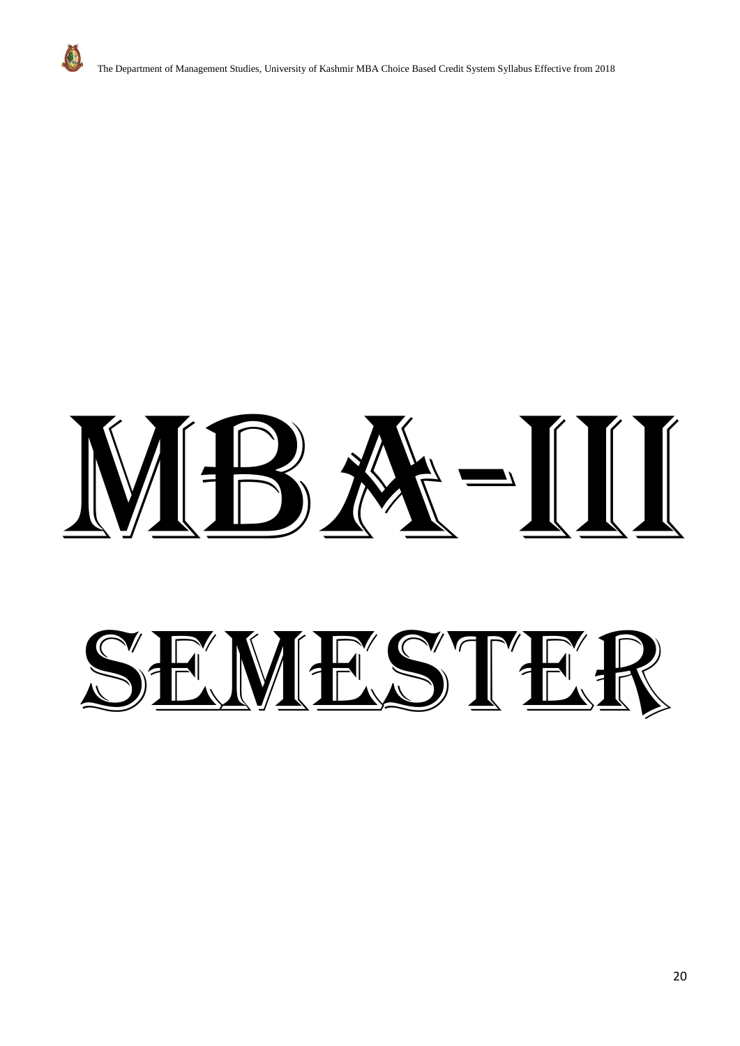# MBA-III SEMESTER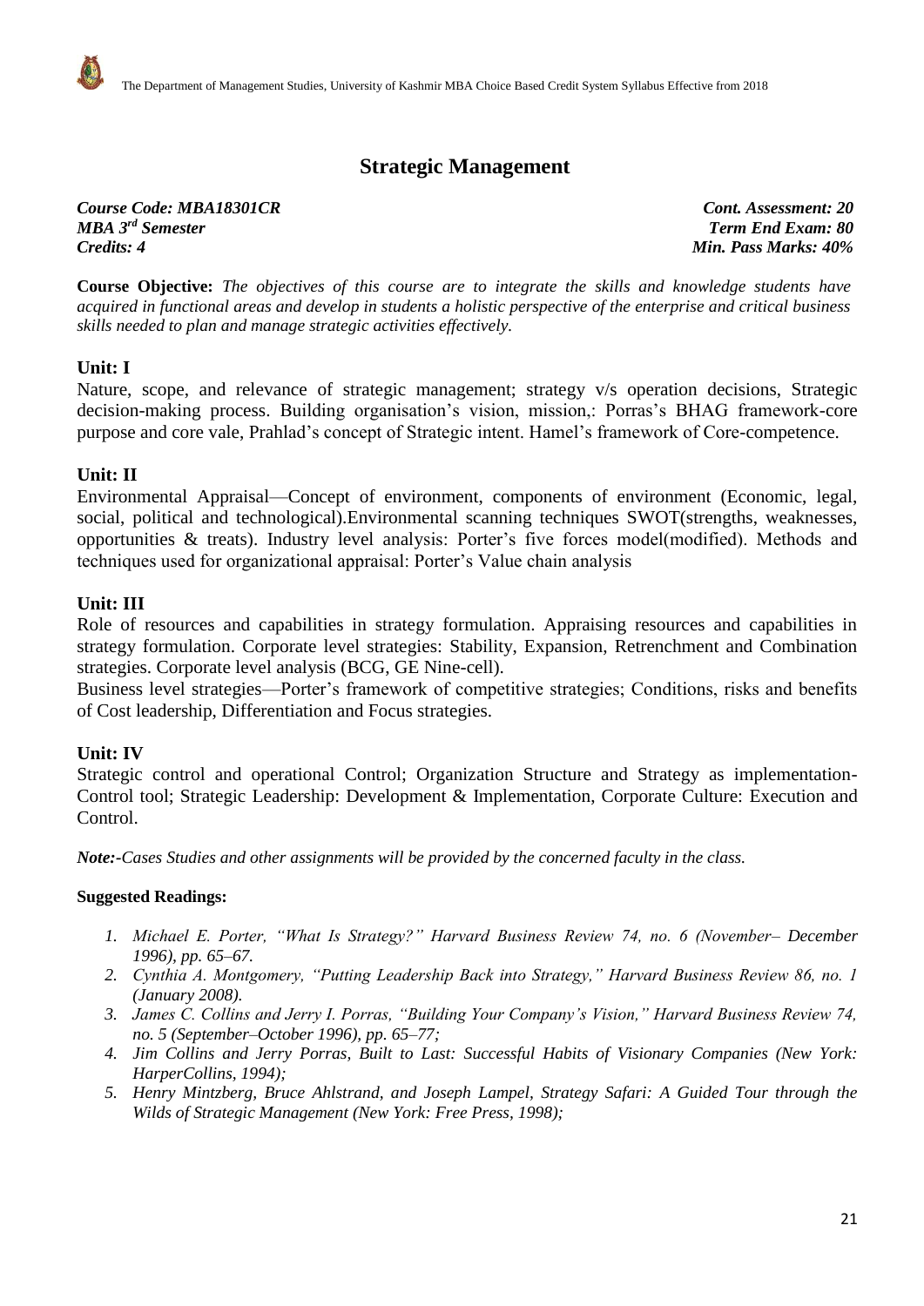# Strategic Management

***Course Code: MBA18301CR*** ***Cont. Assessment: 20***
***MBA 3rd Semester*** ***Term End Exam: 80***
***Credits: 4*** ***Min. Pass Marks: 40%***

**Course Objective:** *The objectives of this course are to integrate the skills and knowledge students have acquired in functional areas and develop in students a holistic perspective of the enterprise and critical business skills needed to plan and manage strategic activities effectively.*

## Unit: I

Nature, scope, and relevance of strategic management; strategy v/s operation decisions, Strategic decision-making process. Building organisation's vision, mission,: Porras's BHAG framework-core purpose and core vale, Prahlad's concept of Strategic intent. Hamel's framework of Core-competence.

## Unit: II

Environmental Appraisal—Concept of environment, components of environment (Economic, legal, social, political and technological).Environmental scanning techniques SWOT(strengths, weaknesses, opportunities & treats). Industry level analysis: Porter's five forces model(modified). Methods and techniques used for organizational appraisal: Porter's Value chain analysis

## Unit: III

Role of resources and capabilities in strategy formulation. Appraising resources and capabilities in strategy formulation. Corporate level strategies: Stability, Expansion, Retrenchment and Combination strategies. Corporate level analysis (BCG, GE Nine-cell).

Business level strategies—Porter's framework of competitive strategies; Conditions, risks and benefits of Cost leadership, Differentiation and Focus strategies.

## Unit: IV

Strategic control and operational Control; Organization Structure and Strategy as implementation-Control tool; Strategic Leadership: Development & Implementation, Corporate Culture: Execution and Control.

***Note:-****Cases Studies and other assignments will be provided by the concerned faculty in the class.*

**Suggested Readings:**

1. *Michael E. Porter, "What Is Strategy?" Harvard Business Review 74, no. 6 (November– December 1996), pp. 65–67.*
2. *Cynthia A. Montgomery, "Putting Leadership Back into Strategy," Harvard Business Review 86, no. 1 (January 2008).*
3. *James C. Collins and Jerry I. Porras, "Building Your Company's Vision," Harvard Business Review 74, no. 5 (September–October 1996), pp. 65–77;*
4. *Jim Collins and Jerry Porras, Built to Last: Successful Habits of Visionary Companies (New York: HarperCollins, 1994);*
5. *Henry Mintzberg, Bruce Ahlstrand, and Joseph Lampel, Strategy Safari: A Guided Tour through the Wilds of Strategic Management (New York: Free Press, 1998);*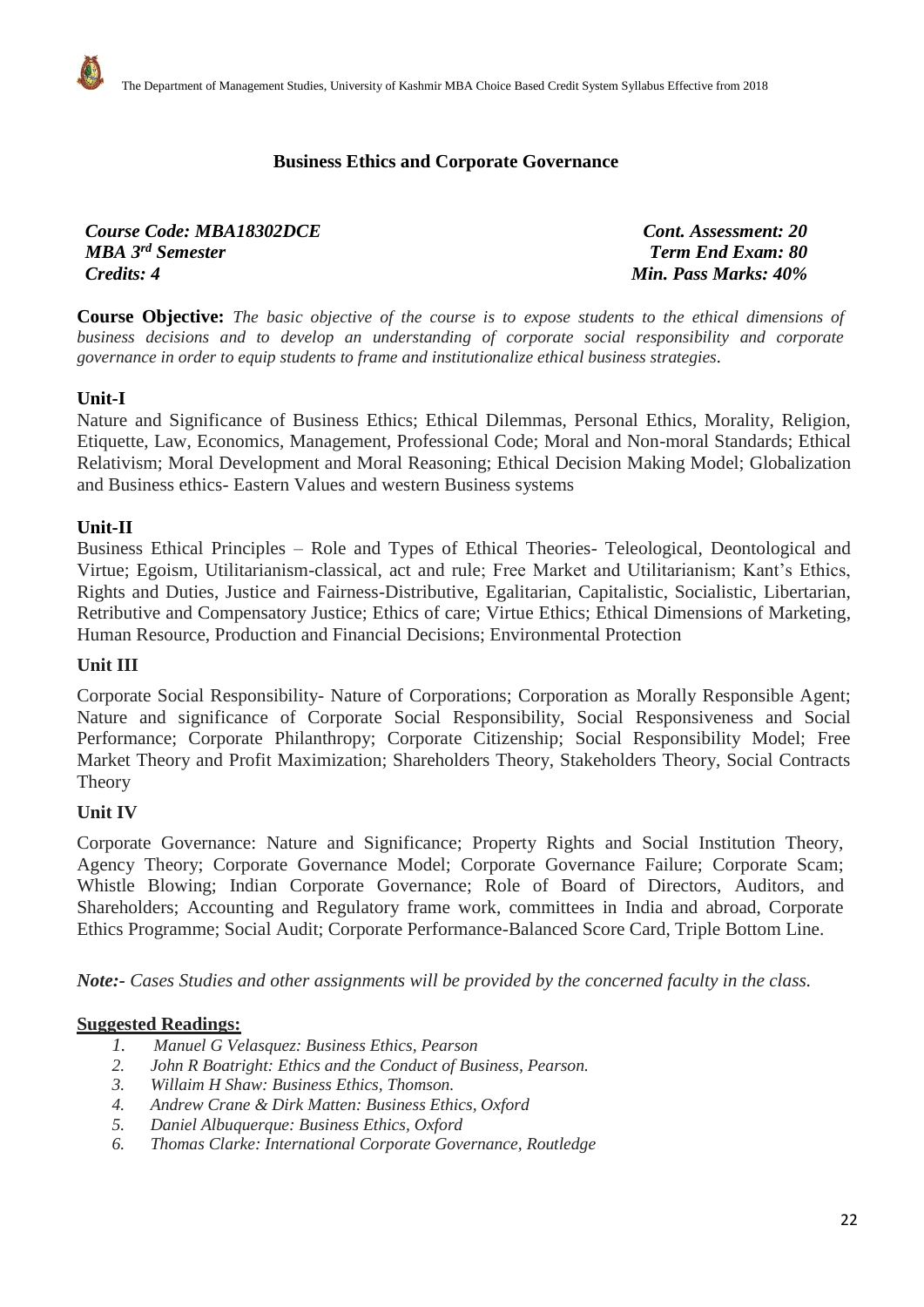## Business Ethics and Corporate Governance

***Course Code: MBA18302DCE*** | ***Cont. Assessment: 20***
***MBA 3rd Semester*** | ***Term End Exam: 80***
***Credits: 4*** | ***Min. Pass Marks: 40%***

**Course Objective:** *The basic objective of the course is to expose students to the ethical dimensions of business decisions and to develop an understanding of corporate social responsibility and corporate governance in order to equip students to frame and institutionalize ethical business strategies.*

### Unit-I

Nature and Significance of Business Ethics; Ethical Dilemmas, Personal Ethics, Morality, Religion, Etiquette, Law, Economics, Management, Professional Code; Moral and Non-moral Standards; Ethical Relativism; Moral Development and Moral Reasoning; Ethical Decision Making Model; Globalization and Business ethics- Eastern Values and western Business systems

### Unit-II

Business Ethical Principles – Role and Types of Ethical Theories- Teleological, Deontological and Virtue; Egoism, Utilitarianism-classical, act and rule; Free Market and Utilitarianism; Kant's Ethics, Rights and Duties, Justice and Fairness-Distributive, Egalitarian, Capitalistic, Socialistic, Libertarian, Retributive and Compensatory Justice; Ethics of care; Virtue Ethics; Ethical Dimensions of Marketing, Human Resource, Production and Financial Decisions; Environmental Protection

### Unit III

Corporate Social Responsibility- Nature of Corporations; Corporation as Morally Responsible Agent; Nature and significance of Corporate Social Responsibility, Social Responsiveness and Social Performance; Corporate Philanthropy; Corporate Citizenship; Social Responsibility Model; Free Market Theory and Profit Maximization; Shareholders Theory, Stakeholders Theory, Social Contracts Theory

### Unit IV

Corporate Governance: Nature and Significance; Property Rights and Social Institution Theory, Agency Theory; Corporate Governance Model; Corporate Governance Failure; Corporate Scam; Whistle Blowing; Indian Corporate Governance; Role of Board of Directors, Auditors, and Shareholders; Accounting and Regulatory frame work, committees in India and abroad, Corporate Ethics Programme; Social Audit; Corporate Performance-Balanced Score Card, Triple Bottom Line.

***Note:-*** *Cases Studies and other assignments will be provided by the concerned faculty in the class.*

**Suggested Readings:**

1. *Manuel G Velasquez: Business Ethics, Pearson*
2. *John R Boatright: Ethics and the Conduct of Business, Pearson.*
3. *Willaim H Shaw: Business Ethics, Thomson.*
4. *Andrew Crane & Dirk Matten: Business Ethics, Oxford*
5. *Daniel Albuquerque: Business Ethics, Oxford*
6. *Thomas Clarke: International Corporate Governance, Routledge*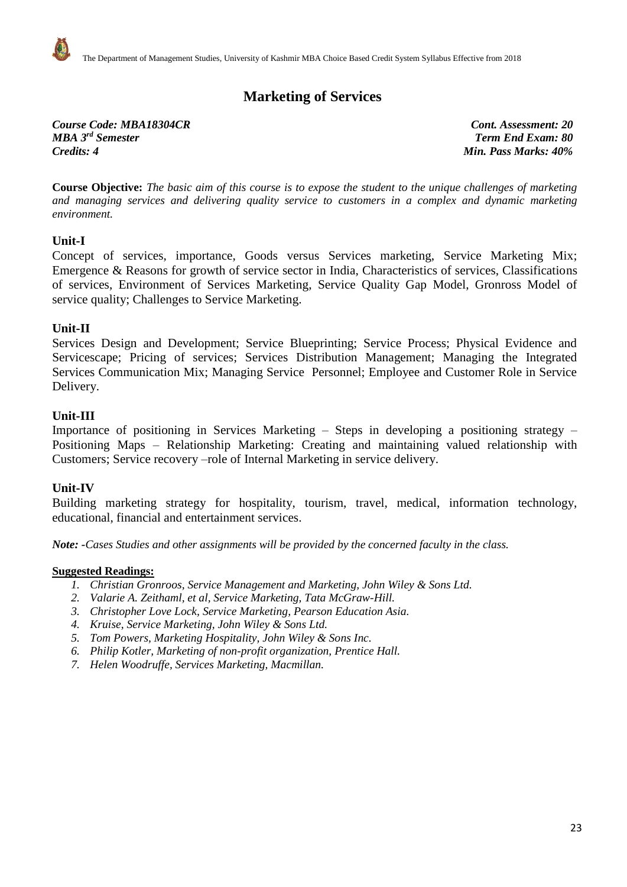# Marketing of Services

***Course Code: MBA18304CR*** | ***Cont. Assessment: 20***
***MBA 3rd Semester*** | ***Term End Exam: 80***
***Credits: 4*** | ***Min. Pass Marks: 40%***

**Course Objective:** *The basic aim of this course is to expose the student to the unique challenges of marketing and managing services and delivering quality service to customers in a complex and dynamic marketing environment.*

## Unit-I

Concept of services, importance, Goods versus Services marketing, Service Marketing Mix; Emergence & Reasons for growth of service sector in India, Characteristics of services, Classifications of services, Environment of Services Marketing, Service Quality Gap Model, Gronross Model of service quality; Challenges to Service Marketing.

## Unit-II

Services Design and Development; Service Blueprinting; Service Process; Physical Evidence and Servicescape; Pricing of services; Services Distribution Management; Managing the Integrated Services Communication Mix; Managing Service Personnel; Employee and Customer Role in Service Delivery.

## Unit-III

Importance of positioning in Services Marketing – Steps in developing a positioning strategy – Positioning Maps – Relationship Marketing: Creating and maintaining valued relationship with Customers; Service recovery –role of Internal Marketing in service delivery.

## Unit-IV

Building marketing strategy for hospitality, tourism, travel, medical, information technology, educational, financial and entertainment services.

***Note:*** *-Cases Studies and other assignments will be provided by the concerned faculty in the class.*

**Suggested Readings:**

1. *Christian Gronroos, Service Management and Marketing, John Wiley & Sons Ltd.*
2. *Valarie A. Zeithaml, et al, Service Marketing, Tata McGraw-Hill.*
3. *Christopher Love Lock, Service Marketing, Pearson Education Asia.*
4. *Kruise, Service Marketing, John Wiley & Sons Ltd.*
5. *Tom Powers, Marketing Hospitality, John Wiley & Sons Inc.*
6. *Philip Kotler, Marketing of non-profit organization, Prentice Hall.*
7. *Helen Woodruffe, Services Marketing, Macmillan.*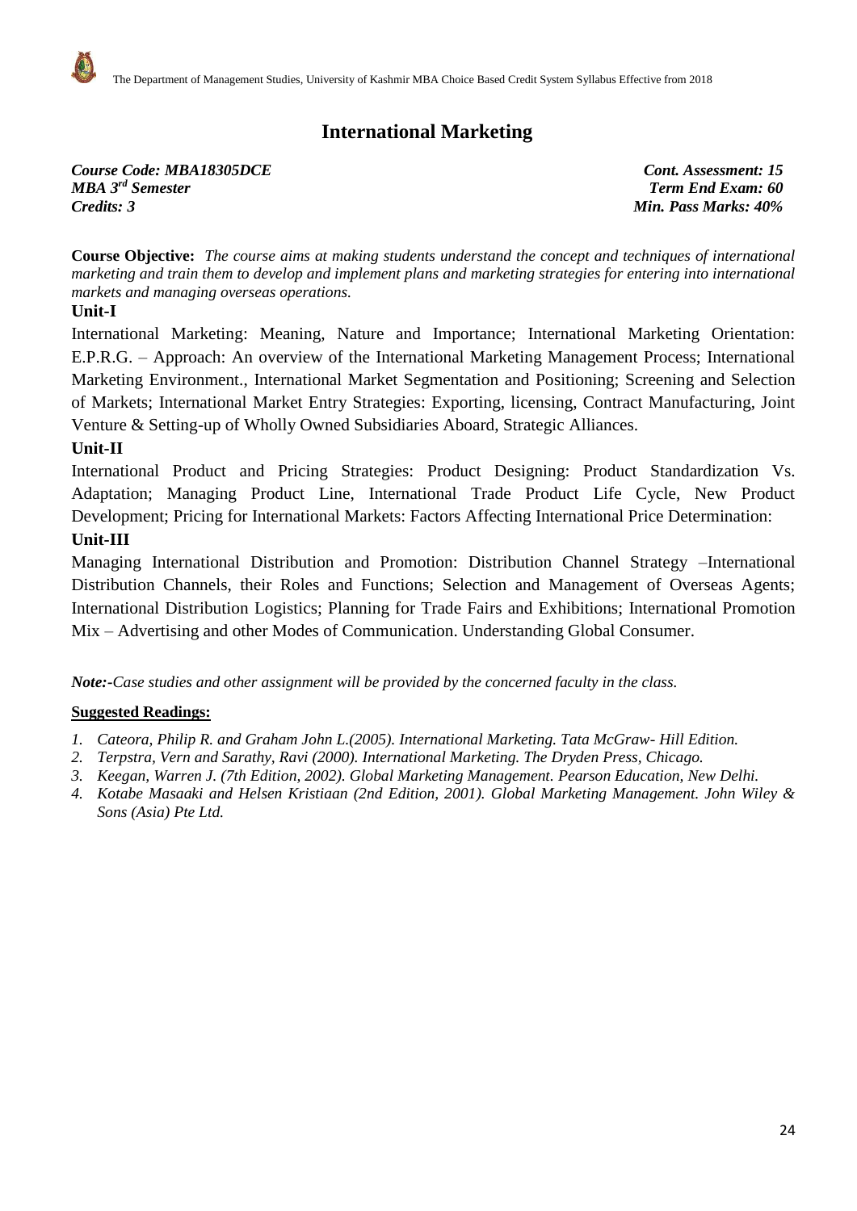# International Marketing

***Course Code: MBA18305DCE*** ***Cont. Assessment: 15***
***MBA 3rd Semester*** ***Term End Exam: 60***
***Credits: 3*** ***Min. Pass Marks: 40%***

**Course Objective:** *The course aims at making students understand the concept and techniques of international marketing and train them to develop and implement plans and marketing strategies for entering into international markets and managing overseas operations.*

**Unit-I**

International Marketing: Meaning, Nature and Importance; International Marketing Orientation: E.P.R.G. – Approach: An overview of the International Marketing Management Process; International Marketing Environment., International Market Segmentation and Positioning; Screening and Selection of Markets; International Market Entry Strategies: Exporting, licensing, Contract Manufacturing, Joint Venture & Setting-up of Wholly Owned Subsidiaries Aboard, Strategic Alliances.

**Unit-II**

International Product and Pricing Strategies: Product Designing: Product Standardization Vs. Adaptation; Managing Product Line, International Trade Product Life Cycle, New Product Development; Pricing for International Markets: Factors Affecting International Price Determination:

**Unit-III**

Managing International Distribution and Promotion: Distribution Channel Strategy –International Distribution Channels, their Roles and Functions; Selection and Management of Overseas Agents; International Distribution Logistics; Planning for Trade Fairs and Exhibitions; International Promotion Mix – Advertising and other Modes of Communication. Understanding Global Consumer.

***Note:****-Case studies and other assignment will be provided by the concerned faculty in the class.*

**Suggested Readings:**

1. *Cateora, Philip R. and Graham John L.(2005). International Marketing. Tata McGraw- Hill Edition.*
2. *Terpstra, Vern and Sarathy, Ravi (2000). International Marketing. The Dryden Press, Chicago.*
3. *Keegan, Warren J. (7th Edition, 2002). Global Marketing Management. Pearson Education, New Delhi.*
4. *Kotabe Masaaki and Helsen Kristiaan (2nd Edition, 2001). Global Marketing Management. John Wiley & Sons (Asia) Pte Ltd.*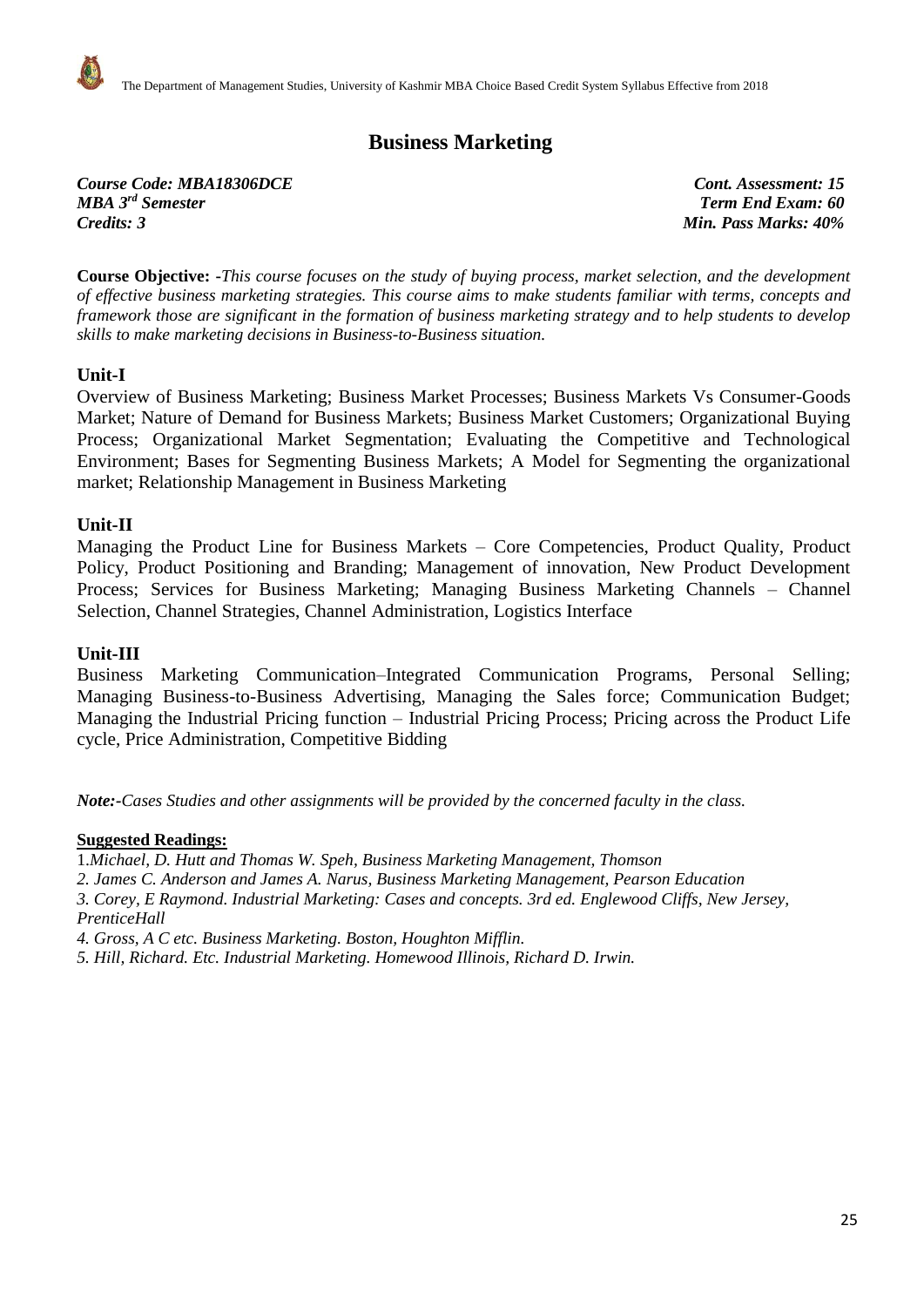# Business Marketing

***Course Code: MBA18306DCE*** ***Cont. Assessment: 15***
***MBA 3rd Semester*** ***Term End Exam: 60***
***Credits: 3*** ***Min. Pass Marks: 40%***

**Course Objective:** *-This course focuses on the study of buying process, market selection, and the development of effective business marketing strategies. This course aims to make students familiar with terms, concepts and framework those are significant in the formation of business marketing strategy and to help students to develop skills to make marketing decisions in Business-to-Business situation.*

## Unit-I

Overview of Business Marketing; Business Market Processes; Business Markets Vs Consumer-Goods Market; Nature of Demand for Business Markets; Business Market Customers; Organizational Buying Process; Organizational Market Segmentation; Evaluating the Competitive and Technological Environment; Bases for Segmenting Business Markets; A Model for Segmenting the organizational market; Relationship Management in Business Marketing

## Unit-II

Managing the Product Line for Business Markets – Core Competencies, Product Quality, Product Policy, Product Positioning and Branding; Management of innovation, New Product Development Process; Services for Business Marketing; Managing Business Marketing Channels – Channel Selection, Channel Strategies, Channel Administration, Logistics Interface

## Unit-III

Business Marketing Communication–Integrated Communication Programs, Personal Selling; Managing Business-to-Business Advertising, Managing the Sales force; Communication Budget; Managing the Industrial Pricing function – Industrial Pricing Process; Pricing across the Product Life cycle, Price Administration, Competitive Bidding

***Note:-****Cases Studies and other assignments will be provided by the concerned faculty in the class.*

**Suggested Readings:**

1.*Michael, D. Hutt and Thomas W. Speh, Business Marketing Management, Thomson*
*2. James C. Anderson and James A. Narus, Business Marketing Management, Pearson Education*
*3. Corey, E Raymond. Industrial Marketing: Cases and concepts. 3rd ed. Englewood Cliffs, New Jersey, PrenticeHall*
*4. Gross, A C etc. Business Marketing. Boston, Houghton Mifflin.*
*5. Hill, Richard. Etc. Industrial Marketing. Homewood Illinois, Richard D. Irwin.*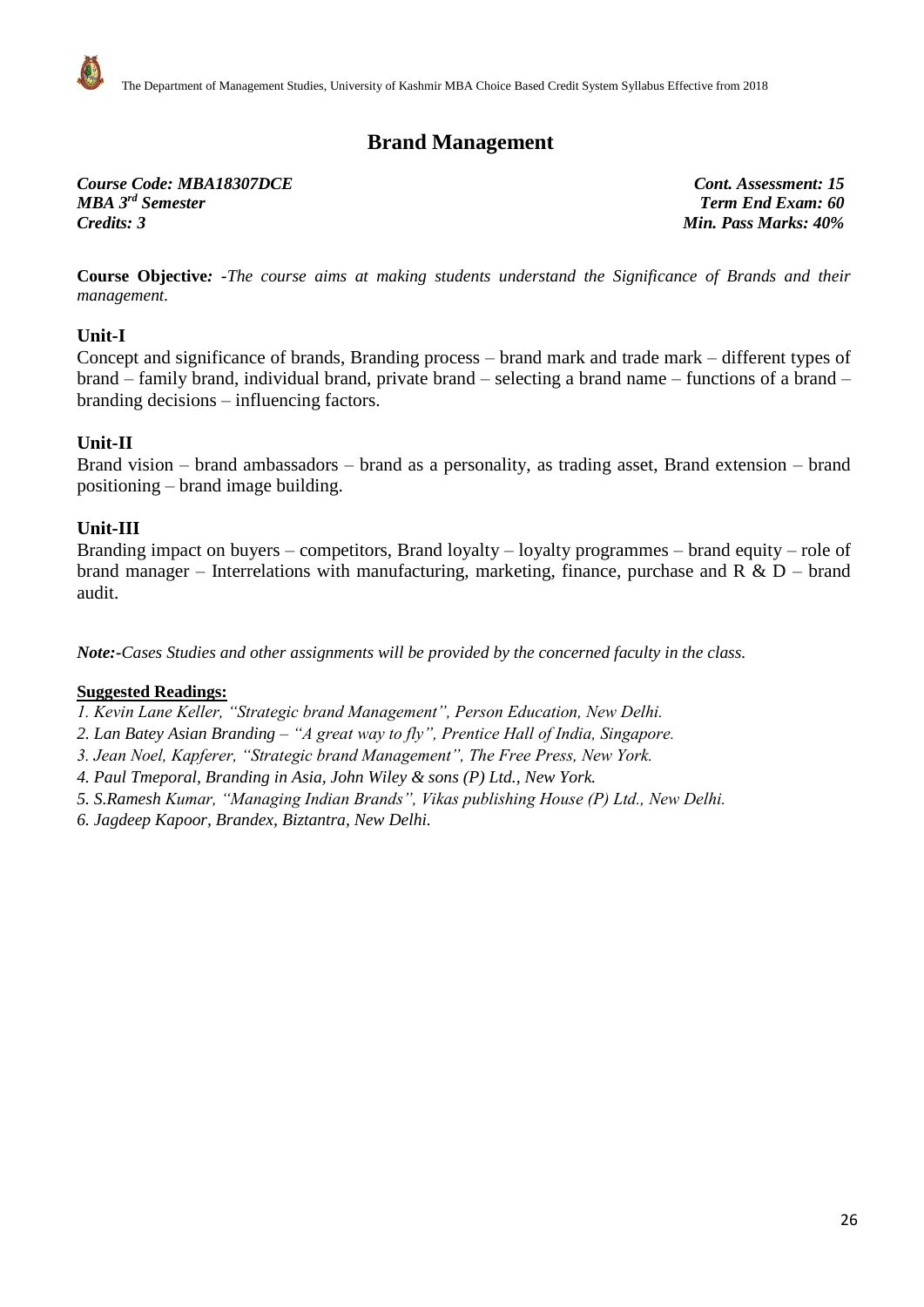# Brand Management

***Course Code: MBA18307DCE*** ***Cont. Assessment: 15***
***MBA 3rd Semester*** ***Term End Exam: 60***
***Credits: 3*** ***Min. Pass Marks: 40%***

**Course Objective*: -****The course aims at making students understand the Significance of Brands and their management.*

## Unit-I

Concept and significance of brands, Branding process – brand mark and trade mark – different types of brand – family brand, individual brand, private brand – selecting a brand name – functions of a brand – branding decisions – influencing factors.

## Unit-II

Brand vision – brand ambassadors – brand as a personality, as trading asset, Brand extension – brand positioning – brand image building.

## Unit-III

Branding impact on buyers – competitors, Brand loyalty – loyalty programmes – brand equity – role of brand manager – Interrelations with manufacturing, marketing, finance, purchase and R & D – brand audit.

***Note:-****Cases Studies and other assignments will be provided by the concerned faculty in the class.*

**Suggested Readings:**

1. *Kevin Lane Keller, "Strategic brand Management", Person Education, New Delhi.*
2. *Lan Batey Asian Branding – "A great way to fly", Prentice Hall of India, Singapore.*
3. *Jean Noel, Kapferer, "Strategic brand Management", The Free Press, New York.*
4. *Paul Tmeporal, Branding in Asia, John Wiley & sons (P) Ltd., New York.*
5. *S.Ramesh Kumar, "Managing Indian Brands", Vikas publishing House (P) Ltd., New Delhi.*
6. *Jagdeep Kapoor, Brandex, Biztantra, New Delhi.*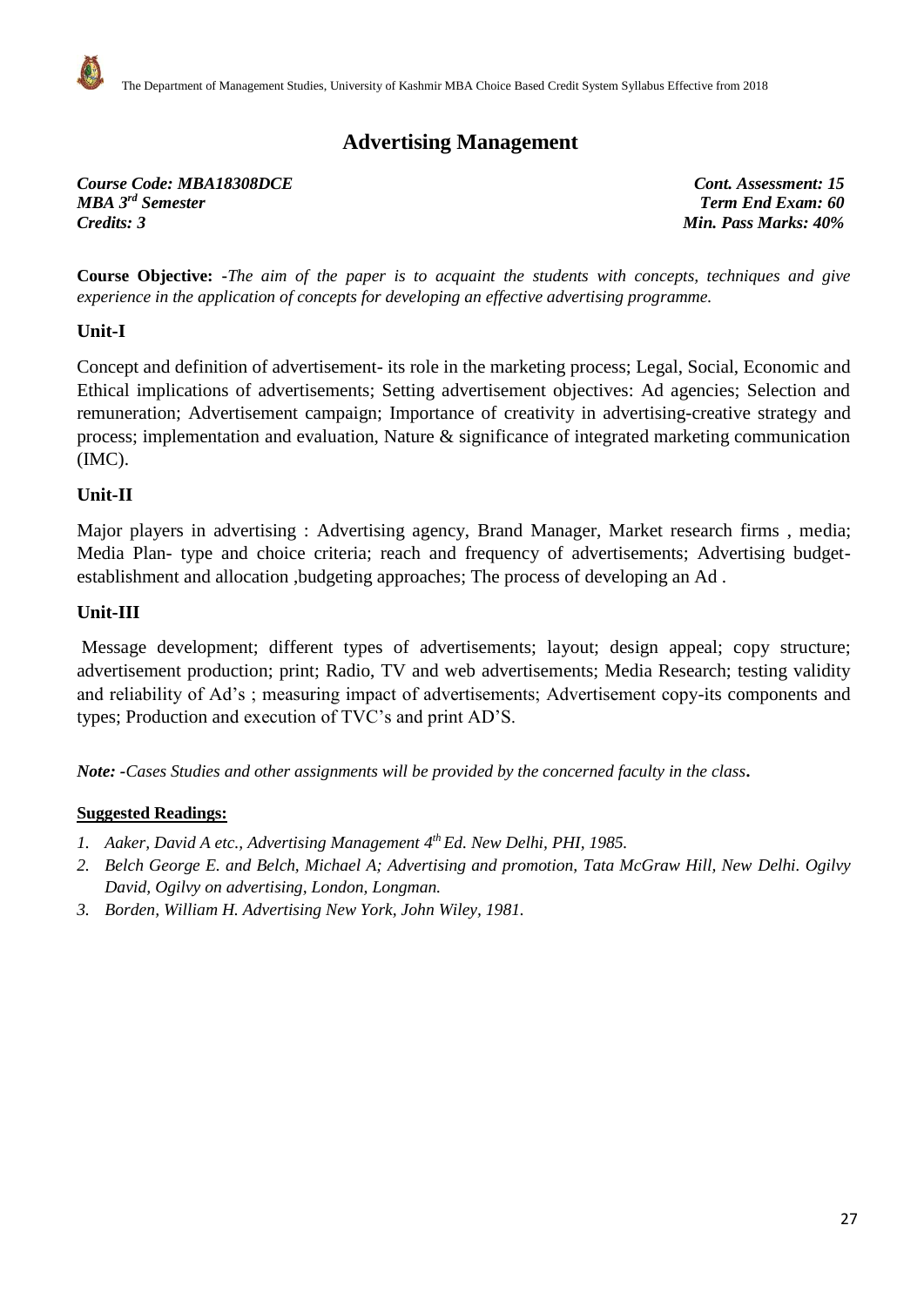# Advertising Management

***Course Code: MBA18308DCE*** | ***Cont. Assessment: 15***
***MBA 3rd Semester*** | ***Term End Exam: 60***
***Credits: 3*** | ***Min. Pass Marks: 40%***

**Course Objective:** -*The aim of the paper is to acquaint the students with concepts, techniques and give experience in the application of concepts for developing an effective advertising programme.*

## Unit-I

Concept and definition of advertisement- its role in the marketing process; Legal, Social, Economic and Ethical implications of advertisements; Setting advertisement objectives: Ad agencies; Selection and remuneration; Advertisement campaign; Importance of creativity in advertising-creative strategy and process; implementation and evaluation, Nature & significance of integrated marketing communication (IMC).

## Unit-II

Major players in advertising : Advertising agency, Brand Manager, Market research firms , media; Media Plan- type and choice criteria; reach and frequency of advertisements; Advertising budget-establishment and allocation ,budgeting approaches; The process of developing an Ad .

## Unit-III

Message development; different types of advertisements; layout; design appeal; copy structure; advertisement production; print; Radio, TV and web advertisements; Media Research; testing validity and reliability of Ad's ; measuring impact of advertisements; Advertisement copy-its components and types; Production and execution of TVC's and print AD'S.

***Note:** -Cases Studies and other assignments will be provided by the concerned faculty in the class***.**

**Suggested Readings:**

1. *Aaker, David A etc., Advertising Management 4th Ed. New Delhi, PHI, 1985.*
2. *Belch George E. and Belch, Michael A; Advertising and promotion, Tata McGraw Hill, New Delhi. Ogilvy David, Ogilvy on advertising, London, Longman.*
3. *Borden, William H. Advertising New York, John Wiley, 1981.*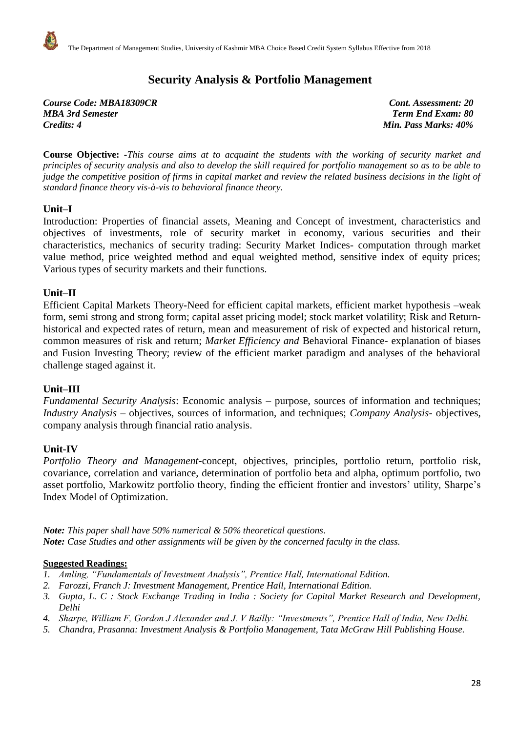# Security Analysis & Portfolio Management

***Course Code: MBA18309CR*** — ***Cont. Assessment: 20***
***MBA 3rd Semester*** — ***Term End Exam: 80***
***Credits: 4*** — ***Min. Pass Marks: 40%***

**Course Objective:** *-This course aims at to acquaint the students with the working of security market and principles of security analysis and also to develop the skill required for portfolio management so as to be able to judge the competitive position of firms in capital market and review the related business decisions in the light of standard finance theory vis-à-vis to behavioral finance theory.*

## Unit–I

Introduction: Properties of financial assets, Meaning and Concept of investment, characteristics and objectives of investments, role of security market in economy, various securities and their characteristics, mechanics of security trading: Security Market Indices- computation through market value method, price weighted method and equal weighted method, sensitive index of equity prices; Various types of security markets and their functions.

## Unit–II

Efficient Capital Markets Theory-Need for efficient capital markets, efficient market hypothesis –weak form, semi strong and strong form; capital asset pricing model; stock market volatility; Risk and Return-historical and expected rates of return, mean and measurement of risk of expected and historical return, common measures of risk and return; *Market Efficiency and* Behavioral Finance- explanation of biases and Fusion Investing Theory; review of the efficient market paradigm and analyses of the behavioral challenge staged against it.

## Unit–III

*Fundamental Security Analysis*: Economic analysis – purpose, sources of information and techniques; *Industry Analysis* – objectives, sources of information, and techniques; *Company Analysis-* objectives, company analysis through financial ratio analysis.

## Unit-IV

*Portfolio Theory and Management*-concept, objectives, principles, portfolio return, portfolio risk, covariance, correlation and variance, determination of portfolio beta and alpha, optimum portfolio, two asset portfolio, Markowitz portfolio theory, finding the efficient frontier and investors' utility, Sharpe's Index Model of Optimization.

***Note:*** *This paper shall have 50% numerical & 50% theoretical questions*.
***Note:*** *Case Studies and other assignments will be given by the concerned faculty in the class.*

**Suggested Readings:**

1. *Amling, "Fundamentals of Investment Analysis", Prentice Hall, International Edition.*
2. *Farozzi, Franch J: Investment Management, Prentice Hall, International Edition.*
3. *Gupta, L. C : Stock Exchange Trading in India : Society for Capital Market Research and Development, Delhi*
4. *Sharpe, William F, Gordon J Alexander and J. V Bailly: "Investments", Prentice Hall of India, New Delhi.*
5. *Chandra, Prasanna: Investment Analysis & Portfolio Management, Tata McGraw Hill Publishing House.*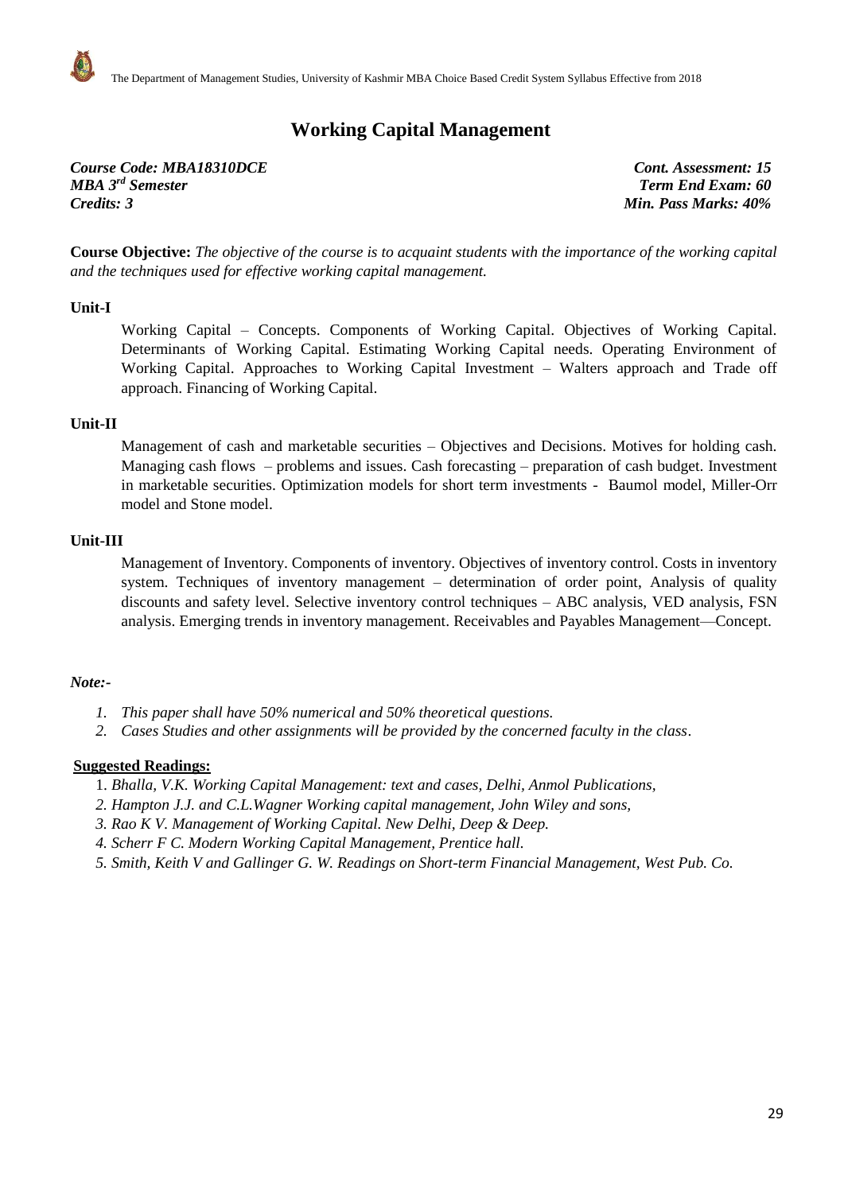# Working Capital Management

*Course Code: MBA18310DCE* | *Cont. Assessment: 15*
*MBA 3rd Semester* | *Term End Exam: 60*
*Credits: 3* | *Min. Pass Marks: 40%*

**Course Objective:** *The objective of the course is to acquaint students with the importance of the working capital and the techniques used for effective working capital management.*

**Unit-I**

Working Capital – Concepts. Components of Working Capital. Objectives of Working Capital. Determinants of Working Capital. Estimating Working Capital needs. Operating Environment of Working Capital. Approaches to Working Capital Investment – Walters approach and Trade off approach. Financing of Working Capital.

**Unit-II**

Management of cash and marketable securities – Objectives and Decisions. Motives for holding cash. Managing cash flows – problems and issues. Cash forecasting – preparation of cash budget. Investment in marketable securities. Optimization models for short term investments - Baumol model, Miller-Orr model and Stone model.

**Unit-III**

Management of Inventory. Components of inventory. Objectives of inventory control. Costs in inventory system. Techniques of inventory management – determination of order point, Analysis of quality discounts and safety level. Selective inventory control techniques – ABC analysis, VED analysis, FSN analysis. Emerging trends in inventory management. Receivables and Payables Management—Concept.

***Note:-***

1. *This paper shall have 50% numerical and 50% theoretical questions.*
2. *Cases Studies and other assignments will be provided by the concerned faculty in the class*.

**Suggested Readings:**

1. *Bhalla, V.K. Working Capital Management: text and cases, Delhi, Anmol Publications,*
2. *Hampton J.J. and C.L.Wagner Working capital management, John Wiley and sons,*
3. *Rao K V. Management of Working Capital. New Delhi, Deep & Deep.*
4. *Scherr F C. Modern Working Capital Management, Prentice hall.*
5. *Smith, Keith V and Gallinger G. W. Readings on Short-term Financial Management, West Pub. Co.*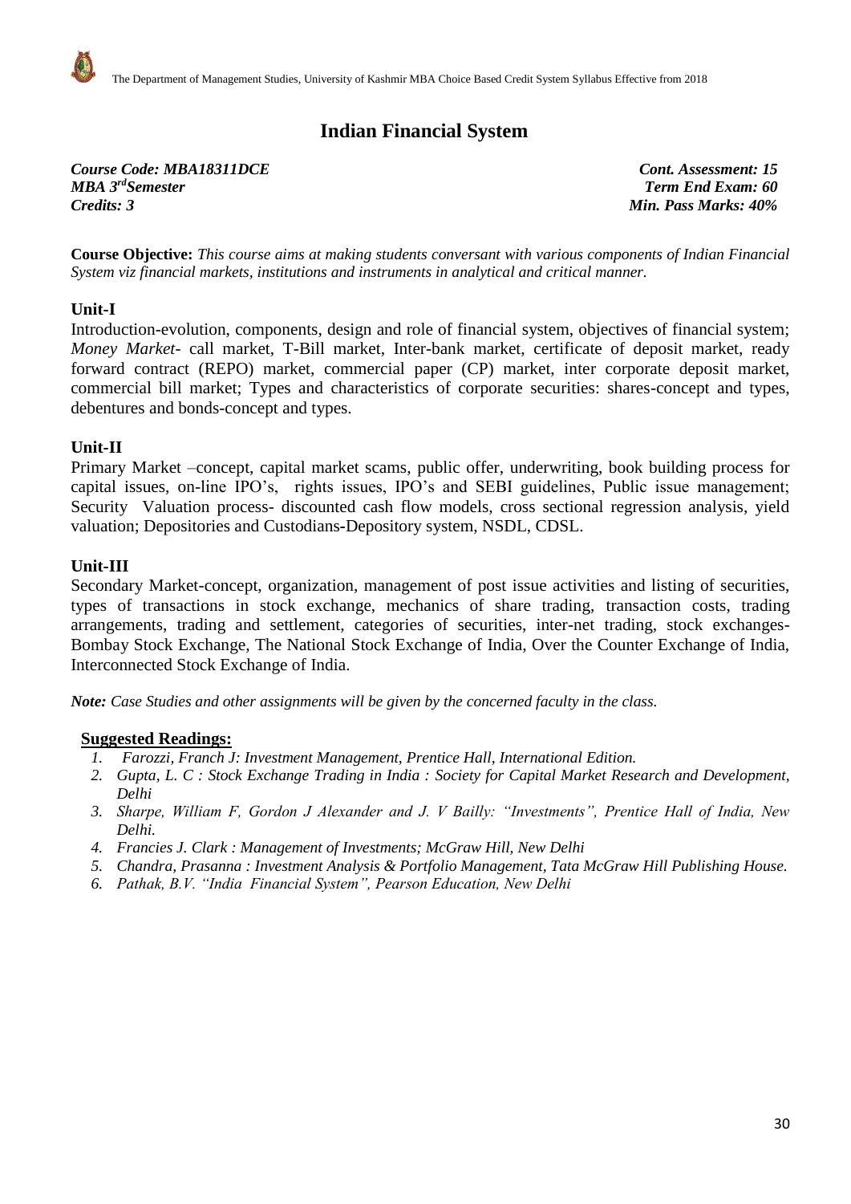# Indian Financial System

***Course Code: MBA18311DCE*** — ***Cont. Assessment: 15***
***MBA 3rd Semester*** — ***Term End Exam: 60***
***Credits: 3*** — ***Min. Pass Marks: 40%***

**Course Objective:** *This course aims at making students conversant with various components of Indian Financial System viz financial markets, institutions and instruments in analytical and critical manner.*

## Unit-I

Introduction-evolution, components, design and role of financial system, objectives of financial system; *Money Market*- call market, T-Bill market, Inter-bank market, certificate of deposit market, ready forward contract (REPO) market, commercial paper (CP) market, inter corporate deposit market, commercial bill market; Types and characteristics of corporate securities: shares-concept and types, debentures and bonds-concept and types.

## Unit-II

Primary Market –concept, capital market scams, public offer, underwriting, book building process for capital issues, on-line IPO's, rights issues, IPO's and SEBI guidelines, Public issue management; Security Valuation process- discounted cash flow models, cross sectional regression analysis, yield valuation; Depositories and Custodians-Depository system, NSDL, CDSL.

## Unit-III

Secondary Market-concept, organization, management of post issue activities and listing of securities, types of transactions in stock exchange, mechanics of share trading, transaction costs, trading arrangements, trading and settlement, categories of securities, inter-net trading, stock exchanges-Bombay Stock Exchange, The National Stock Exchange of India, Over the Counter Exchange of India, Interconnected Stock Exchange of India.

***Note:*** *Case Studies and other assignments will be given by the concerned faculty in the class.*

**Suggested Readings:**

1. *Farozzi, Franch J: Investment Management, Prentice Hall, International Edition.*
2. *Gupta, L. C : Stock Exchange Trading in India : Society for Capital Market Research and Development, Delhi*
3. *Sharpe, William F, Gordon J Alexander and J. V Bailly: "Investments", Prentice Hall of India, New Delhi.*
4. *Francies J. Clark : Management of Investments; McGraw Hill, New Delhi*
5. *Chandra, Prasanna : Investment Analysis & Portfolio Management, Tata McGraw Hill Publishing House.*
6. *Pathak, B.V. "India Financial System", Pearson Education, New Delhi*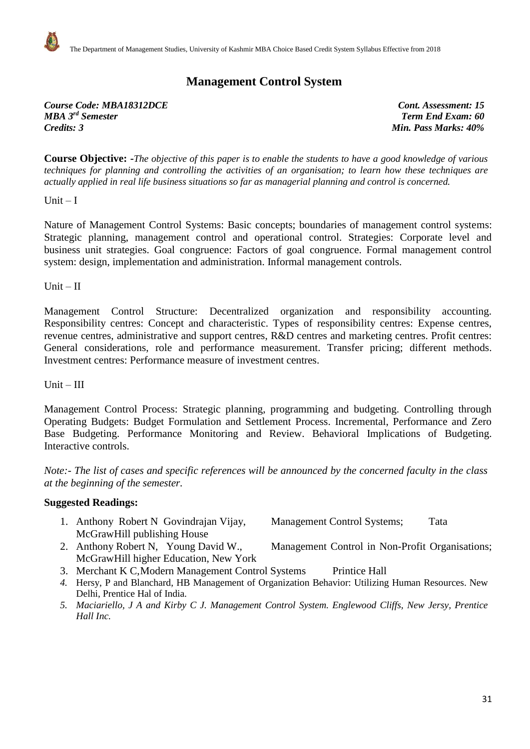# Management Control System

***Course Code: MBA18312DCE*** — ***Cont. Assessment: 15***
***MBA 3rd Semester*** — ***Term End Exam: 60***
***Credits: 3*** — ***Min. Pass Marks: 40%***

**Course Objective: -***The objective of this paper is to enable the students to have a good knowledge of various techniques for planning and controlling the activities of an organisation; to learn how these techniques are actually applied in real life business situations so far as managerial planning and control is concerned.*

Unit – I

Nature of Management Control Systems: Basic concepts; boundaries of management control systems: Strategic planning, management control and operational control. Strategies: Corporate level and business unit strategies. Goal congruence: Factors of goal congruence. Formal management control system: design, implementation and administration. Informal management controls.

Unit – II

Management Control Structure: Decentralized organization and responsibility accounting. Responsibility centres: Concept and characteristic. Types of responsibility centres: Expense centres, revenue centres, administrative and support centres, R&D centres and marketing centres. Profit centres: General considerations, role and performance measurement. Transfer pricing; different methods. Investment centres: Performance measure of investment centres.

Unit – III

Management Control Process: Strategic planning, programming and budgeting. Controlling through Operating Budgets: Budget Formulation and Settlement Process. Incremental, Performance and Zero Base Budgeting. Performance Monitoring and Review. Behavioral Implications of Budgeting. Interactive controls.

*Note:- The list of cases and specific references will be announced by the concerned faculty in the class at the beginning of the semester.*

**Suggested Readings:**

1. Anthony Robert N Govindrajan Vijay, Management Control Systems; Tata McGrawHill publishing House
2. Anthony Robert N, Young David W., Management Control in Non-Profit Organisations; McGrawHill higher Education, New York
3. Merchant K C,Modern Management Control Systems Printice Hall
4. Hersy, P and Blanchard, HB Management of Organization Behavior: Utilizing Human Resources. New Delhi, Prentice Hal of India.
5. *Maciariello, J A and Kirby C J. Management Control System. Englewood Cliffs, New Jersy, Prentice Hall Inc.*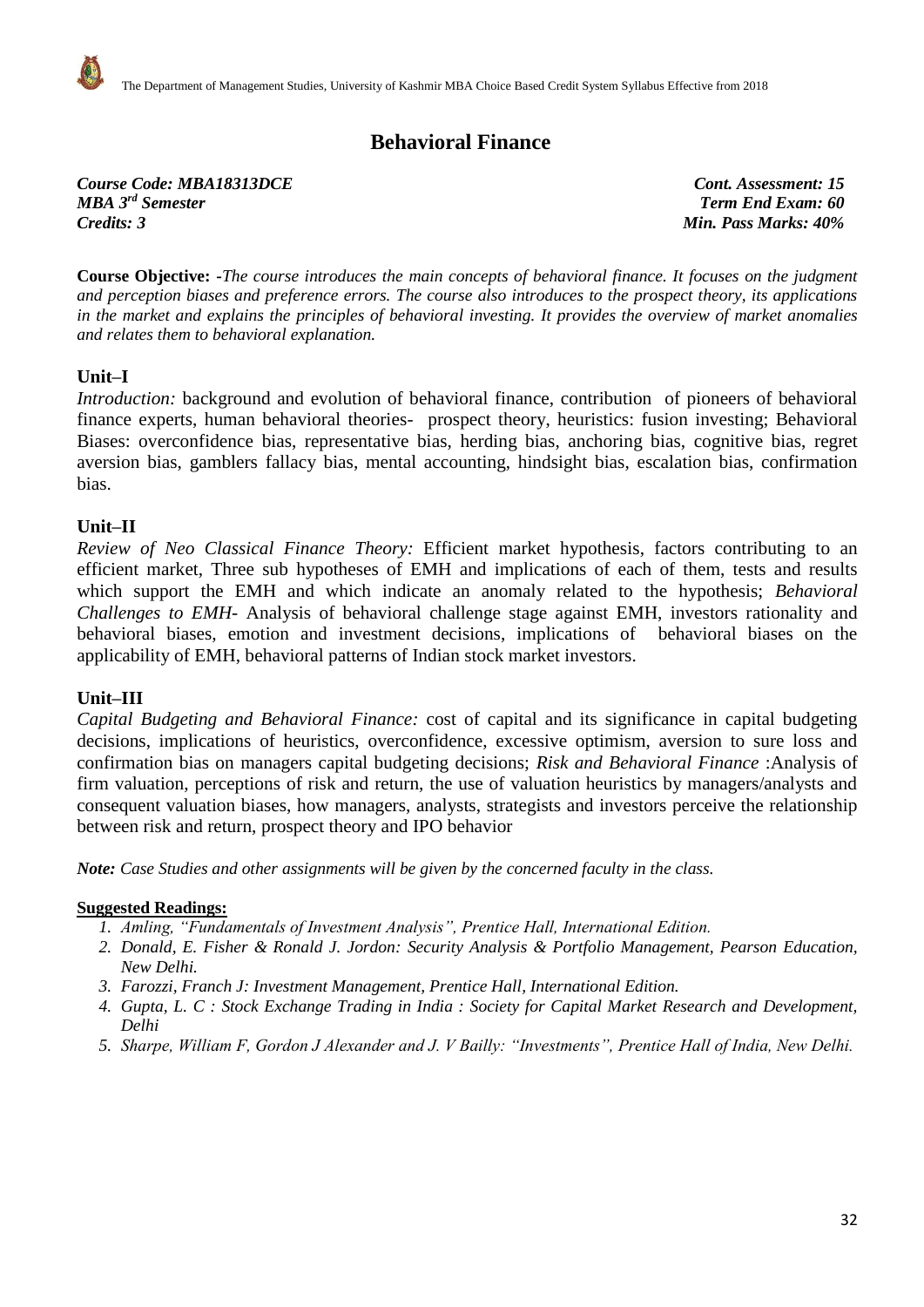# Behavioral Finance

***Course Code: MBA18313DCE*** — ***Cont. Assessment: 15***
***MBA 3rd Semester*** — ***Term End Exam: 60***
***Credits: 3*** — ***Min. Pass Marks: 40%***

**Course Objective: -***The course introduces the main concepts of behavioral finance. It focuses on the judgment and perception biases and preference errors. The course also introduces to the prospect theory, its applications in the market and explains the principles of behavioral investing. It provides the overview of market anomalies and relates them to behavioral explanation.*

## Unit–I

*Introduction:* background and evolution of behavioral finance, contribution of pioneers of behavioral finance experts, human behavioral theories- prospect theory, heuristics: fusion investing; Behavioral Biases: overconfidence bias, representative bias, herding bias, anchoring bias, cognitive bias, regret aversion bias, gamblers fallacy bias, mental accounting, hindsight bias, escalation bias, confirmation bias.

## Unit–II

*Review of Neo Classical Finance Theory:* Efficient market hypothesis, factors contributing to an efficient market, Three sub hypotheses of EMH and implications of each of them, tests and results which support the EMH and which indicate an anomaly related to the hypothesis; *Behavioral Challenges to EMH-* Analysis of behavioral challenge stage against EMH, investors rationality and behavioral biases, emotion and investment decisions, implications of behavioral biases on the applicability of EMH, behavioral patterns of Indian stock market investors.

## Unit–III

*Capital Budgeting and Behavioral Finance:* cost of capital and its significance in capital budgeting decisions, implications of heuristics, overconfidence, excessive optimism, aversion to sure loss and confirmation bias on managers capital budgeting decisions; *Risk and Behavioral Finance* :Analysis of firm valuation, perceptions of risk and return, the use of valuation heuristics by managers/analysts and consequent valuation biases, how managers, analysts, strategists and investors perceive the relationship between risk and return, prospect theory and IPO behavior

***Note:*** *Case Studies and other assignments will be given by the concerned faculty in the class.*

**Suggested Readings:**

1. *Amling, "Fundamentals of Investment Analysis", Prentice Hall, International Edition.*
2. *Donald, E. Fisher & Ronald J. Jordon: Security Analysis & Portfolio Management, Pearson Education, New Delhi.*
3. *Farozzi, Franch J: Investment Management, Prentice Hall, International Edition.*
4. *Gupta, L. C : Stock Exchange Trading in India : Society for Capital Market Research and Development, Delhi*
5. *Sharpe, William F, Gordon J Alexander and J. V Bailly: "Investments", Prentice Hall of India, New Delhi.*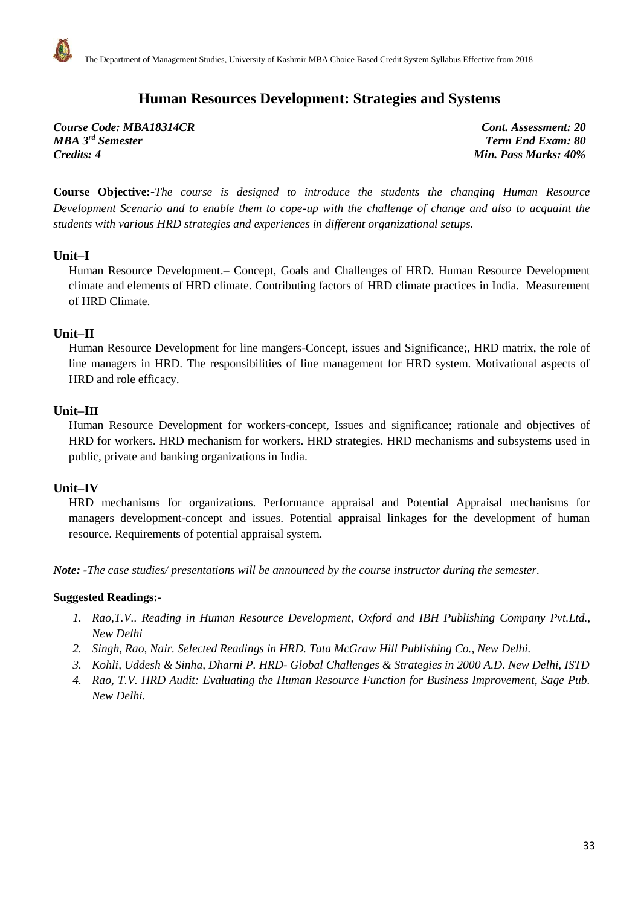# Human Resources Development: Strategies and Systems

*Course Code: MBA18314CR* — *Cont. Assessment: 20*
*MBA 3rd Semester* — *Term End Exam: 80*
*Credits: 4* — *Min. Pass Marks: 40%*

**Course Objective:-***The course is designed to introduce the students the changing Human Resource Development Scenario and to enable them to cope-up with the challenge of change and also to acquaint the students with various HRD strategies and experiences in different organizational setups.*

### Unit–I

Human Resource Development.– Concept, Goals and Challenges of HRD. Human Resource Development climate and elements of HRD climate. Contributing factors of HRD climate practices in India. Measurement of HRD Climate.

### Unit–II

Human Resource Development for line mangers-Concept, issues and Significance;, HRD matrix, the role of line managers in HRD. The responsibilities of line management for HRD system. Motivational aspects of HRD and role efficacy.

### Unit–III

Human Resource Development for workers-concept, Issues and significance; rationale and objectives of HRD for workers. HRD mechanism for workers. HRD strategies. HRD mechanisms and subsystems used in public, private and banking organizations in India.

### Unit–IV

HRD mechanisms for organizations. Performance appraisal and Potential Appraisal mechanisms for managers development-concept and issues. Potential appraisal linkages for the development of human resource. Requirements of potential appraisal system.

***Note:*** *-The case studies/ presentations will be announced by the course instructor during the semester.*

**Suggested Readings:-**

1. *Rao,T.V.. Reading in Human Resource Development, Oxford and IBH Publishing Company Pvt.Ltd., New Delhi*
2. *Singh, Rao, Nair. Selected Readings in HRD. Tata McGraw Hill Publishing Co., New Delhi.*
3. *Kohli, Uddesh & Sinha, Dharni P. HRD- Global Challenges & Strategies in 2000 A.D. New Delhi, ISTD*
4. *Rao, T.V. HRD Audit: Evaluating the Human Resource Function for Business Improvement, Sage Pub. New Delhi.*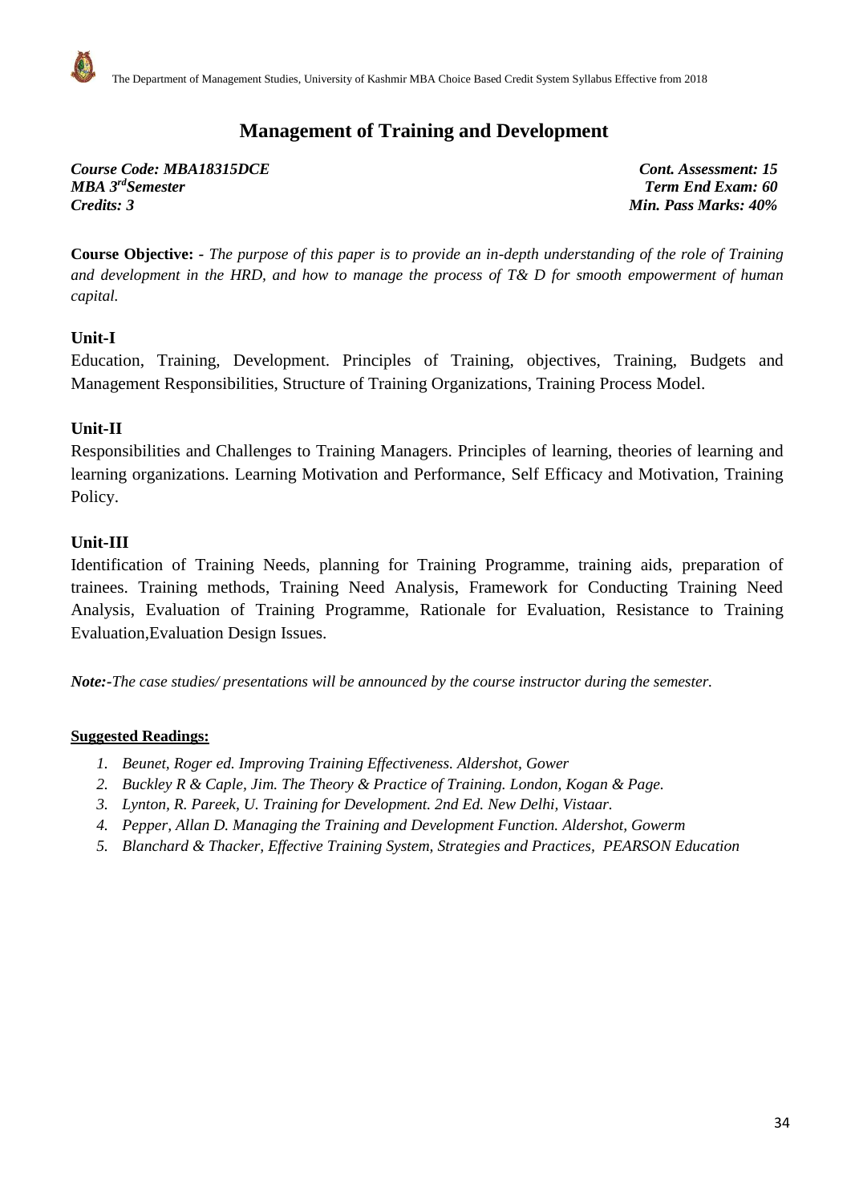# Management of Training and Development

***Course Code: MBA18315DCE*** — ***Cont. Assessment: 15***
***MBA 3rd Semester*** — ***Term End Exam: 60***
***Credits: 3*** — ***Min. Pass Marks: 40%***

**Course Objective: -** *The purpose of this paper is to provide an in-depth understanding of the role of Training and development in the HRD, and how to manage the process of T& D for smooth empowerment of human capital.*

## Unit-I

Education, Training, Development. Principles of Training, objectives, Training, Budgets and Management Responsibilities, Structure of Training Organizations, Training Process Model.

## Unit-II

Responsibilities and Challenges to Training Managers. Principles of learning, theories of learning and learning organizations. Learning Motivation and Performance, Self Efficacy and Motivation, Training Policy.

## Unit-III

Identification of Training Needs, planning for Training Programme, training aids, preparation of trainees. Training methods, Training Need Analysis, Framework for Conducting Training Need Analysis, Evaluation of Training Programme, Rationale for Evaluation, Resistance to Training Evaluation,Evaluation Design Issues.

***Note:-****The case studies/ presentations will be announced by the course instructor during the semester.*

**Suggested Readings:**

1. *Beunet, Roger ed. Improving Training Effectiveness. Aldershot, Gower*
2. *Buckley R & Caple, Jim. The Theory & Practice of Training. London, Kogan & Page.*
3. *Lynton, R. Pareek, U. Training for Development. 2nd Ed. New Delhi, Vistaar.*
4. *Pepper, Allan D. Managing the Training and Development Function. Aldershot, Gowerm*
5. *Blanchard & Thacker, Effective Training System, Strategies and Practices, PEARSON Education*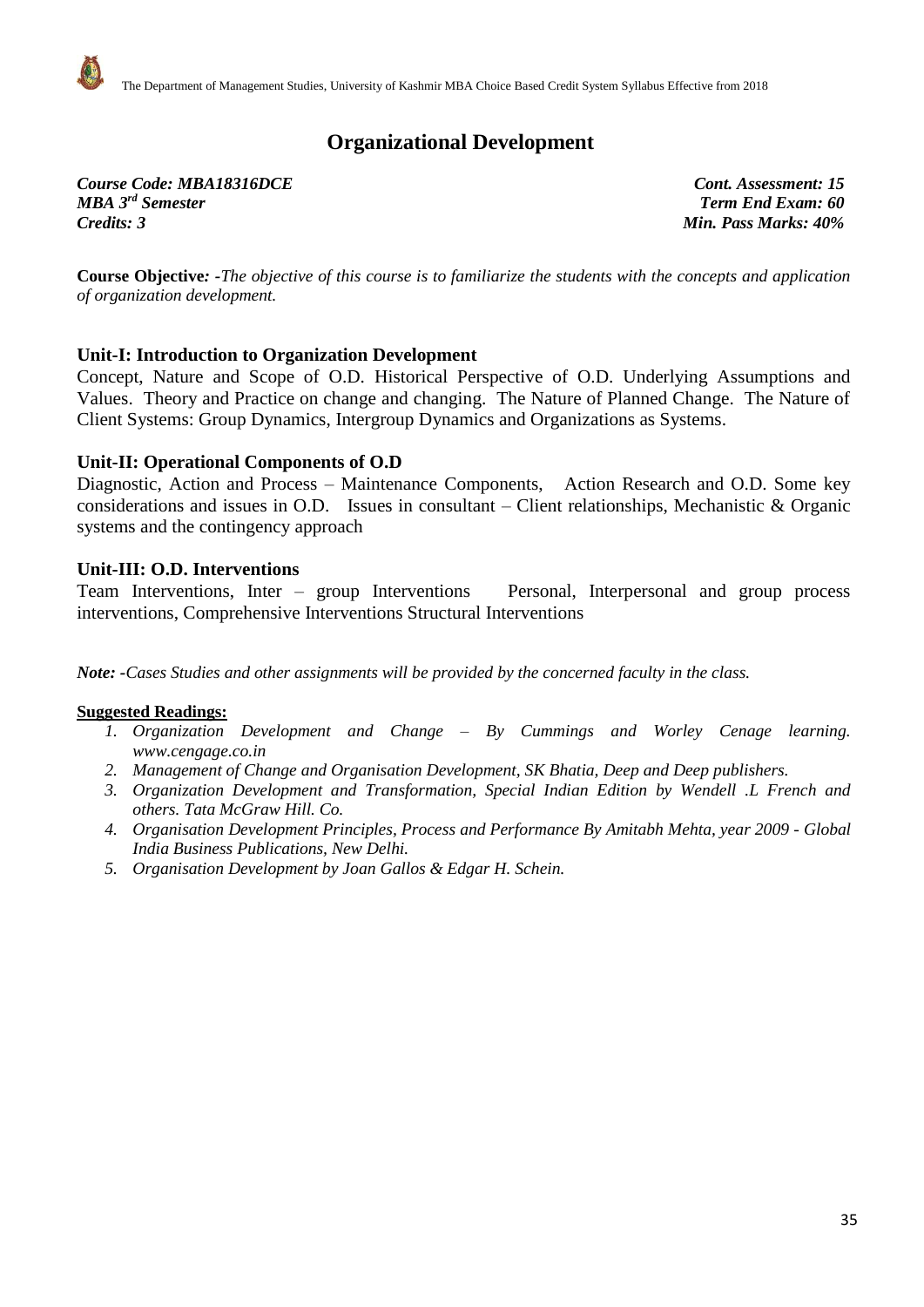# Organizational Development

***Course Code: MBA18316DCE*** — ***Cont. Assessment: 15***
***MBA 3rd Semester*** — ***Term End Exam: 60***
***Credits: 3*** — ***Min. Pass Marks: 40%***

**Course Objective:** *-The objective of this course is to familiarize the students with the concepts and application of organization development.*

### Unit-I: Introduction to Organization Development

Concept, Nature and Scope of O.D. Historical Perspective of O.D. Underlying Assumptions and Values. Theory and Practice on change and changing. The Nature of Planned Change. The Nature of Client Systems: Group Dynamics, Intergroup Dynamics and Organizations as Systems.

### Unit-II: Operational Components of O.D

Diagnostic, Action and Process – Maintenance Components, Action Research and O.D. Some key considerations and issues in O.D. Issues in consultant – Client relationships, Mechanistic & Organic systems and the contingency approach

### Unit-III: O.D. Interventions

Team Interventions, Inter – group Interventions Personal, Interpersonal and group process interventions, Comprehensive Interventions Structural Interventions

***Note: -****Cases Studies and other assignments will be provided by the concerned faculty in the class.*

**Suggested Readings:**

1. *Organization Development and Change – By Cummings and Worley Cenage learning. www.cengage.co.in*
2. *Management of Change and Organisation Development, SK Bhatia, Deep and Deep publishers.*
3. *Organization Development and Transformation, Special Indian Edition by Wendell .L French and others. Tata McGraw Hill. Co.*
4. *Organisation Development Principles, Process and Performance By Amitabh Mehta, year 2009 - Global India Business Publications, New Delhi.*
5. *Organisation Development by Joan Gallos & Edgar H. Schein.*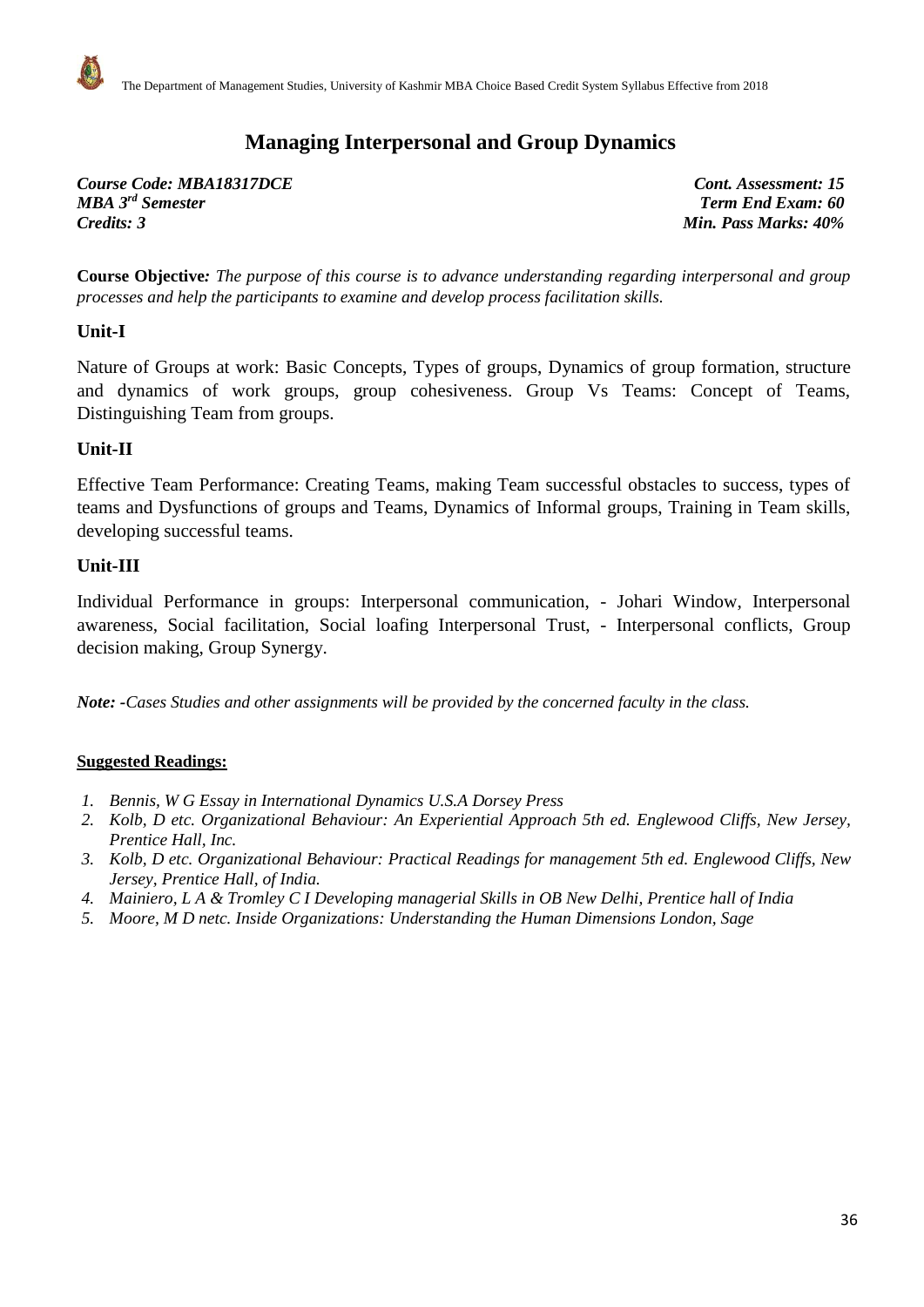# Managing Interpersonal and Group Dynamics

| | |
|---|---|
| ***Course Code: MBA18317DCE*** | ***Cont. Assessment: 15*** |
| ***MBA 3rd Semester*** | ***Term End Exam: 60*** |
| ***Credits: 3*** | ***Min. Pass Marks: 40%*** |

**Course Objective:** *The purpose of this course is to advance understanding regarding interpersonal and group processes and help the participants to examine and develop process facilitation skills.*

## Unit-I

Nature of Groups at work: Basic Concepts, Types of groups, Dynamics of group formation, structure and dynamics of work groups, group cohesiveness. Group Vs Teams: Concept of Teams, Distinguishing Team from groups.

## Unit-II

Effective Team Performance: Creating Teams, making Team successful obstacles to success, types of teams and Dysfunctions of groups and Teams, Dynamics of Informal groups, Training in Team skills, developing successful teams.

## Unit-III

Individual Performance in groups: Interpersonal communication, - Johari Window, Interpersonal awareness, Social facilitation, Social loafing Interpersonal Trust, - Interpersonal conflicts, Group decision making, Group Synergy.

***Note:** -Cases Studies and other assignments will be provided by the concerned faculty in the class.*

**Suggested Readings:**

1. *Bennis, W G Essay in International Dynamics U.S.A Dorsey Press*
2. *Kolb, D etc. Organizational Behaviour: An Experiential Approach 5th ed. Englewood Cliffs, New Jersey, Prentice Hall, Inc.*
3. *Kolb, D etc. Organizational Behaviour: Practical Readings for management 5th ed. Englewood Cliffs, New Jersey, Prentice Hall, of India.*
4. *Mainiero, L A & Tromley C I Developing managerial Skills in OB New Delhi, Prentice hall of India*
5. *Moore, M D netc. Inside Organizations: Understanding the Human Dimensions London, Sage*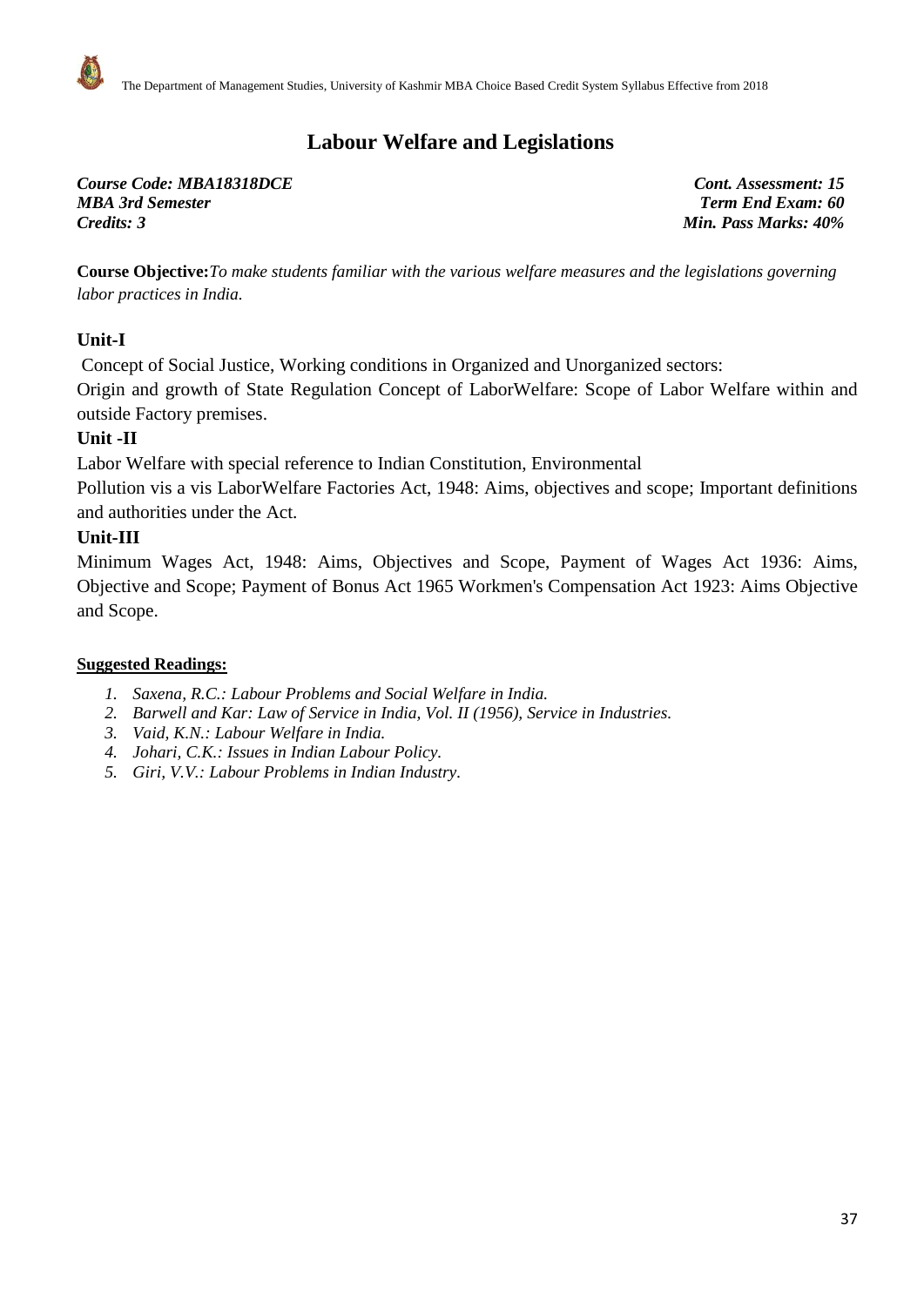# Labour Welfare and Legislations

| | |
|---|---|
| ***Course Code: MBA18318DCE*** | ***Cont. Assessment: 15*** |
| ***MBA 3rd Semester*** | ***Term End Exam: 60*** |
| ***Credits: 3*** | ***Min. Pass Marks: 40%*** |

**Course Objective:***To make students familiar with the various welfare measures and the legislations governing labor practices in India.*

## Unit-I

Concept of Social Justice, Working conditions in Organized and Unorganized sectors:
Origin and growth of State Regulation Concept of LaborWelfare: Scope of Labor Welfare within and outside Factory premises.

## Unit -II

Labor Welfare with special reference to Indian Constitution, Environmental
Pollution vis a vis LaborWelfare Factories Act, 1948: Aims, objectives and scope; Important definitions and authorities under the Act.

## Unit-III

Minimum Wages Act, 1948: Aims, Objectives and Scope, Payment of Wages Act 1936: Aims, Objective and Scope; Payment of Bonus Act 1965 Workmen's Compensation Act 1923: Aims Objective and Scope.

**Suggested Readings:**

1. *Saxena, R.C.: Labour Problems and Social Welfare in India.*
2. *Barwell and Kar: Law of Service in India, Vol. II (1956), Service in Industries.*
3. *Vaid, K.N.: Labour Welfare in India.*
4. *Johari, C.K.: Issues in Indian Labour Policy.*
5. *Giri, V.V.: Labour Problems in Indian Industry.*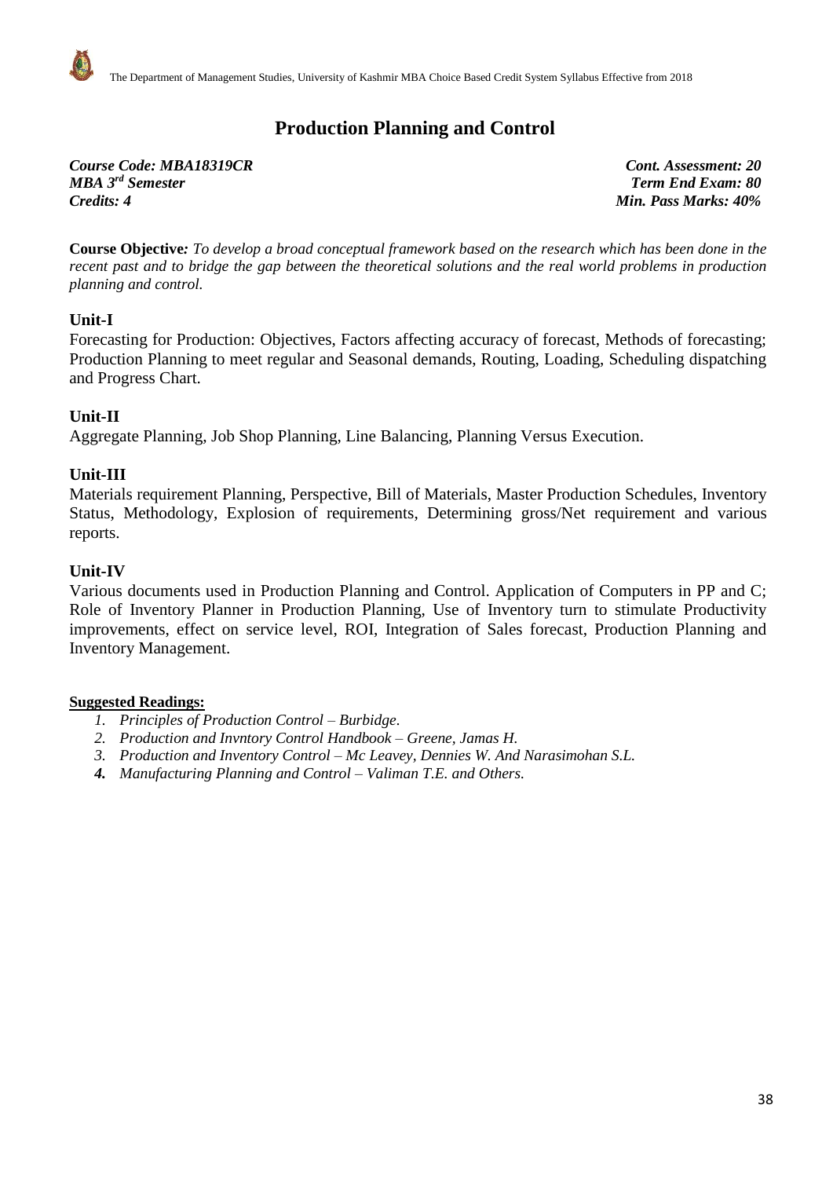# Production Planning and Control

***Course Code: MBA18319CR*** — ***Cont. Assessment: 20***
***MBA 3rd Semester*** — ***Term End Exam: 80***
***Credits: 4*** — ***Min. Pass Marks: 40%***

**Course Objective***:* *To develop a broad conceptual framework based on the research which has been done in the recent past and to bridge the gap between the theoretical solutions and the real world problems in production planning and control.*

## Unit-I

Forecasting for Production: Objectives, Factors affecting accuracy of forecast, Methods of forecasting; Production Planning to meet regular and Seasonal demands, Routing, Loading, Scheduling dispatching and Progress Chart.

## Unit-II

Aggregate Planning, Job Shop Planning, Line Balancing, Planning Versus Execution.

## Unit-III

Materials requirement Planning, Perspective, Bill of Materials, Master Production Schedules, Inventory Status, Methodology, Explosion of requirements, Determining gross/Net requirement and various reports.

## Unit-IV

Various documents used in Production Planning and Control. Application of Computers in PP and C; Role of Inventory Planner in Production Planning, Use of Inventory turn to stimulate Productivity improvements, effect on service level, ROI, Integration of Sales forecast, Production Planning and Inventory Management.

**Suggested Readings:**

1. *Principles of Production Control – Burbidge.*
2. *Production and Invntory Control Handbook – Greene, Jamas H.*
3. *Production and Inventory Control – Mc Leavey, Dennies W. And Narasimohan S.L.*
4. *Manufacturing Planning and Control – Valiman T.E. and Others.*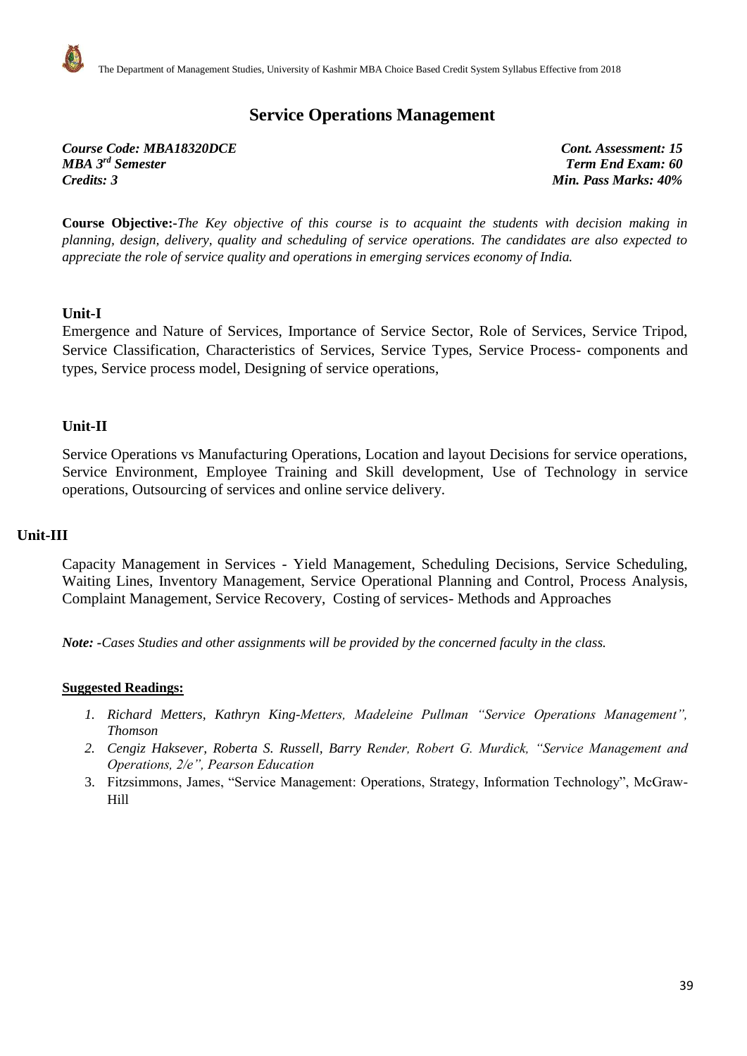# Service Operations Management

| | |
|---|---|
| ***Course Code: MBA18320DCE*** | ***Cont. Assessment: 15*** |
| ***MBA 3rd Semester*** | ***Term End Exam: 60*** |
| ***Credits: 3*** | ***Min. Pass Marks: 40%*** |

**Course Objective:-***The Key objective of this course is to acquaint the students with decision making in planning, design, delivery, quality and scheduling of service operations. The candidates are also expected to appreciate the role of service quality and operations in emerging services economy of India.*

### Unit-I

Emergence and Nature of Services, Importance of Service Sector, Role of Services, Service Tripod, Service Classification, Characteristics of Services, Service Types, Service Process- components and types, Service process model, Designing of service operations,

### Unit-II

Service Operations vs Manufacturing Operations, Location and layout Decisions for service operations, Service Environment, Employee Training and Skill development, Use of Technology in service operations, Outsourcing of services and online service delivery.

### Unit-III

Capacity Management in Services - Yield Management, Scheduling Decisions, Service Scheduling, Waiting Lines, Inventory Management, Service Operational Planning and Control, Process Analysis, Complaint Management, Service Recovery, Costing of services- Methods and Approaches

***Note: -****Cases Studies and other assignments will be provided by the concerned faculty in the class.*

**Suggested Readings:**

1. *Richard Metters, Kathryn King-Metters, Madeleine Pullman "Service Operations Management", Thomson*
2. *Cengiz Haksever, Roberta S. Russell, Barry Render, Robert G. Murdick, "Service Management and Operations, 2/e", Pearson Education*
3. Fitzsimmons, James, "Service Management: Operations, Strategy, Information Technology", McGraw-Hill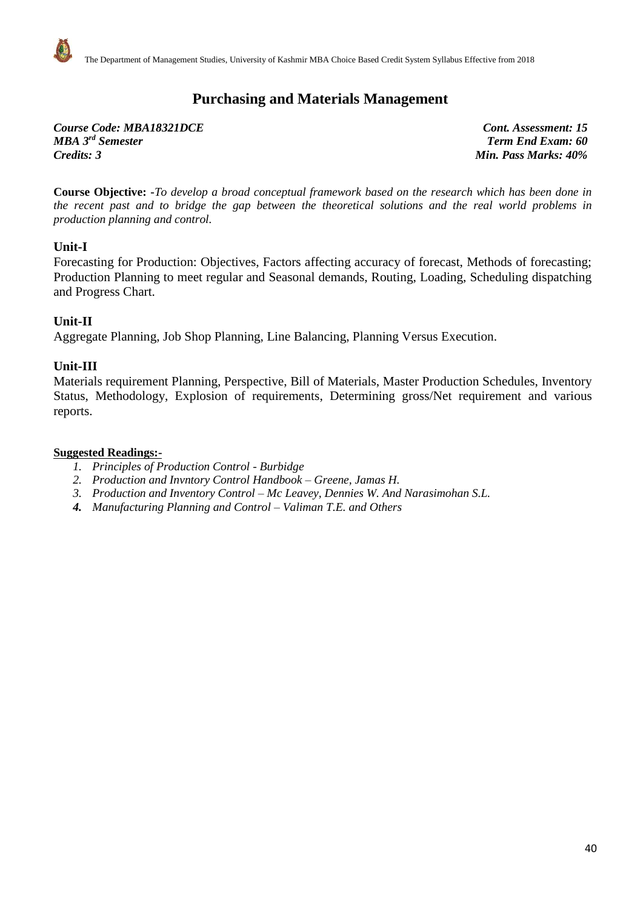# Purchasing and Materials Management

***Course Code: MBA18321DCE*** ***Cont. Assessment: 15***
***MBA 3rd Semester*** ***Term End Exam: 60***
***Credits: 3*** ***Min. Pass Marks: 40%***

**Course Objective: -***To develop a broad conceptual framework based on the research which has been done in the recent past and to bridge the gap between the theoretical solutions and the real world problems in production planning and control.*

## Unit-I

Forecasting for Production: Objectives, Factors affecting accuracy of forecast, Methods of forecasting; Production Planning to meet regular and Seasonal demands, Routing, Loading, Scheduling dispatching and Progress Chart.

## Unit-II

Aggregate Planning, Job Shop Planning, Line Balancing, Planning Versus Execution.

## Unit-III

Materials requirement Planning, Perspective, Bill of Materials, Master Production Schedules, Inventory Status, Methodology, Explosion of requirements, Determining gross/Net requirement and various reports.

**Suggested Readings:-**

1. *Principles of Production Control - Burbidge*
2. *Production and Invntory Control Handbook – Greene, Jamas H.*
3. *Production and Inventory Control – Mc Leavey, Dennies W. And Narasimohan S.L.*
4. *Manufacturing Planning and Control – Valiman T.E. and Others*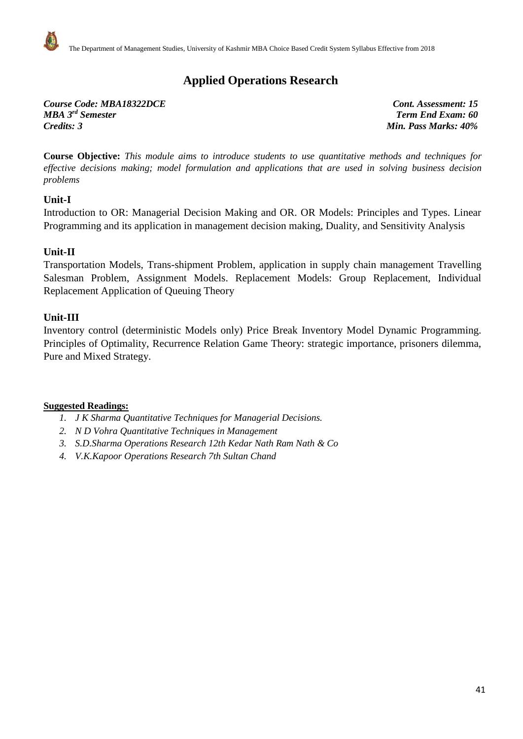# Applied Operations Research

***Course Code: MBA18322DCE*** 
***MBA 3rd Semester*** 
***Credits: 3***

***Cont. Assessment: 15*** 
***Term End Exam: 60*** 
***Min. Pass Marks: 40%***

**Course Objective:** *This module aims to introduce students to use quantitative methods and techniques for effective decisions making; model formulation and applications that are used in solving business decision problems*

### Unit-I

Introduction to OR: Managerial Decision Making and OR. OR Models: Principles and Types. Linear Programming and its application in management decision making, Duality, and Sensitivity Analysis

### Unit-II

Transportation Models, Trans-shipment Problem, application in supply chain management Travelling Salesman Problem, Assignment Models. Replacement Models: Group Replacement, Individual Replacement Application of Queuing Theory

### Unit-III

Inventory control (deterministic Models only) Price Break Inventory Model Dynamic Programming. Principles of Optimality, Recurrence Relation Game Theory: strategic importance, prisoners dilemma, Pure and Mixed Strategy.

**Suggested Readings:**

1. *J K Sharma Quantitative Techniques for Managerial Decisions.*
2. *N D Vohra Quantitative Techniques in Management*
3. *S.D.Sharma Operations Research 12th Kedar Nath Ram Nath & Co*
4. *V.K.Kapoor Operations Research 7th Sultan Chand*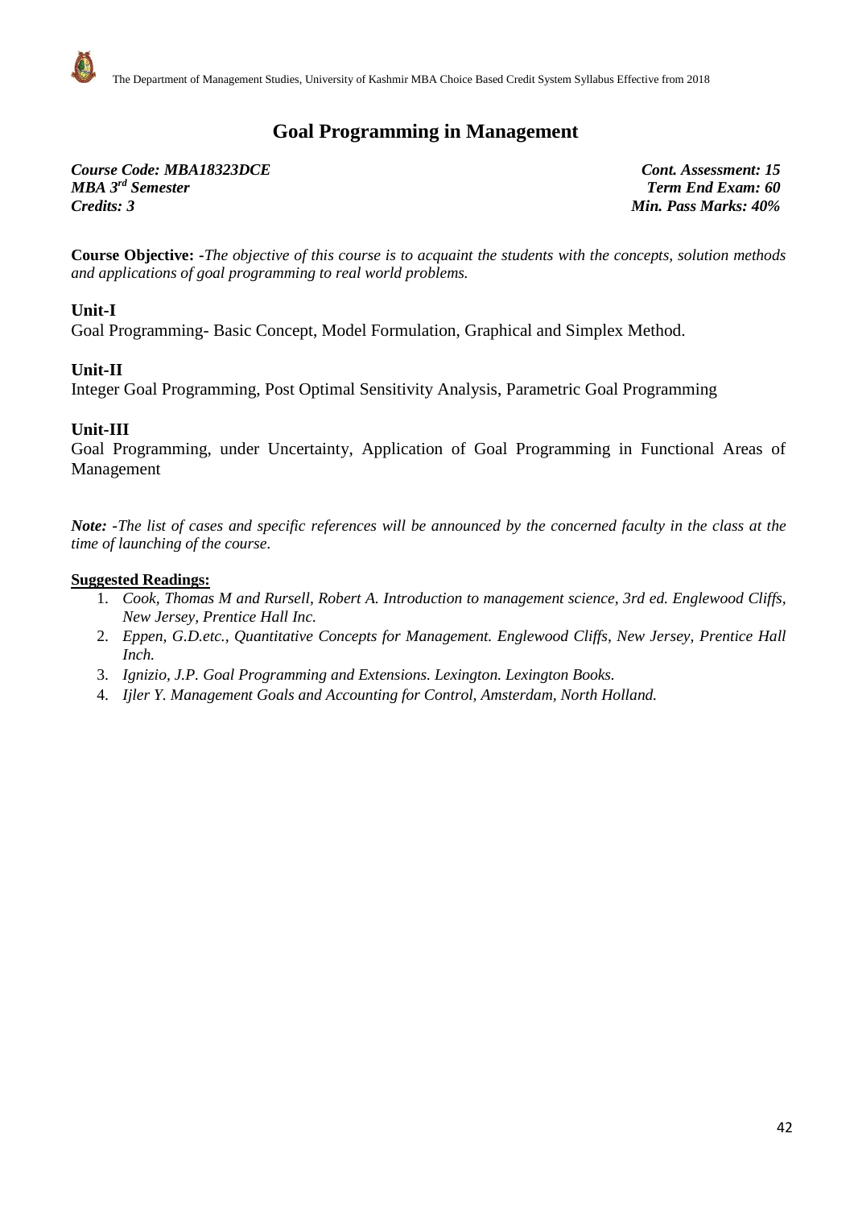# Goal Programming in Management

*Course Code: MBA18323DCE* — *Cont. Assessment: 15*
*MBA 3rd Semester* — *Term End Exam: 60*
*Credits: 3* — *Min. Pass Marks: 40%*

**Course Objective:** -*The objective of this course is to acquaint the students with the concepts, solution methods and applications of goal programming to real world problems.*

## Unit-I

Goal Programming- Basic Concept, Model Formulation, Graphical and Simplex Method.

## Unit-II

Integer Goal Programming, Post Optimal Sensitivity Analysis, Parametric Goal Programming

## Unit-III

Goal Programming, under Uncertainty, Application of Goal Programming in Functional Areas of Management

***Note:*** *-The list of cases and specific references will be announced by the concerned faculty in the class at the time of launching of the course.*

**Suggested Readings:**

1. *Cook, Thomas M and Rursell, Robert A. Introduction to management science, 3rd ed. Englewood Cliffs, New Jersey, Prentice Hall Inc.*
2. *Eppen, G.D.etc., Quantitative Concepts for Management. Englewood Cliffs, New Jersey, Prentice Hall Inch.*
3. *Ignizio, J.P. Goal Programming and Extensions. Lexington. Lexington Books.*
4. *Ijler Y. Management Goals and Accounting for Control, Amsterdam, North Holland.*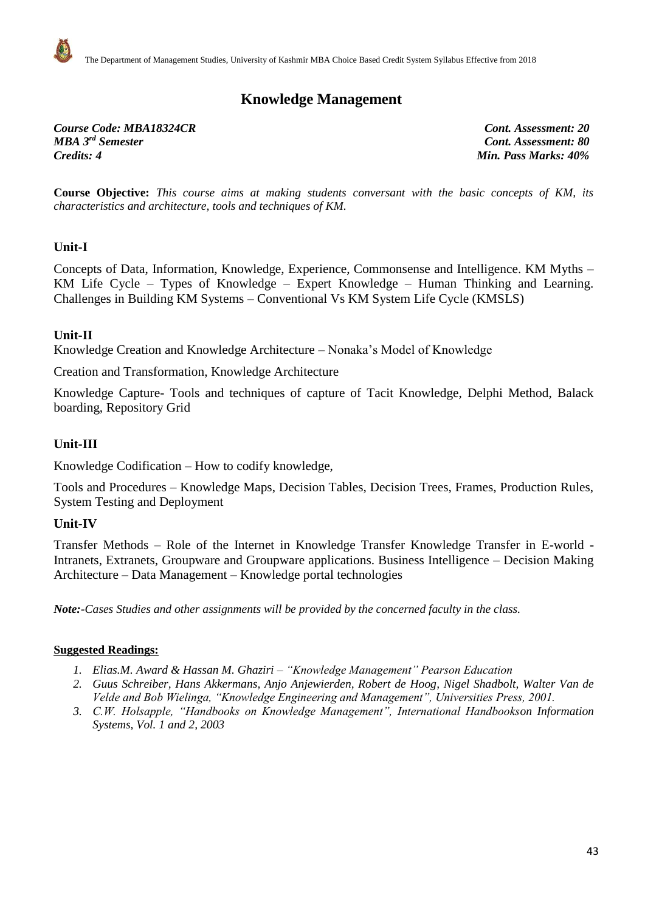# Knowledge Management

***Course Code: MBA18324CR*** — ***Cont. Assessment: 20***
***MBA 3rd Semester*** — ***Cont. Assessment: 80***
***Credits: 4*** — ***Min. Pass Marks: 40%***

**Course Objective:** *This course aims at making students conversant with the basic concepts of KM, its characteristics and architecture, tools and techniques of KM.*

## Unit-I

Concepts of Data, Information, Knowledge, Experience, Commonsense and Intelligence. KM Myths – KM Life Cycle – Types of Knowledge – Expert Knowledge – Human Thinking and Learning. Challenges in Building KM Systems – Conventional Vs KM System Life Cycle (KMSLS)

## Unit-II

Knowledge Creation and Knowledge Architecture – Nonaka's Model of Knowledge

Creation and Transformation, Knowledge Architecture

Knowledge Capture- Tools and techniques of capture of Tacit Knowledge, Delphi Method, Balack boarding, Repository Grid

## Unit-III

Knowledge Codification – How to codify knowledge,

Tools and Procedures – Knowledge Maps, Decision Tables, Decision Trees, Frames, Production Rules, System Testing and Deployment

## Unit-IV

Transfer Methods – Role of the Internet in Knowledge Transfer Knowledge Transfer in E-world - Intranets, Extranets, Groupware and Groupware applications. Business Intelligence – Decision Making Architecture – Data Management – Knowledge portal technologies

***Note:****-Cases Studies and other assignments will be provided by the concerned faculty in the class.*

**Suggested Readings:**

1. *Elias.M. Award & Hassan M. Ghaziri – "Knowledge Management" Pearson Education*
2. *Guus Schreiber, Hans Akkermans, Anjo Anjewierden, Robert de Hoog, Nigel Shadbolt, Walter Van de Velde and Bob Wielinga, "Knowledge Engineering and Management", Universities Press, 2001.*
3. *C.W. Holsapple, "Handbooks on Knowledge Management", International Handbookson Information Systems, Vol. 1 and 2, 2003*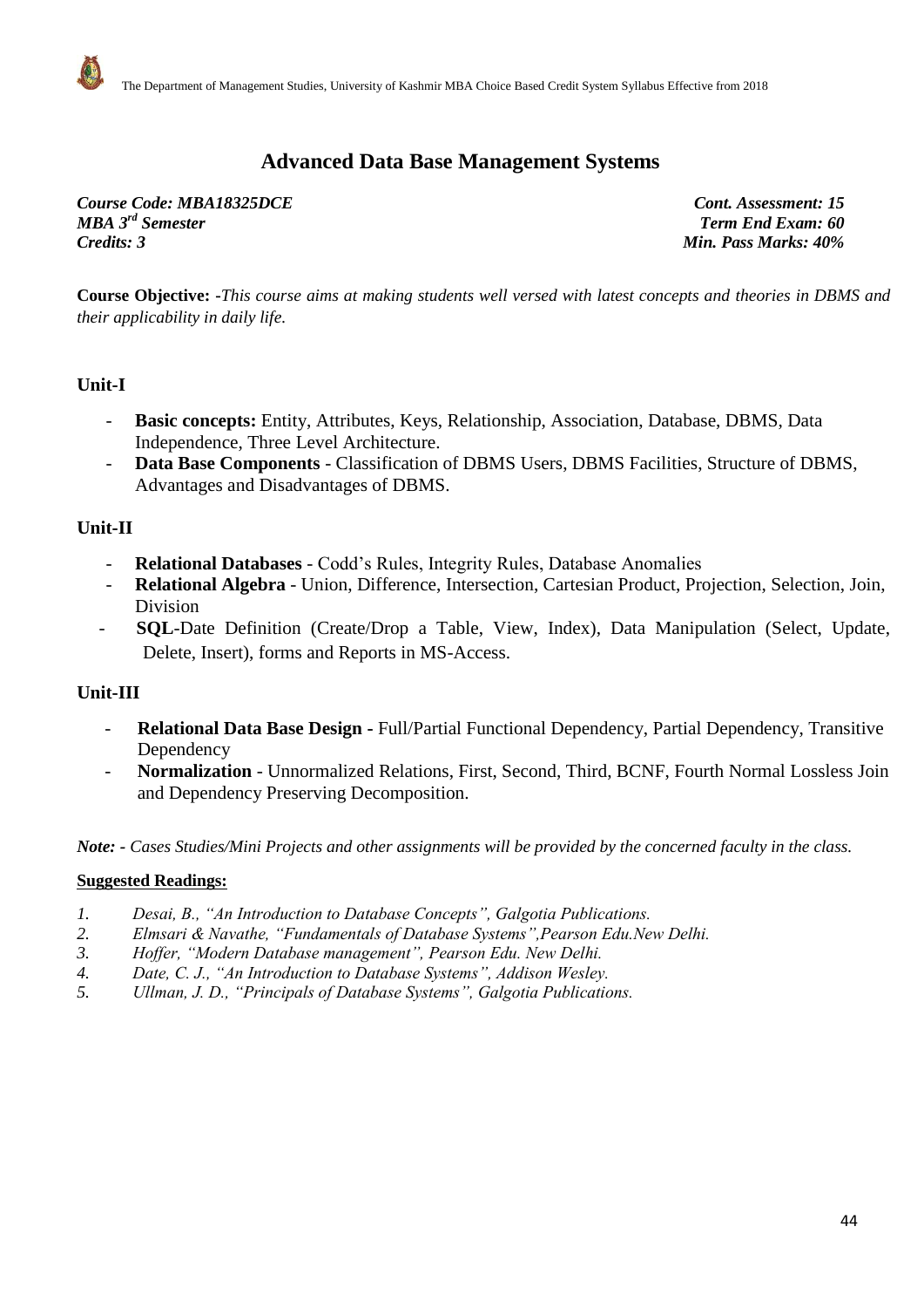# Advanced Data Base Management Systems

*Course Code: MBA18325DCE* *Cont. Assessment: 15*
*MBA 3rd Semester* *Term End Exam: 60*
*Credits: 3* *Min. Pass Marks: 40%*

**Course Objective: -***This course aims at making students well versed with latest concepts and theories in DBMS and their applicability in daily life.*

## Unit-I

- **Basic concepts:** Entity, Attributes, Keys, Relationship, Association, Database, DBMS, Data Independence, Three Level Architecture.
- **Data Base Components** - Classification of DBMS Users, DBMS Facilities, Structure of DBMS, Advantages and Disadvantages of DBMS.

## Unit-II

- **Relational Databases** - Codd's Rules, Integrity Rules, Database Anomalies
- **Relational Algebra** - Union, Difference, Intersection, Cartesian Product, Projection, Selection, Join, Division
- **SQL**-Date Definition (Create/Drop a Table, View, Index), Data Manipulation (Select, Update, Delete, Insert), forms and Reports in MS-Access.

## Unit-III

- **Relational Data Base Design -** Full/Partial Functional Dependency, Partial Dependency, Transitive Dependency
- **Normalization** - Unnormalized Relations, First, Second, Third, BCNF, Fourth Normal Lossless Join and Dependency Preserving Decomposition.

***Note: -*** *Cases Studies/Mini Projects and other assignments will be provided by the concerned faculty in the class.*

**Suggested Readings:**

1. *Desai, B., "An Introduction to Database Concepts", Galgotia Publications.*
2. *Elmsari & Navathe, "Fundamentals of Data Base Systems",Pearson Edu.New Delhi.*
3. *Hoffer, "Modern Database management", Pearson Edu. New Delhi.*
4. *Date, C. J., "An Introduction to Database Systems", Addison Wesley.*
5. *Ullman, J. D., "Principals of Database Systems", Galgotia Publications.*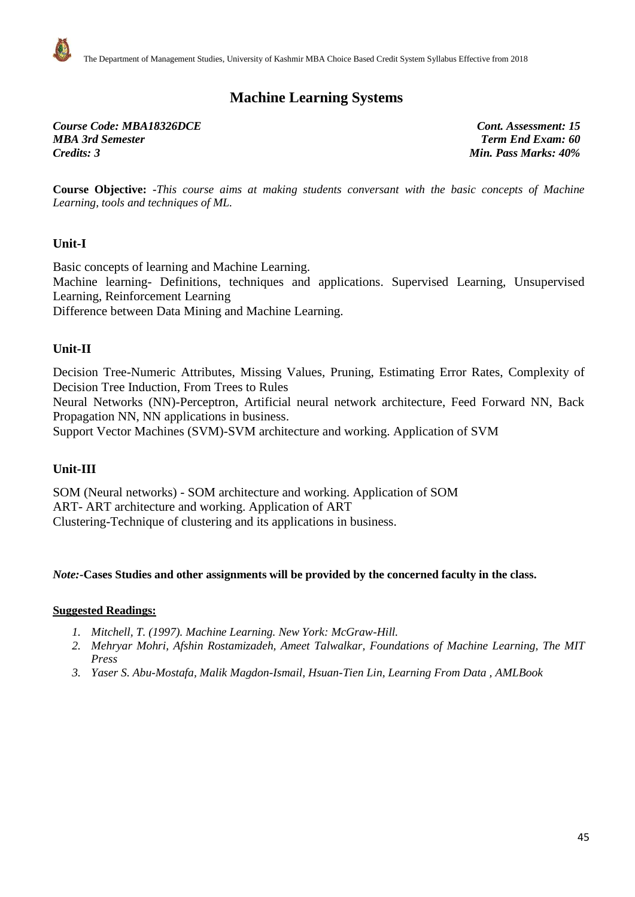# Machine Learning Systems

***Course Code: MBA18326DCE*** — ***Cont. Assessment: 15***
***MBA 3rd Semester*** — ***Term End Exam: 60***
***Credits: 3*** — ***Min. Pass Marks: 40%***

**Course Objective: -***This course aims at making students conversant with the basic concepts of Machine Learning, tools and techniques of ML.*

## Unit-I

Basic concepts of learning and Machine Learning.
Machine learning- Definitions, techniques and applications. Supervised Learning, Unsupervised Learning, Reinforcement Learning
Difference between Data Mining and Machine Learning.

## Unit-II

Decision Tree-Numeric Attributes, Missing Values, Pruning, Estimating Error Rates, Complexity of Decision Tree Induction, From Trees to Rules
Neural Networks (NN)-Perceptron, Artificial neural network architecture, Feed Forward NN, Back Propagation NN, NN applications in business.
Support Vector Machines (SVM)-SVM architecture and working. Application of SVM

## Unit-III

SOM (Neural networks) - SOM architecture and working. Application of SOM
ART- ART architecture and working. Application of ART
Clustering-Technique of clustering and its applications in business.

***Note:-*****Cases Studies and other assignments will be provided by the concerned faculty in the class.**

**Suggested Readings:**

1. *Mitchell, T. (1997). Machine Learning. New York: McGraw-Hill.*
2. *Mehryar Mohri, Afshin Rostamizadeh, Ameet Talwalkar, Foundations of Machine Learning, The MIT Press*
3. *Yaser S. Abu-Mostafa, Malik Magdon-Ismail, Hsuan-Tien Lin, Learning From Data , AMLBook*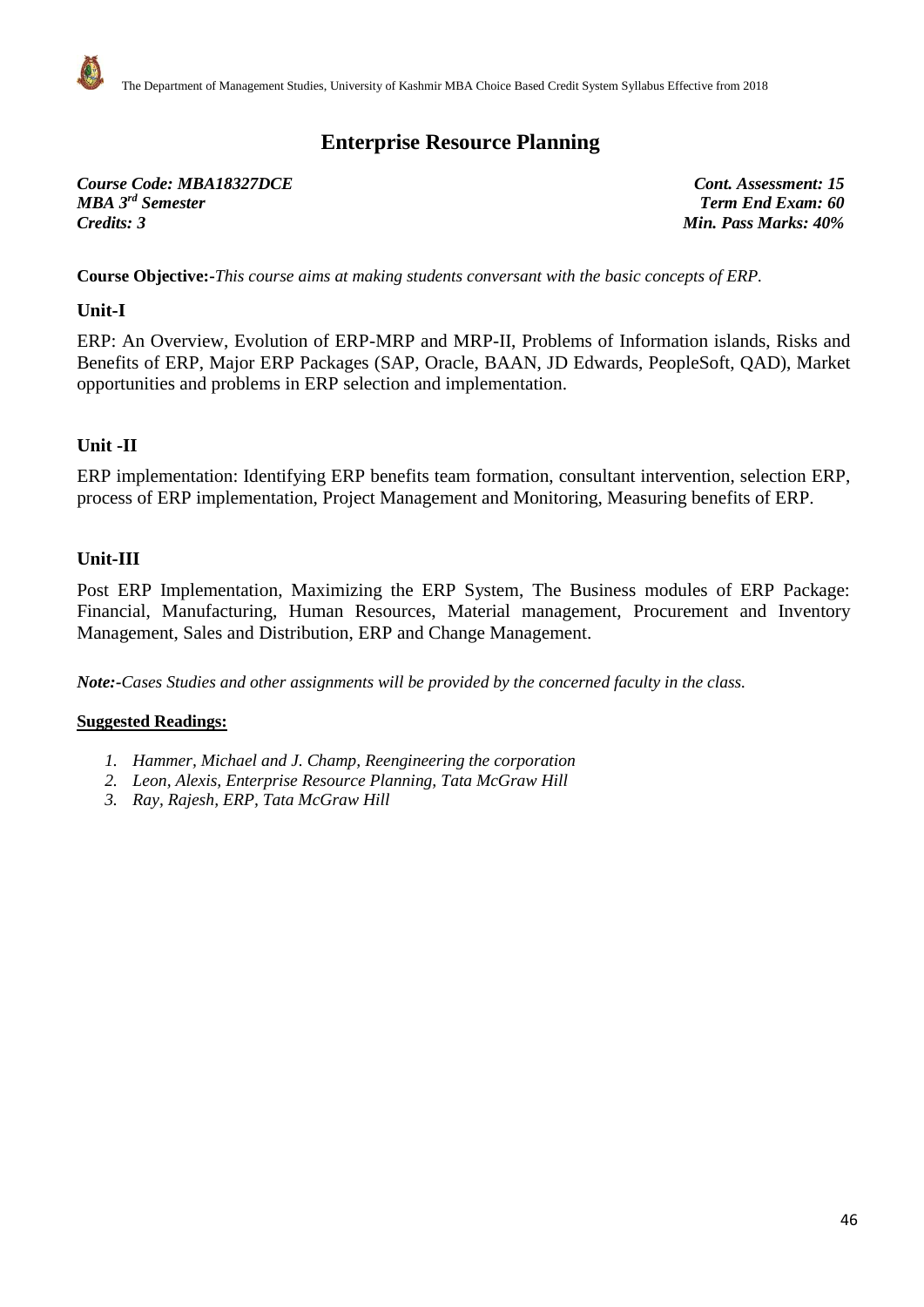# Enterprise Resource Planning

*Course Code: MBA18327DCE* | *Cont. Assessment: 15*
*MBA 3rd Semester* | *Term End Exam: 60*
*Credits: 3* | *Min. Pass Marks: 40%*

**Course Objective:-***This course aims at making students conversant with the basic concepts of ERP.*

### Unit-I

ERP: An Overview, Evolution of ERP-MRP and MRP-II, Problems of Information islands, Risks and Benefits of ERP, Major ERP Packages (SAP, Oracle, BAAN, JD Edwards, PeopleSoft, QAD), Market opportunities and problems in ERP selection and implementation.

### Unit -II

ERP implementation: Identifying ERP benefits team formation, consultant intervention, selection ERP, process of ERP implementation, Project Management and Monitoring, Measuring benefits of ERP.

### Unit-III

Post ERP Implementation, Maximizing the ERP System, The Business modules of ERP Package: Financial, Manufacturing, Human Resources, Material management, Procurement and Inventory Management, Sales and Distribution, ERP and Change Management.

***Note:-****Cases Studies and other assignments will be provided by the concerned faculty in the class.*

**Suggested Readings:**

1. *Hammer, Michael and J. Champ, Reengineering the corporation*
2. *Leon, Alexis, Enterprise Resource Planning, Tata McGraw Hill*
3. *Ray, Rajesh, ERP, Tata McGraw Hill*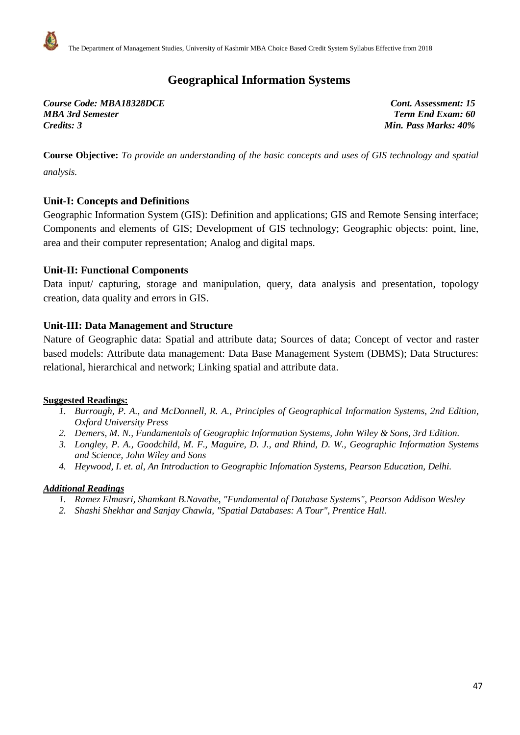# Geographical Information Systems

***Course Code: MBA18328DCE*** — ***Cont. Assessment: 15***
***MBA 3rd Semester*** — ***Term End Exam: 60***
***Credits: 3*** — ***Min. Pass Marks: 40%***

**Course Objective:** *To provide an understanding of the basic concepts and uses of GIS technology and spatial analysis.*

### Unit-I: Concepts and Definitions

Geographic Information System (GIS): Definition and applications; GIS and Remote Sensing interface; Components and elements of GIS; Development of GIS technology; Geographic objects: point, line, area and their computer representation; Analog and digital maps.

### Unit-II: Functional Components

Data input/ capturing, storage and manipulation, query, data analysis and presentation, topology creation, data quality and errors in GIS.

### Unit-III: Data Management and Structure

Nature of Geographic data: Spatial and attribute data; Sources of data; Concept of vector and raster based models: Attribute data management: Data Base Management System (DBMS); Data Structures: relational, hierarchical and network; Linking spatial and attribute data.

**Suggested Readings:**

1. *Burrough, P. A., and McDonnell, R. A., Principles of Geographical Information Systems, 2nd Edition, Oxford University Press*
2. *Demers, M. N., Fundamentals of Geographic Information Systems, John Wiley & Sons, 3rd Edition.*
3. *Longley, P. A., Goodchild, M. F., Maguire, D. J., and Rhind, D. W., Geographic Information Systems and Science, John Wiley and Sons*
4. *Heywood, I. et. al, An Introduction to Geographic Infomation Systems, Pearson Education, Delhi.*

***Additional Readings***

1. *Ramez Elmasri, Shamkant B.Navathe, "Fundamental of Database Systems", Pearson Addison Wesley*
2. *Shashi Shekhar and Sanjay Chawla, "Spatial Databases: A Tour", Prentice Hall.*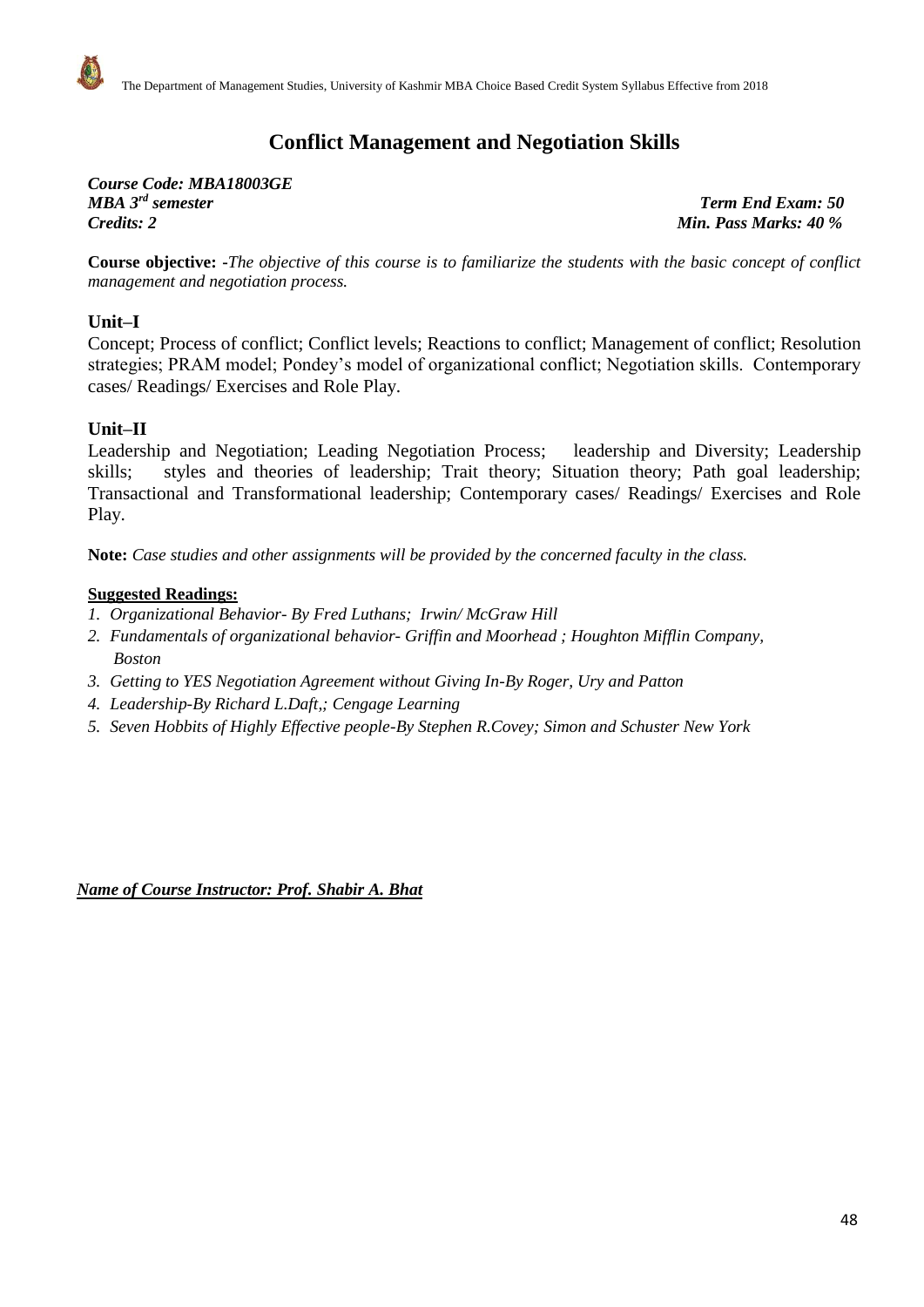# Conflict Management and Negotiation Skills

***Course Code: MBA18003GE***
***MBA 3rd semester*** — ***Term End Exam: 50***
***Credits: 2*** — ***Min. Pass Marks: 40 %***

**Course objective:** -*The objective of this course is to familiarize the students with the basic concept of conflict management and negotiation process.*

## Unit–I

Concept; Process of conflict; Conflict levels; Reactions to conflict; Management of conflict; Resolution strategies; PRAM model; Pondey's model of organizational conflict; Negotiation skills. Contemporary cases/ Readings/ Exercises and Role Play.

## Unit–II

Leadership and Negotiation; Leading Negotiation Process; leadership and Diversity; Leadership skills; styles and theories of leadership; Trait theory; Situation theory; Path goal leadership; Transactional and Transformational leadership; Contemporary cases/ Readings/ Exercises and Role Play.

**Note:** *Case studies and other assignments will be provided by the concerned faculty in the class.*

**Suggested Readings:**

1. *Organizational Behavior- By Fred Luthans; Irwin/ McGraw Hill*
2. *Fundamentals of organizational behavior- Griffin and Moorhead ; Houghton Mifflin Company, Boston*
3. *Getting to YES Negotiation Agreement without Giving In-By Roger, Ury and Patton*
4. *Leadership-By Richard L.Daft,; Cengage Learning*
5. *Seven Hobbits of Highly Effective people-By Stephen R.Covey; Simon and Schuster New York*

***Name of Course Instructor: Prof. Shabir A. Bhat***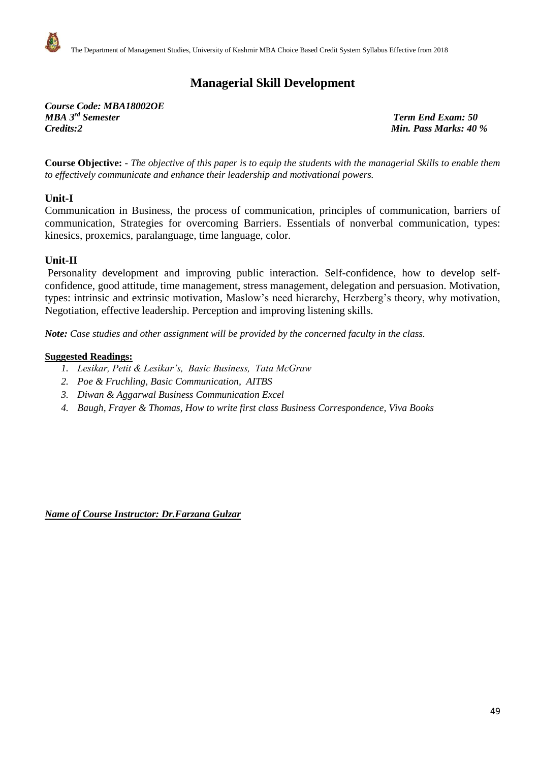# Managerial Skill Development

***Course Code: MBA18002OE***
***MBA 3rd Semester*** — ***Term End Exam: 50***
***Credits:2*** — ***Min. Pass Marks: 40 %***

**Course Objective:** - *The objective of this paper is to equip the students with the managerial Skills to enable them to effectively communicate and enhance their leadership and motivational powers.*

## Unit-I

Communication in Business, the process of communication, principles of communication, barriers of communication, Strategies for overcoming Barriers. Essentials of nonverbal communication, types: kinesics, proxemics, paralanguage, time language, color.

## Unit-II

Personality development and improving public interaction. Self-confidence, how to develop self-confidence, good attitude, time management, stress management, delegation and persuasion. Motivation, types: intrinsic and extrinsic motivation, Maslow's need hierarchy, Herzberg's theory, why motivation, Negotiation, effective leadership. Perception and improving listening skills.

***Note:*** *Case studies and other assignment will be provided by the concerned faculty in the class.*

**Suggested Readings:**

1. *Lesikar, Petit & Lesikar's, Basic Business, Tata McGraw*
2. *Poe & Fruchling, Basic Communication, AITBS*
3. *Diwan & Aggarwal Business Communication Excel*
4. *Baugh, Frayer & Thomas, How to write first class Business Correspondence, Viva Books*

***Name of Course Instructor: Dr.Farzana Gulzar***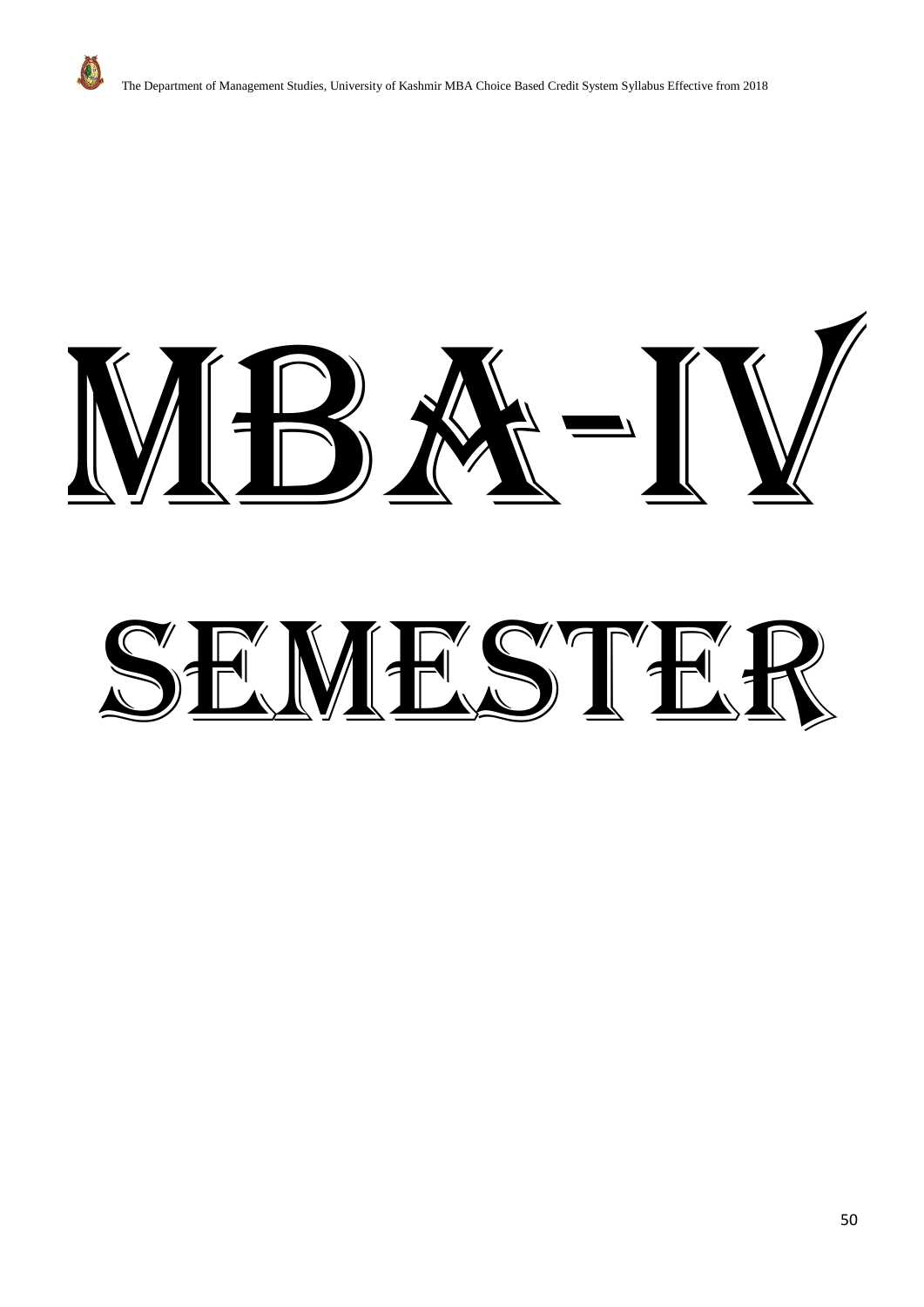# MBA-IV

# SEMESTER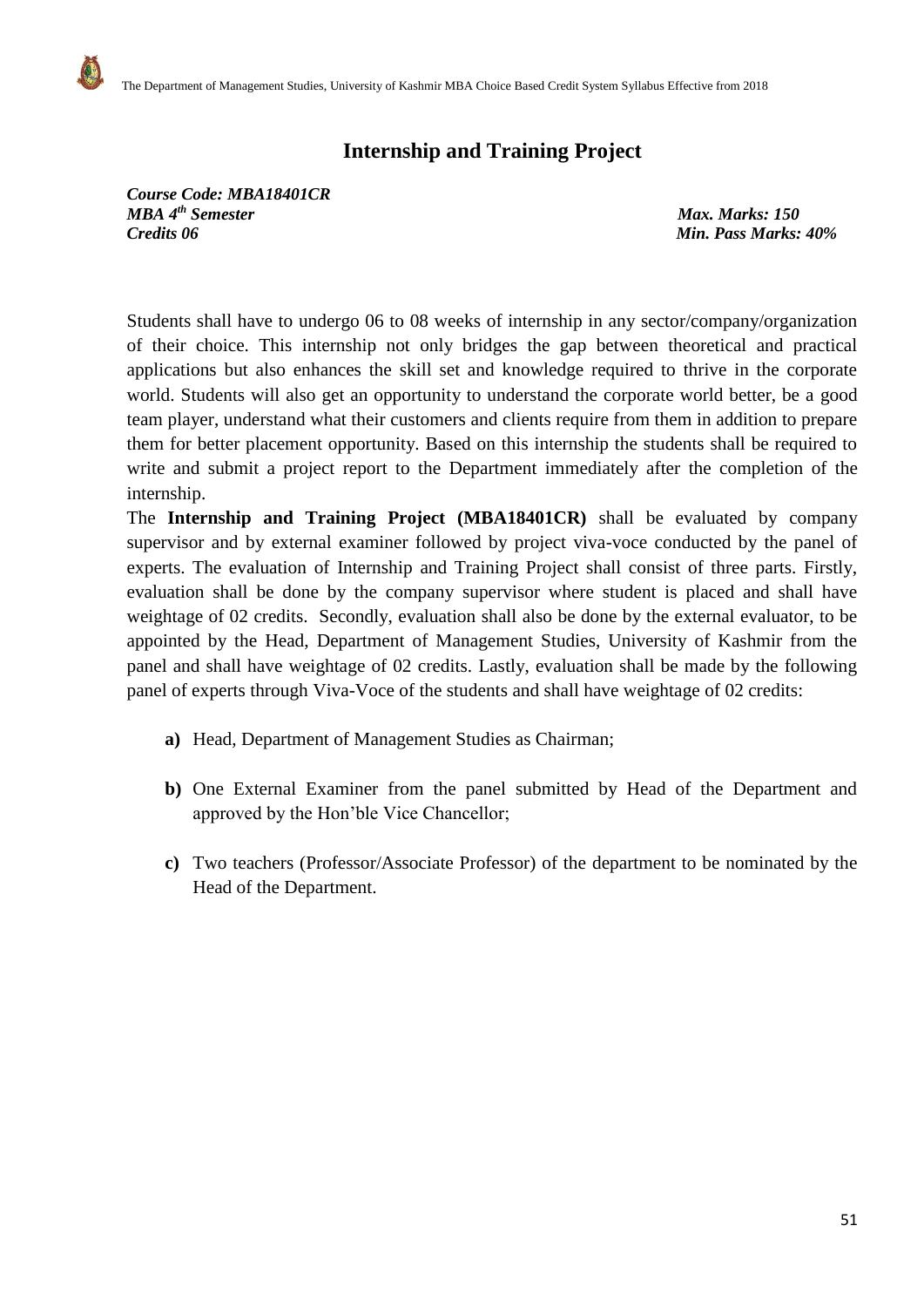## Internship and Training Project

***Course Code: MBA18401CR***
***MBA 4th Semester*** — ***Max. Marks: 150***
***Credits 06*** — ***Min. Pass Marks: 40%***

Students shall have to undergo 06 to 08 weeks of internship in any sector/company/organization of their choice. This internship not only bridges the gap between theoretical and practical applications but also enhances the skill set and knowledge required to thrive in the corporate world. Students will also get an opportunity to understand the corporate world better, be a good team player, understand what their customers and clients require from them in addition to prepare them for better placement opportunity. Based on this internship the students shall be required to write and submit a project report to the Department immediately after the completion of the internship.

The **Internship and Training Project (MBA18401CR)** shall be evaluated by company supervisor and by external examiner followed by project viva-voce conducted by the panel of experts. The evaluation of Internship and Training Project shall consist of three parts. Firstly, evaluation shall be done by the company supervisor where student is placed and shall have weightage of 02 credits. Secondly, evaluation shall also be done by the external evaluator, to be appointed by the Head, Department of Management Studies, University of Kashmir from the panel and shall have weightage of 02 credits. Lastly, evaluation shall be made by the following panel of experts through Viva-Voce of the students and shall have weightage of 02 credits:

- **a)** Head, Department of Management Studies as Chairman;
- **b)** One External Examiner from the panel submitted by Head of the Department and approved by the Hon'ble Vice Chancellor;
- **c)** Two teachers (Professor/Associate Professor) of the department to be nominated by the Head of the Department.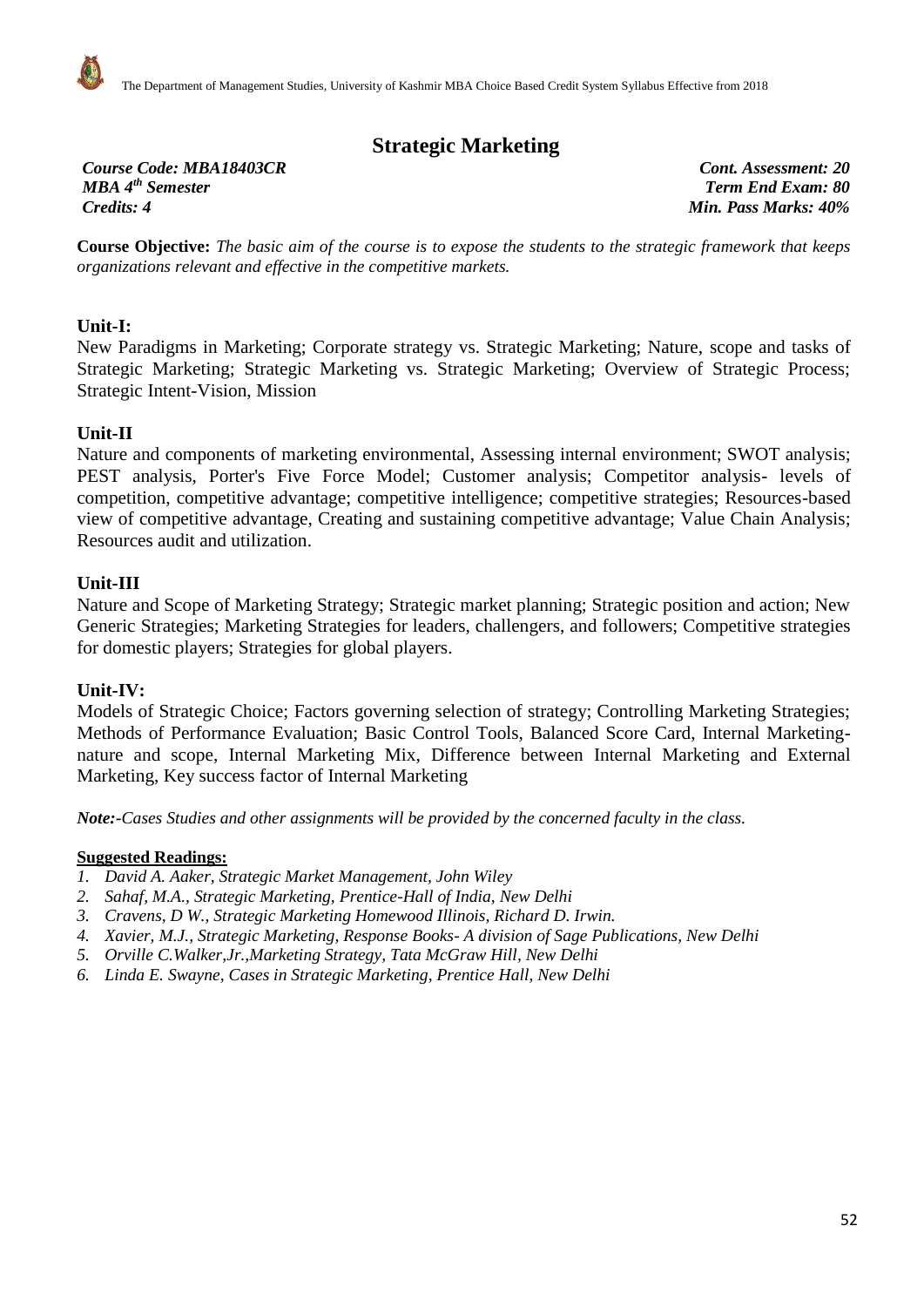# Strategic Marketing

*Course Code: MBA18403CR* — *Cont. Assessment: 20*
*MBA 4th Semester* — *Term End Exam: 80*
*Credits: 4* — *Min. Pass Marks: 40%*

**Course Objective:** *The basic aim of the course is to expose the students to the strategic framework that keeps organizations relevant and effective in the competitive markets.*

## Unit-I:

New Paradigms in Marketing; Corporate strategy vs. Strategic Marketing; Nature, scope and tasks of Strategic Marketing; Strategic Marketing vs. Strategic Marketing; Overview of Strategic Process; Strategic Intent-Vision, Mission

## Unit-II

Nature and components of marketing environmental, Assessing internal environment; SWOT analysis; PEST analysis, Porter's Five Force Model; Customer analysis; Competitor analysis- levels of competition, competitive advantage; competitive intelligence; competitive strategies; Resources-based view of competitive advantage, Creating and sustaining competitive advantage; Value Chain Analysis; Resources audit and utilization.

## Unit-III

Nature and Scope of Marketing Strategy; Strategic market planning; Strategic position and action; New Generic Strategies; Marketing Strategies for leaders, challengers, and followers; Competitive strategies for domestic players; Strategies for global players.

## Unit-IV:

Models of Strategic Choice; Factors governing selection of strategy; Controlling Marketing Strategies; Methods of Performance Evaluation; Basic Control Tools, Balanced Score Card, Internal Marketing-nature and scope, Internal Marketing Mix, Difference between Internal Marketing and External Marketing, Key success factor of Internal Marketing

***Note:-****Cases Studies and other assignments will be provided by the concerned faculty in the class.*

**Suggested Readings:**

1. *David A. Aaker, Strategic Market Management, John Wiley*
2. *Sahaf, M.A., Strategic Marketing, Prentice-Hall of India, New Delhi*
3. *Cravens, D W., Strategic Marketing Homewood Illinois, Richard D. Irwin.*
4. *Xavier, M.J., Strategic Marketing, Response Books- A division of Sage Publications, New Delhi*
5. *Orville C.Walker,Jr.,Marketing Strategy, Tata McGraw Hill, New Delhi*
6. *Linda E. Swayne, Cases in Strategic Marketing, Prentice Hall, New Delhi*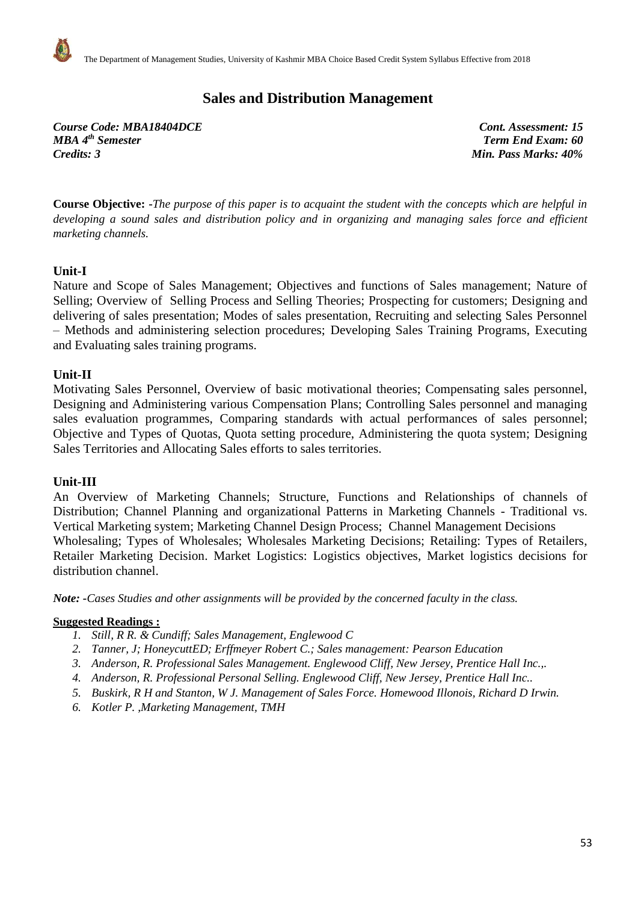# Sales and Distribution Management

***Course Code: MBA18404DCE*** | ***Cont. Assessment: 15***
***MBA 4th Semester*** | ***Term End Exam: 60***
***Credits: 3*** | ***Min. Pass Marks: 40%***

**Course Objective:** -*The purpose of this paper is to acquaint the student with the concepts which are helpful in developing a sound sales and distribution policy and in organizing and managing sales force and efficient marketing channels.*

## Unit-I

Nature and Scope of Sales Management; Objectives and functions of Sales management; Nature of Selling; Overview of Selling Process and Selling Theories; Prospecting for customers; Designing and delivering of sales presentation; Modes of sales presentation, Recruiting and selecting Sales Personnel – Methods and administering selection procedures; Developing Sales Training Programs, Executing and Evaluating sales training programs.

## Unit-II

Motivating Sales Personnel, Overview of basic motivational theories; Compensating sales personnel, Designing and Administering various Compensation Plans; Controlling Sales personnel and managing sales evaluation programmes, Comparing standards with actual performances of sales personnel; Objective and Types of Quotas, Quota setting procedure, Administering the quota system; Designing Sales Territories and Allocating Sales efforts to sales territories.

## Unit-III

An Overview of Marketing Channels; Structure, Functions and Relationships of channels of Distribution; Channel Planning and organizational Patterns in Marketing Channels - Traditional vs. Vertical Marketing system; Marketing Channel Design Process; Channel Management Decisions Wholesaling; Types of Wholesales; Wholesales Marketing Decisions; Retailing: Types of Retailers, Retailer Marketing Decision. Market Logistics: Logistics objectives, Market logistics decisions for distribution channel.

***Note:*** *-Cases Studies and other assignments will be provided by the concerned faculty in the class.*

**Suggested Readings :**

1. *Still, R R. & Cundiff; Sales Management, Englewood C*
2. *Tanner, J; HoneycuttED; Erffmeyer Robert C.; Sales management: Pearson Education*
3. *Anderson, R. Professional Sales Management. Englewood Cliff, New Jersey, Prentice Hall Inc.,.*
4. *Anderson, R. Professional Personal Selling. Englewood Cliff, New Jersey, Prentice Hall Inc..*
5. *Buskirk, R H and Stanton, W J. Management of Sales Force. Homewood Illonois, Richard D Irwin.*
6. *Kotler P. ,Marketing Management, TMH*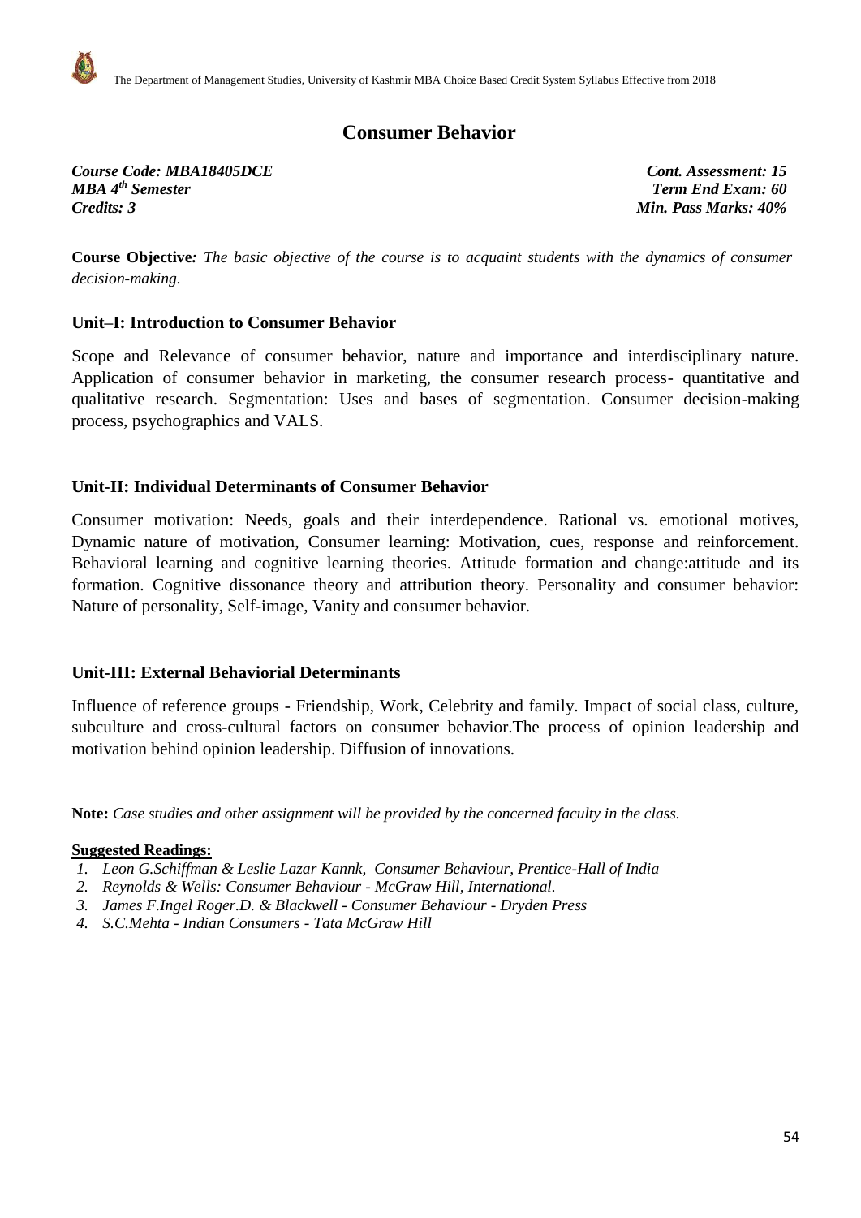# Consumer Behavior

***Course Code: MBA18405DCE*** | ***Cont. Assessment: 15***
***MBA 4th Semester*** | ***Term End Exam: 60***
***Credits: 3*** | ***Min. Pass Marks: 40%***

**Course Objective***: The basic objective of the course is to acquaint students with the dynamics of consumer decision-making.*

### Unit–I: Introduction to Consumer Behavior

Scope and Relevance of consumer behavior, nature and importance and interdisciplinary nature. Application of consumer behavior in marketing, the consumer research process- quantitative and qualitative research. Segmentation: Uses and bases of segmentation. Consumer decision-making process, psychographics and VALS.

### Unit-II: Individual Determinants of Consumer Behavior

Consumer motivation: Needs, goals and their interdependence. Rational vs. emotional motives, Dynamic nature of motivation, Consumer learning: Motivation, cues, response and reinforcement. Behavioral learning and cognitive learning theories. Attitude formation and change:attitude and its formation. Cognitive dissonance theory and attribution theory. Personality and consumer behavior: Nature of personality, Self-image, Vanity and consumer behavior.

### Unit-III: External Behaviorial Determinants

Influence of reference groups - Friendship, Work, Celebrity and family. Impact of social class, culture, subculture and cross-cultural factors on consumer behavior.The process of opinion leadership and motivation behind opinion leadership. Diffusion of innovations.

**Note:** *Case studies and other assignment will be provided by the concerned faculty in the class.*

**Suggested Readings:**

1. *Leon G.Schiffman & Leslie Lazar Kannk, Consumer Behaviour, Prentice-Hall of India*
2. *Reynolds & Wells: Consumer Behaviour - McGraw Hill, International.*
3. *James F.Ingel Roger.D. & Blackwell - Consumer Behaviour - Dryden Press*
4. *S.C.Mehta - Indian Consumers - Tata McGraw Hill*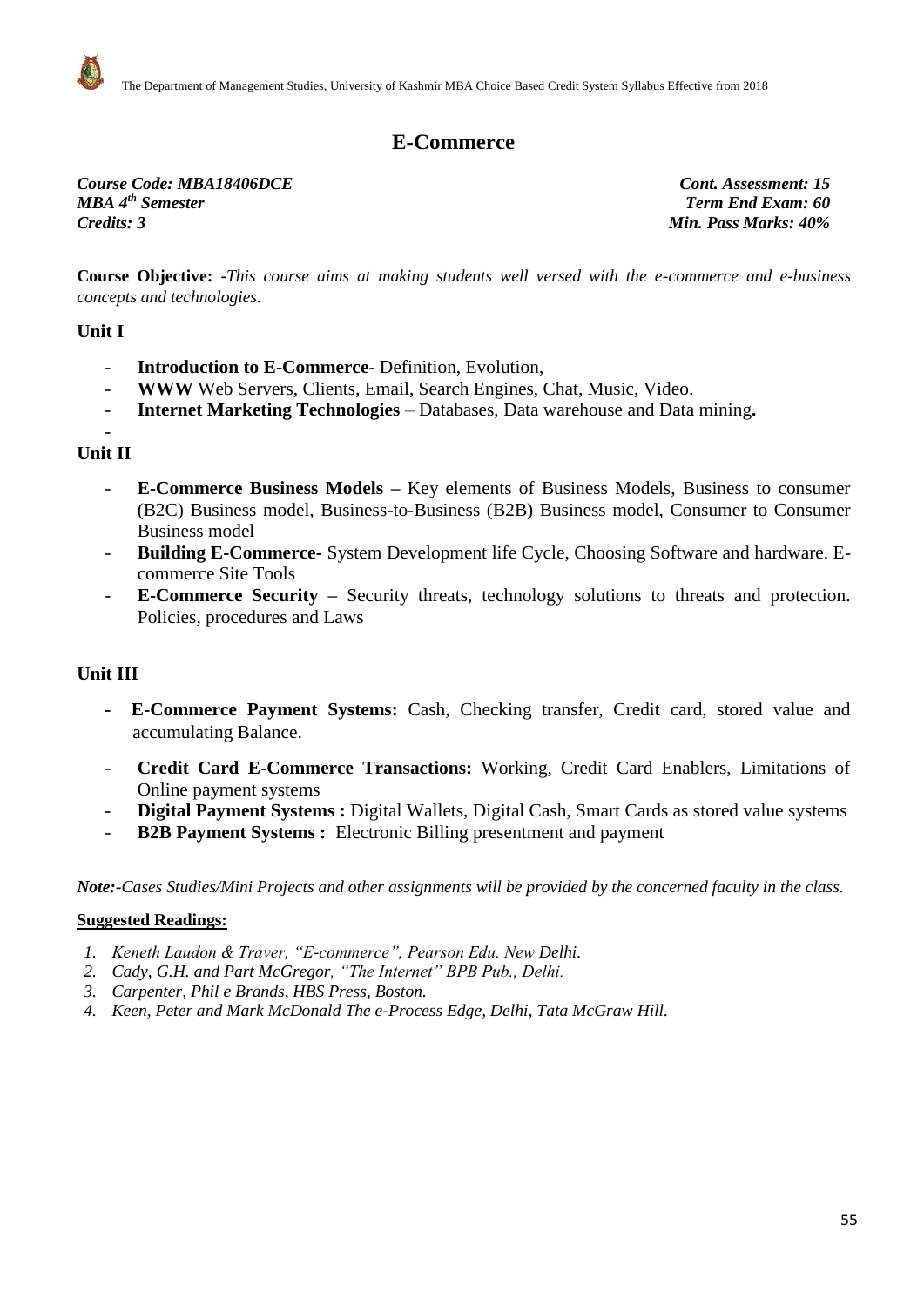# E-Commerce

***Course Code: MBA18406DCE*** ***Cont. Assessment: 15***
***MBA 4th Semester*** ***Term End Exam: 60***
***Credits: 3*** ***Min. Pass Marks: 40%***

**Course Objective:** -*This course aims at making students well versed with the e-commerce and e-business concepts and technologies.*

## Unit I

- **Introduction to E-Commerce**- Definition, Evolution,
- **WWW** Web Servers, Clients, Email, Search Engines, Chat, Music, Video.
- **Internet Marketing Technologies** – Databases, Data warehouse and Data mining**.**
-

## Unit II

- **E-Commerce Business Models –** Key elements of Business Models, Business to consumer (B2C) Business model, Business-to-Business (B2B) Business model, Consumer to Consumer Business model
- **Building E-Commerce-** System Development life Cycle, Choosing Software and hardware. E-commerce Site Tools
- **E-Commerce Security –** Security threats, technology solutions to threats and protection. Policies, procedures and Laws

## Unit III

- **E-Commerce Payment Systems:** Cash, Checking transfer, Credit card, stored value and accumulating Balance.
- **Credit Card E-Commerce Transactions:** Working, Credit Card Enablers, Limitations of Online payment systems
- **Digital Payment Systems :** Digital Wallets, Digital Cash, Smart Cards as stored value systems
- **B2B Payment Systems :** Electronic Billing presentment and payment

***Note:-****Cases Studies/Mini Projects and other assignments will be provided by the concerned faculty in the class.*

**Suggested Readings:**

1. *Keneth Laudon & Traver, "E-commerce", Pearson Edu. New Delhi.*
2. *Cady, G.H. and Part McGregor, "The Internet" BPB Pub., Delhi.*
3. *Carpenter, Phil e Brands, HBS Press, Boston.*
4. *Keen, Peter and Mark McDonald The e-Process Edge, Delhi, Tata McGraw Hill.*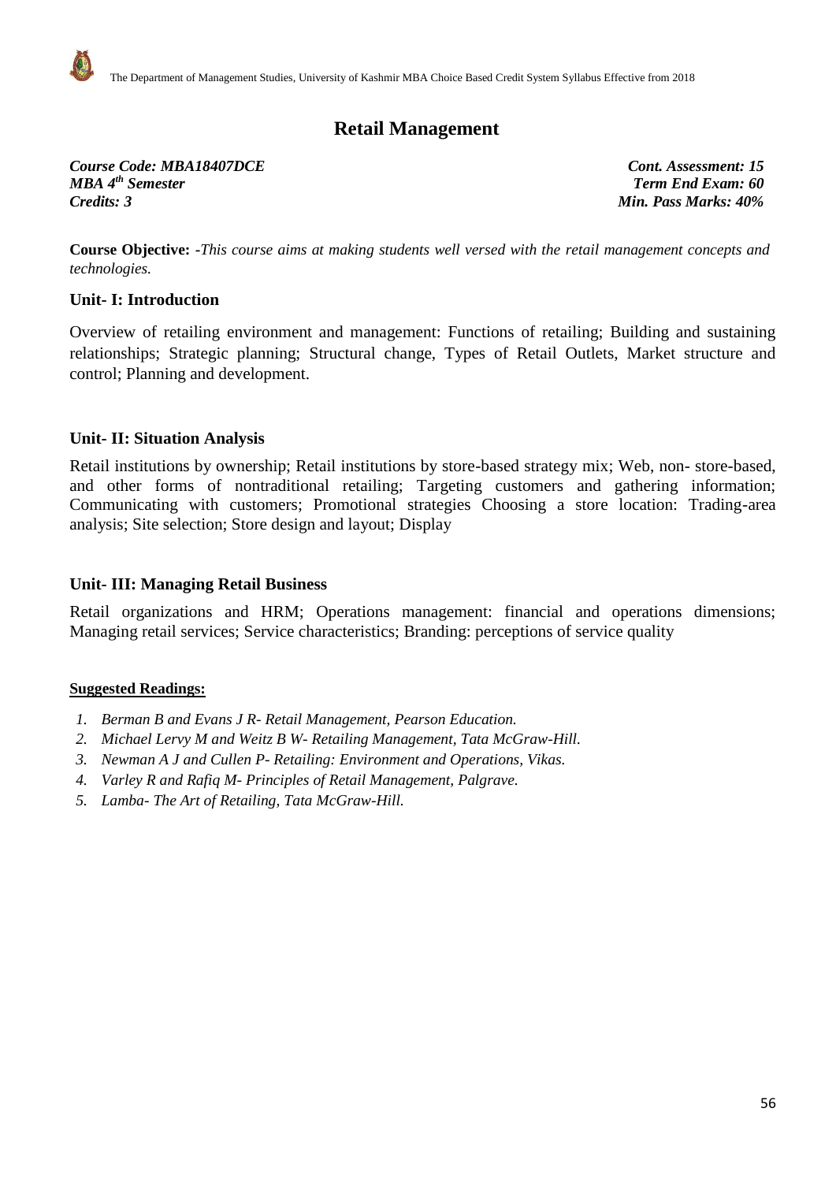## Retail Management

***Course Code: MBA18407DCE*** 
***MBA 4th Semester*** 
***Credits: 3***

***Cont. Assessment: 15*** 
***Term End Exam: 60*** 
***Min. Pass Marks: 40%***

**Course Objective:** -*This course aims at making students well versed with the retail management concepts and technologies.*

### Unit- I: Introduction

Overview of retailing environment and management: Functions of retailing; Building and sustaining relationships; Strategic planning; Structural change, Types of Retail Outlets, Market structure and control; Planning and development.

### Unit- II: Situation Analysis

Retail institutions by ownership; Retail institutions by store-based strategy mix; Web, non- store-based, and other forms of nontraditional retailing; Targeting customers and gathering information; Communicating with customers; Promotional strategies Choosing a store location: Trading-area analysis; Site selection; Store design and layout; Display

### Unit- III: Managing Retail Business

Retail organizations and HRM; Operations management: financial and operations dimensions; Managing retail services; Service characteristics; Branding: perceptions of service quality

**Suggested Readings:**

1. *Berman B and Evans J R- Retail Management, Pearson Education.*
2. *Michael Lervy M and Weitz B W- Retailing Management, Tata McGraw-Hill.*
3. *Newman A J and Cullen P- Retailing: Environment and Operations, Vikas.*
4. *Varley R and Rafiq M- Principles of Retail Management, Palgrave.*
5. *Lamba- The Art of Retailing, Tata McGraw-Hill.*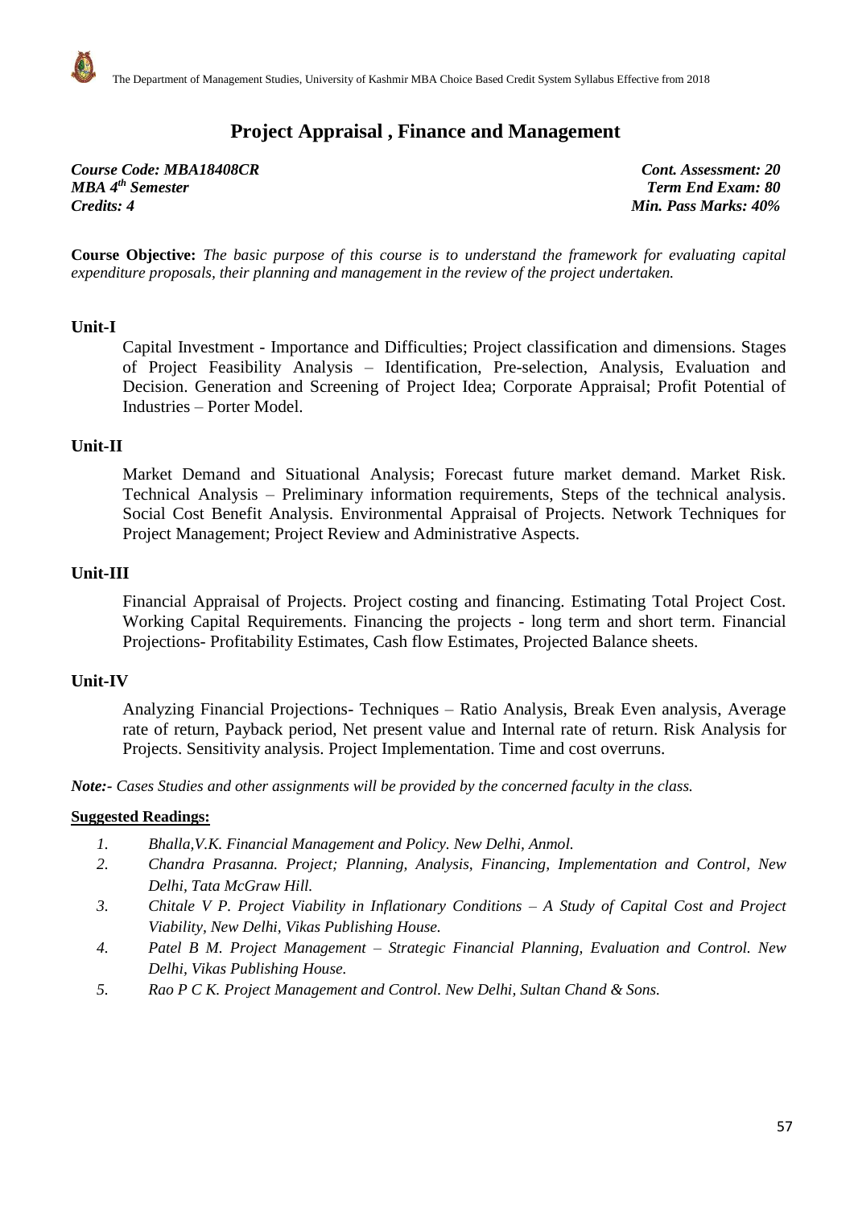# Project Appraisal , Finance and Management

***Course Code: MBA18408CR*** — ***Cont. Assessment: 20***
***MBA 4th Semester*** — ***Term End Exam: 80***
***Credits: 4*** — ***Min. Pass Marks: 40%***

**Course Objective:** *The basic purpose of this course is to understand the framework for evaluating capital expenditure proposals, their planning and management in the review of the project undertaken.*

### Unit-I

Capital Investment - Importance and Difficulties; Project classification and dimensions. Stages of Project Feasibility Analysis – Identification, Pre-selection, Analysis, Evaluation and Decision. Generation and Screening of Project Idea; Corporate Appraisal; Profit Potential of Industries – Porter Model.

### Unit-II

Market Demand and Situational Analysis; Forecast future market demand. Market Risk. Technical Analysis – Preliminary information requirements, Steps of the technical analysis. Social Cost Benefit Analysis. Environmental Appraisal of Projects. Network Techniques for Project Management; Project Review and Administrative Aspects.

### Unit-III

Financial Appraisal of Projects. Project costing and financing. Estimating Total Project Cost. Working Capital Requirements. Financing the projects - long term and short term. Financial Projections- Profitability Estimates, Cash flow Estimates, Projected Balance sheets.

### Unit-IV

Analyzing Financial Projections- Techniques – Ratio Analysis, Break Even analysis, Average rate of return, Payback period, Net present value and Internal rate of return. Risk Analysis for Projects. Sensitivity analysis. Project Implementation. Time and cost overruns.

***Note:-*** *Cases Studies and other assignments will be provided by the concerned faculty in the class.*

**Suggested Readings:**

1. *Bhalla,V.K. Financial Management and Policy. New Delhi, Anmol.*
2. *Chandra Prasanna. Project; Planning, Analysis, Financing, Implementation and Control, New Delhi, Tata McGraw Hill.*
3. *Chitale V P. Project Viability in Inflationary Conditions – A Study of Capital Cost and Project Viability, New Delhi, Vikas Publishing House.*
4. *Patel B M. Project Management – Strategic Financial Planning, Evaluation and Control. New Delhi, Vikas Publishing House.*
5. *Rao P C K. Project Management and Control. New Delhi, Sultan Chand & Sons.*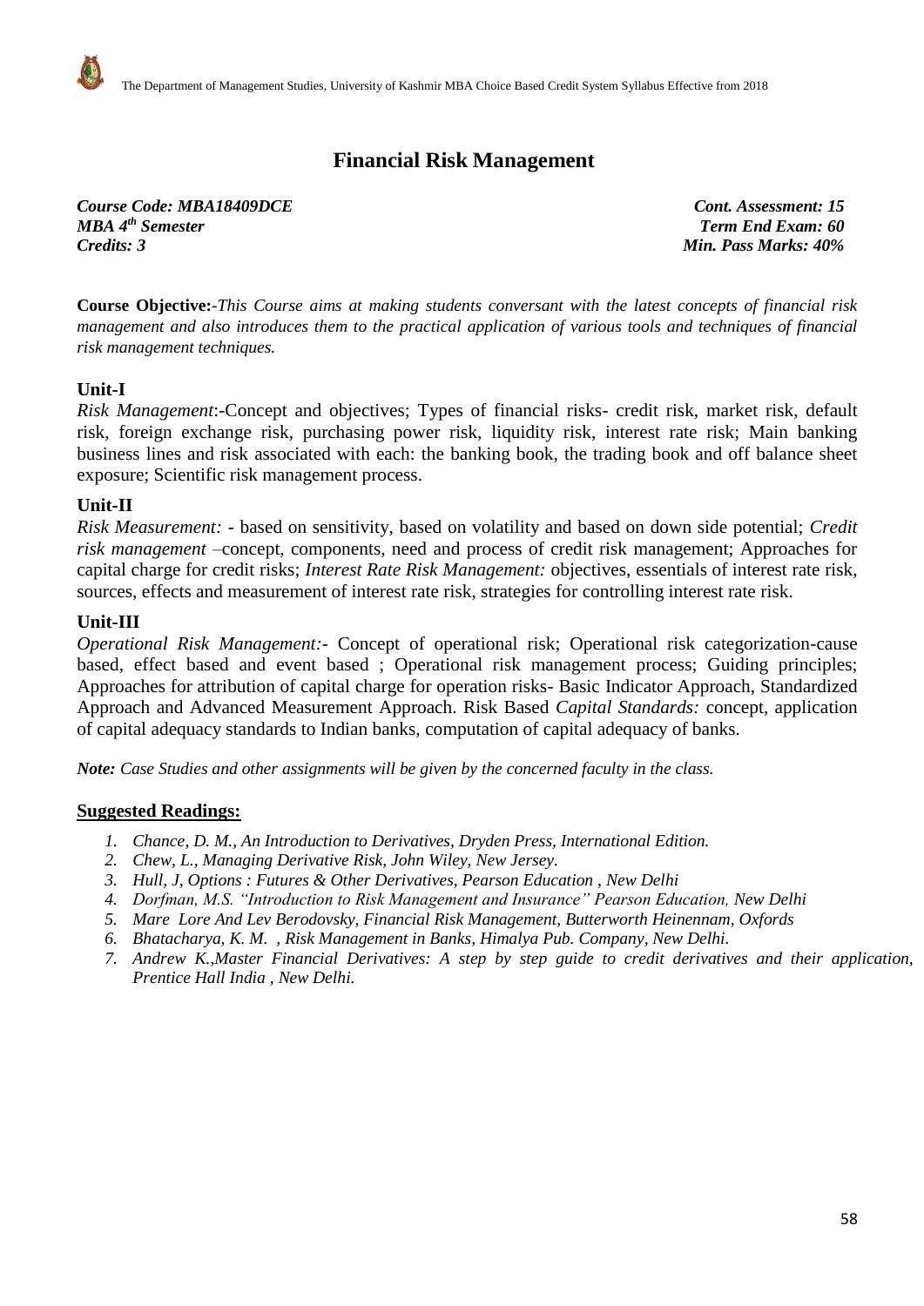# Financial Risk Management

***Course Code: MBA18409DCE*** &nbsp;&nbsp;&nbsp;&nbsp;&nbsp;&nbsp;&nbsp;&nbsp;&nbsp;&nbsp;&nbsp;&nbsp;&nbsp;&nbsp;&nbsp;&nbsp;&nbsp;&nbsp;&nbsp;&nbsp;&nbsp;&nbsp;&nbsp;&nbsp;&nbsp;&nbsp;&nbsp;&nbsp;&nbsp;&nbsp;&nbsp;&nbsp;&nbsp;&nbsp;&nbsp;&nbsp;&nbsp;&nbsp;&nbsp;&nbsp; ***Cont. Assessment: 15***
***MBA 4th Semester*** &nbsp;&nbsp;&nbsp;&nbsp;&nbsp;&nbsp;&nbsp;&nbsp;&nbsp;&nbsp;&nbsp;&nbsp;&nbsp;&nbsp;&nbsp;&nbsp;&nbsp;&nbsp;&nbsp;&nbsp;&nbsp;&nbsp;&nbsp;&nbsp;&nbsp;&nbsp;&nbsp;&nbsp;&nbsp;&nbsp;&nbsp;&nbsp;&nbsp;&nbsp;&nbsp;&nbsp;&nbsp;&nbsp;&nbsp;&nbsp;&nbsp;&nbsp;&nbsp;&nbsp;&nbsp;&nbsp;&nbsp;&nbsp;&nbsp;&nbsp; ***Term End Exam: 60***
***Credits: 3*** &nbsp;&nbsp;&nbsp;&nbsp;&nbsp;&nbsp;&nbsp;&nbsp;&nbsp;&nbsp;&nbsp;&nbsp;&nbsp;&nbsp;&nbsp;&nbsp;&nbsp;&nbsp;&nbsp;&nbsp;&nbsp;&nbsp;&nbsp;&nbsp;&nbsp;&nbsp;&nbsp;&nbsp;&nbsp;&nbsp;&nbsp;&nbsp;&nbsp;&nbsp;&nbsp;&nbsp;&nbsp;&nbsp;&nbsp;&nbsp;&nbsp;&nbsp;&nbsp;&nbsp;&nbsp;&nbsp;&nbsp;&nbsp;&nbsp;&nbsp;&nbsp;&nbsp;&nbsp;&nbsp;&nbsp;&nbsp;&nbsp;&nbsp; ***Min. Pass Marks: 40%***

**Course Objective:**-*This Course aims at making students conversant with the latest concepts of financial risk management and also introduces them to the practical application of various tools and techniques of financial risk management techniques.*

### Unit-I

*Risk Management*:-Concept and objectives; Types of financial risks- credit risk, market risk, default risk, foreign exchange risk, purchasing power risk, liquidity risk, interest rate risk; Main banking business lines and risk associated with each: the banking book, the trading book and off balance sheet exposure; Scientific risk management process.

### Unit-II

*Risk Measurement:* - based on sensitivity, based on volatility and based on down side potential; *Credit risk management* –concept, components, need and process of credit risk management; Approaches for capital charge for credit risks; *Interest Rate Risk Management:* objectives, essentials of interest rate risk, sources, effects and measurement of interest rate risk, strategies for controlling interest rate risk.

### Unit-III

*Operational Risk Management:*- Concept of operational risk; Operational risk categorization-cause based, effect based and event based ; Operational risk management process; Guiding principles; Approaches for attribution of capital charge for operation risks- Basic Indicator Approach, Standardized Approach and Advanced Measurement Approach. Risk Based *Capital Standards:* concept, application of capital adequacy standards to Indian banks, computation of capital adequacy of banks.

***Note:*** *Case Studies and other assignments will be given by the concerned faculty in the class.*

### Suggested Readings:

1. *Chance, D. M., An Introduction to Derivatives, Dryden Press, International Edition.*
2. *Chew, L., Managing Derivative Risk, John Wiley, New Jersey.*
3. *Hull, J, Options : Futures & Other Derivatives, Pearson Education , New Delhi*
4. *Dorfman, M.S. "Introduction to Risk Management and Insurance" Pearson Education, New Delhi*
5. *Mare Lore And Lev Berodovsky, Financial Risk Management, Butterworth Heinennam, Oxfords*
6. *Bhatacharya, K. M. , Risk Management in Banks, Himalya Pub. Company, New Delhi.*
7. *Andrew K.,Master Financial Derivatives: A step by step guide to credit derivatives and their application, Prentice Hall India , New Delhi.*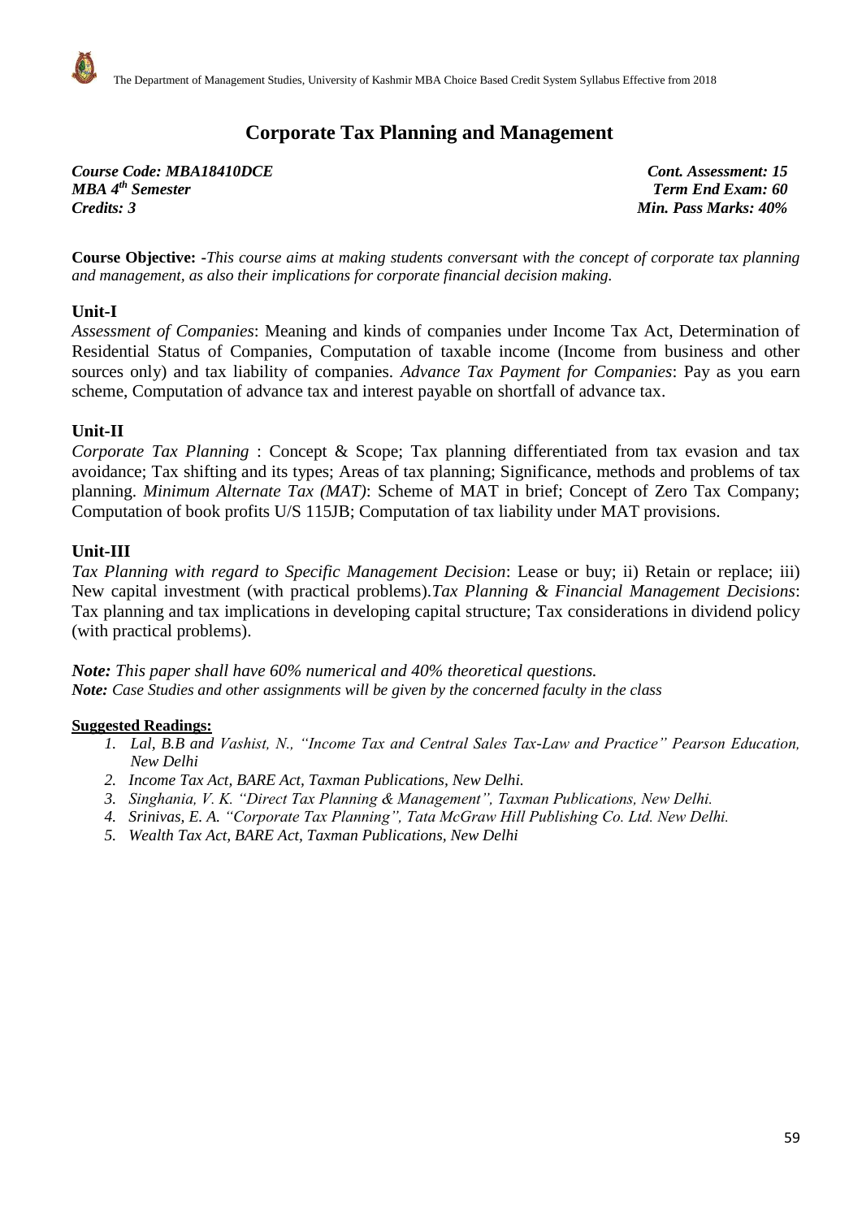# Corporate Tax Planning and Management

***Course Code: MBA18410DCE*** — ***Cont. Assessment: 15***
***MBA 4th Semester*** — ***Term End Exam: 60***
***Credits: 3*** — ***Min. Pass Marks: 40%***

**Course Objective:** -*This course aims at making students conversant with the concept of corporate tax planning and management, as also their implications for corporate financial decision making.*

## Unit-I

*Assessment of Companies*: Meaning and kinds of companies under Income Tax Act, Determination of Residential Status of Companies, Computation of taxable income (Income from business and other sources only) and tax liability of companies. *Advance Tax Payment for Companies*: Pay as you earn scheme, Computation of advance tax and interest payable on shortfall of advance tax.

## Unit-II

*Corporate Tax Planning* : Concept & Scope; Tax planning differentiated from tax evasion and tax avoidance; Tax shifting and its types; Areas of tax planning; Significance, methods and problems of tax planning. *Minimum Alternate Tax (MAT)*: Scheme of MAT in brief; Concept of Zero Tax Company; Computation of book profits U/S 115JB; Computation of tax liability under MAT provisions.

## Unit-III

*Tax Planning with regard to Specific Management Decision*: Lease or buy; ii) Retain or replace; iii) New capital investment (with practical problems).*Tax Planning & Financial Management Decisions*: Tax planning and tax implications in developing capital structure; Tax considerations in dividend policy (with practical problems).

***Note:*** *This paper shall have 60% numerical and 40% theoretical questions.*
***Note:*** *Case Studies and other assignments will be given by the concerned faculty in the class*

**Suggested Readings:**

1. *Lal, B.B and Vashist, N., "Income Tax and Central Sales Tax-Law and Practice" Pearson Education, New Delhi*
2. *Income Tax Act, BARE Act, Taxman Publications, New Delhi.*
3. *Singhania, V. K. "Direct Tax Planning & Management", Taxman Publications, New Delhi.*
4. *Srinivas, E. A. "Corporate Tax Planning", Tata McGraw Hill Publishing Co. Ltd. New Delhi.*
5. *Wealth Tax Act, BARE Act, Taxman Publications, New Delhi*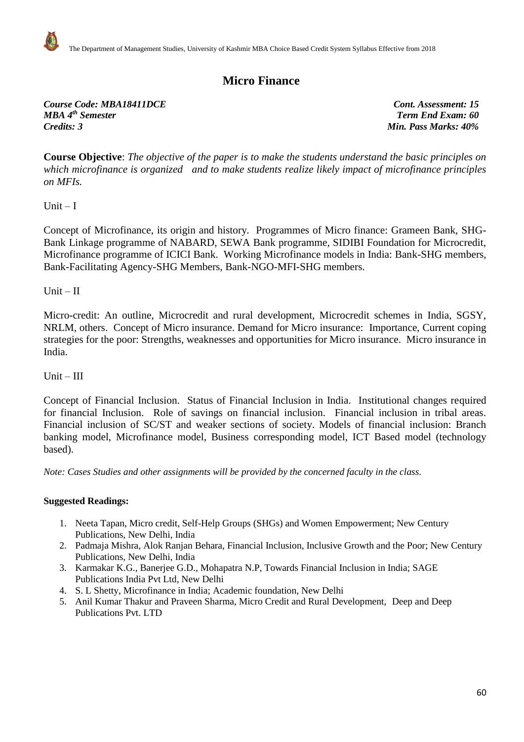# Micro Finance

***Course Code: MBA18411DCE*** | ***Cont. Assessment: 15***
***MBA 4th Semester*** | ***Term End Exam: 60***
***Credits: 3*** | ***Min. Pass Marks: 40%***

**Course Objective**: *The objective of the paper is to make the students understand the basic principles on which microfinance is organized and to make students realize likely impact of microfinance principles on MFIs.*

Unit – I

Concept of Microfinance, its origin and history. Programmes of Micro finance: Grameen Bank, SHG-Bank Linkage programme of NABARD, SEWA Bank programme, SIDIBI Foundation for Microcredit, Microfinance programme of ICICI Bank. Working Microfinance models in India: Bank-SHG members, Bank-Facilitating Agency-SHG Members, Bank-NGO-MFI-SHG members.

Unit – II

Micro-credit: An outline, Microcredit and rural development, Microcredit schemes in India, SGSY, NRLM, others. Concept of Micro insurance. Demand for Micro insurance: Importance, Current coping strategies for the poor: Strengths, weaknesses and opportunities for Micro insurance. Micro insurance in India.

Unit – III

Concept of Financial Inclusion. Status of Financial Inclusion in India. Institutional changes required for financial Inclusion. Role of savings on financial inclusion. Financial inclusion in tribal areas. Financial inclusion of SC/ST and weaker sections of society. Models of financial inclusion: Branch banking model, Microfinance model, Business corresponding model, ICT Based model (technology based).

*Note: Cases Studies and other assignments will be provided by the concerned faculty in the class.*

**Suggested Readings:**

1. Neeta Tapan, Micro credit, Self-Help Groups (SHGs) and Women Empowerment; New Century Publications, New Delhi, India
2. Padmaja Mishra, Alok Ranjan Behara, Financial Inclusion, Inclusive Growth and the Poor; New Century Publications, New Delhi, India
3. Karmakar K.G., Banerjee G.D., Mohapatra N.P, Towards Financial Inclusion in India; SAGE Publications India Pvt Ltd, New Delhi
4. S. L Shetty, Microfinance in India; Academic foundation, New Delhi
5. Anil Kumar Thakur and Praveen Sharma, Micro Credit and Rural Development, Deep and Deep Publications Pvt. LTD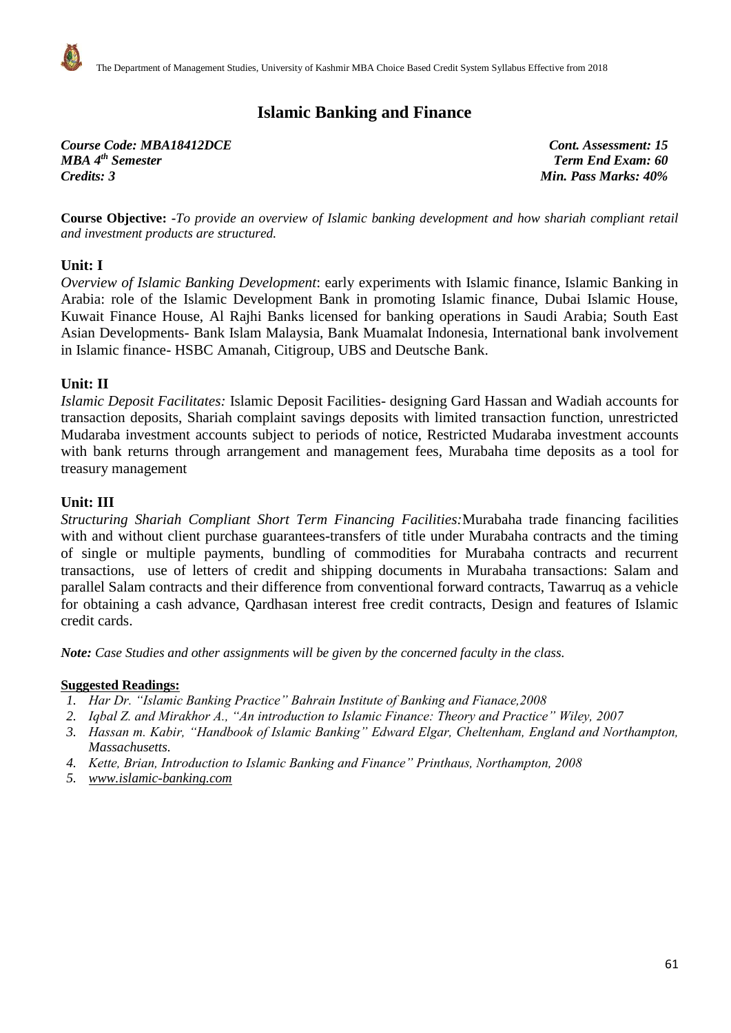# Islamic Banking and Finance

***Course Code: MBA18412DCE*** — ***Cont. Assessment: 15***
***MBA 4th Semester*** — ***Term End Exam: 60***
***Credits: 3*** — ***Min. Pass Marks: 40%***

**Course Objective:** -*To provide an overview of Islamic banking development and how shariah compliant retail and investment products are structured.*

## Unit: I

*Overview of Islamic Banking Development*: early experiments with Islamic finance, Islamic Banking in Arabia: role of the Islamic Development Bank in promoting Islamic finance, Dubai Islamic House, Kuwait Finance House, Al Rajhi Banks licensed for banking operations in Saudi Arabia; South East Asian Developments- Bank Islam Malaysia, Bank Muamalat Indonesia, International bank involvement in Islamic finance- HSBC Amanah, Citigroup, UBS and Deutsche Bank.

## Unit: II

*Islamic Deposit Facilitates:* Islamic Deposit Facilities- designing Gard Hassan and Wadiah accounts for transaction deposits, Shariah complaint savings deposits with limited transaction function, unrestricted Mudaraba investment accounts subject to periods of notice, Restricted Mudaraba investment accounts with bank returns through arrangement and management fees, Murabaha time deposits as a tool for treasury management

## Unit: III

*Structuring Shariah Compliant Short Term Financing Facilities:*Murabaha trade financing facilities with and without client purchase guarantees-transfers of title under Murabaha contracts and the timing of single or multiple payments, bundling of commodities for Murabaha contracts and recurrent transactions, use of letters of credit and shipping documents in Murabaha transactions: Salam and parallel Salam contracts and their difference from conventional forward contracts, Tawarruq as a vehicle for obtaining a cash advance, Qardhasan interest free credit contracts, Design and features of Islamic credit cards.

***Note:*** *Case Studies and other assignments will be given by the concerned faculty in the class.*

**Suggested Readings:**

1. *Har Dr. "Islamic Banking Practice" Bahrain Institute of Banking and Fianace,2008*
2. *Iqbal Z. and Mirakhor A., "An introduction to Islamic Finance: Theory and Practice" Wiley, 2007*
3. *Hassan m. Kabir, "Handbook of Islamic Banking" Edward Elgar, Cheltenham, England and Northampton, Massachusetts.*
4. *Kette, Brian, Introduction to Islamic Banking and Finance" Printhaus, Northampton, 2008*
5. *www.islamic-banking.com*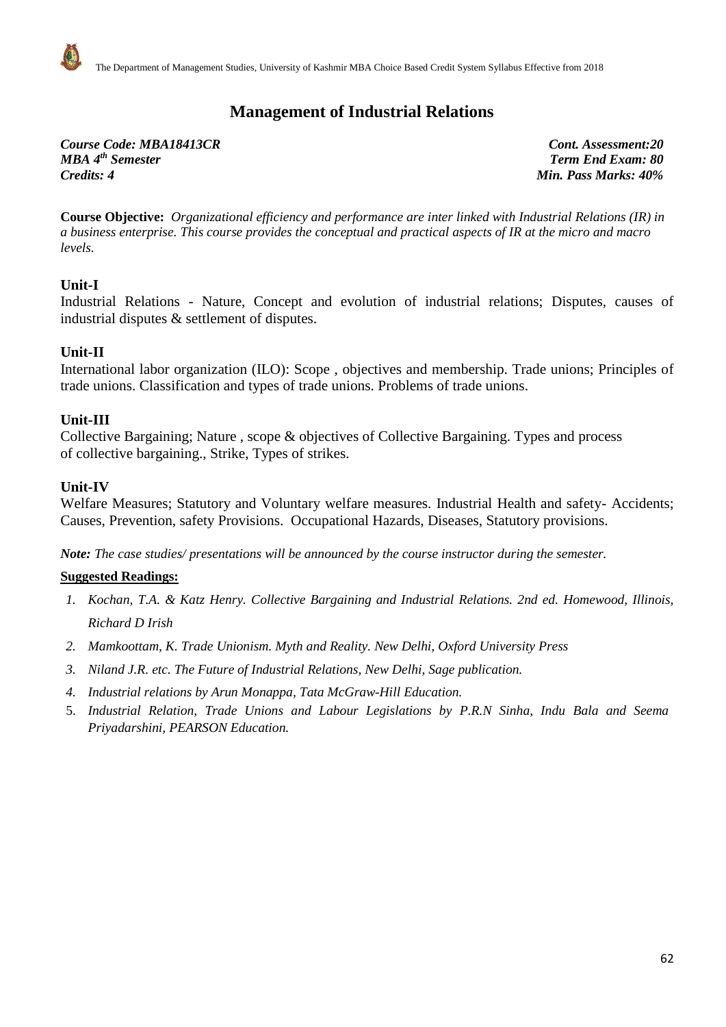# Management of Industrial Relations

***Course Code: MBA18413CR*** — ***Cont. Assessment:20***
***MBA 4th Semester*** — ***Term End Exam: 80***
***Credits: 4*** — ***Min. Pass Marks: 40%***

**Course Objective:** *Organizational efficiency and performance are inter linked with Industrial Relations (IR) in a business enterprise. This course provides the conceptual and practical aspects of IR at the micro and macro levels.*

## Unit-I

Industrial Relations - Nature, Concept and evolution of industrial relations; Disputes, causes of industrial disputes & settlement of disputes.

## Unit-II

International labor organization (ILO): Scope , objectives and membership. Trade unions; Principles of trade unions. Classification and types of trade unions. Problems of trade unions.

## Unit-III

Collective Bargaining; Nature , scope & objectives of Collective Bargaining. Types and process of collective bargaining., Strike, Types of strikes.

## Unit-IV

Welfare Measures; Statutory and Voluntary welfare measures. Industrial Health and safety- Accidents; Causes, Prevention, safety Provisions. Occupational Hazards, Diseases, Statutory provisions.

***Note:*** *The case studies/ presentations will be announced by the course instructor during the semester.*

**Suggested Readings:**

1. *Kochan, T.A. & Katz Henry. Collective Bargaining and Industrial Relations. 2nd ed. Homewood, Illinois, Richard D Irish*
2. *Mamkoottam, K. Trade Unionism. Myth and Reality. New Delhi, Oxford University Press*
3. *Niland J.R. etc. The Future of Industrial Relations, New Delhi, Sage publication.*
4. *Industrial relations by Arun Monappa, Tata McGraw-Hill Education.*
5. *Industrial Relation, Trade Unions and Labour Legislations by P.R.N Sinha, Indu Bala and Seema Priyadarshini, PEARSON Education.*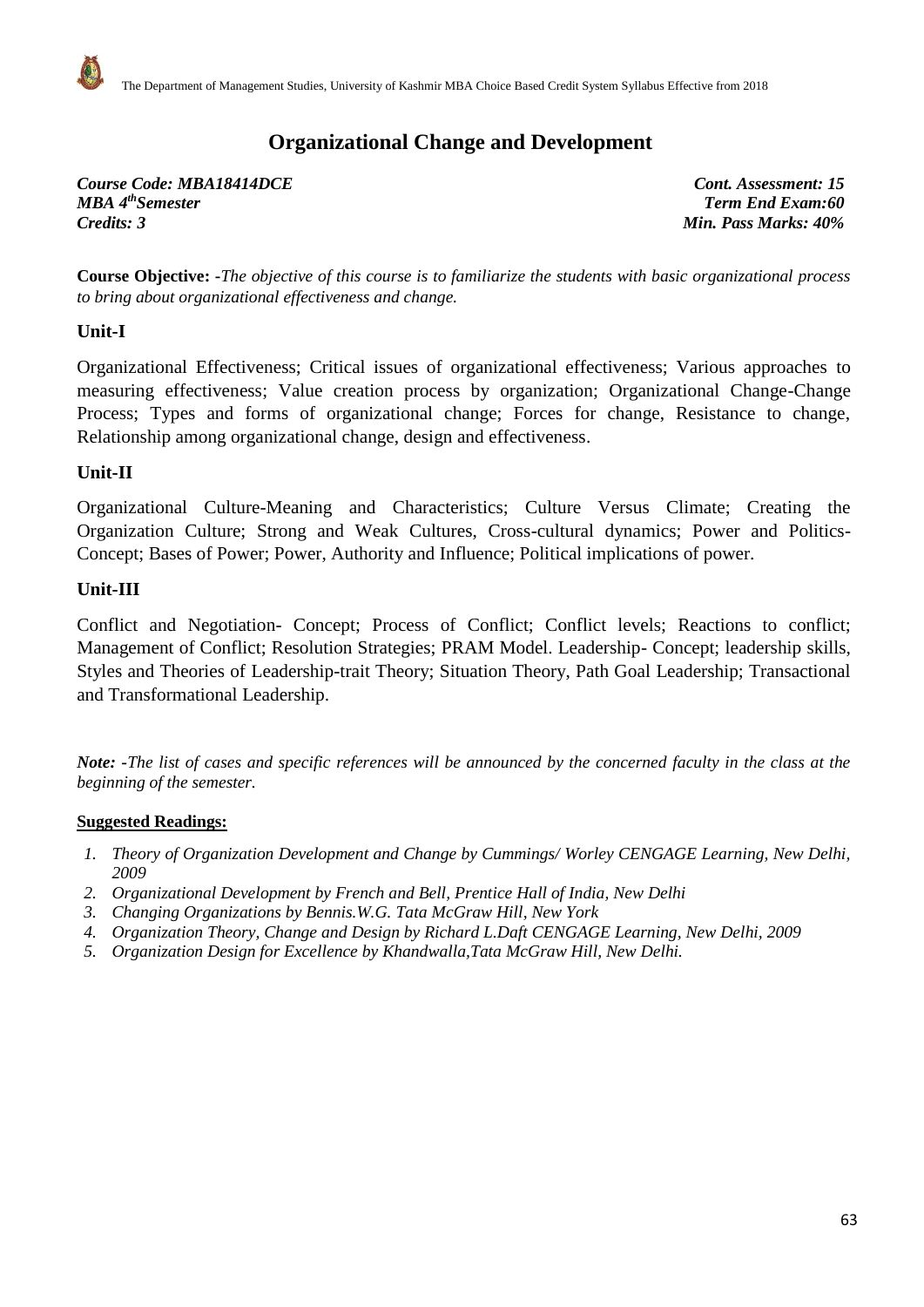# Organizational Change and Development

***Course Code: MBA18414DCE*** — ***Cont. Assessment: 15***
***MBA 4thSemester*** — ***Term End Exam:60***
***Credits: 3*** — ***Min. Pass Marks: 40%***

**Course Objective: -***The objective of this course is to familiarize the students with basic organizational process to bring about organizational effectiveness and change.*

## Unit-I

Organizational Effectiveness; Critical issues of organizational effectiveness; Various approaches to measuring effectiveness; Value creation process by organization; Organizational Change-Change Process; Types and forms of organizational change; Forces for change, Resistance to change, Relationship among organizational change, design and effectiveness.

## Unit-II

Organizational Culture-Meaning and Characteristics; Culture Versus Climate; Creating the Organization Culture; Strong and Weak Cultures, Cross-cultural dynamics; Power and Politics-Concept; Bases of Power; Power, Authority and Influence; Political implications of power.

## Unit-III

Conflict and Negotiation- Concept; Process of Conflict; Conflict levels; Reactions to conflict; Management of Conflict; Resolution Strategies; PRAM Model. Leadership- Concept; leadership skills, Styles and Theories of Leadership-trait Theory; Situation Theory, Path Goal Leadership; Transactional and Transformational Leadership.

***Note:*** *-The list of cases and specific references will be announced by the concerned faculty in the class at the beginning of the semester.*

**Suggested Readings:**

1. *Theory of Organization Development and Change by Cummings/ Worley CENGAGE Learning, New Delhi, 2009*
2. *Organizational Development by French and Bell, Prentice Hall of India, New Delhi*
3. *Changing Organizations by Bennis.W.G. Tata McGraw Hill, New York*
4. *Organization Theory, Change and Design by Richard L.Daft CENGAGE Learning, New Delhi, 2009*
5. *Organization Design for Excellence by Khandwalla,Tata McGraw Hill, New Delhi.*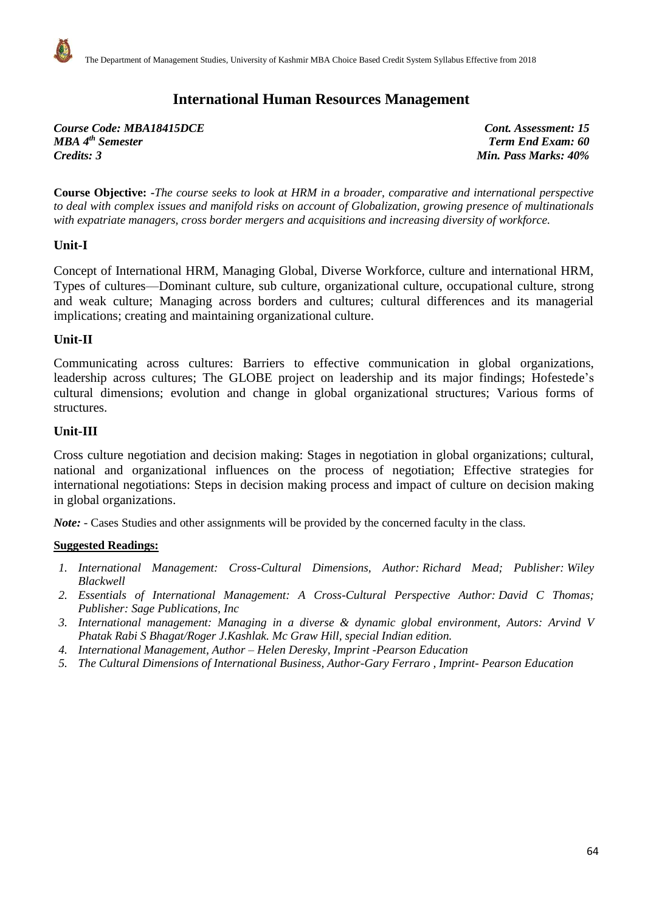# International Human Resources Management

*Course Code: MBA18415DCE* | *Cont. Assessment: 15*
*MBA $4^{th}$ Semester* | *Term End Exam: 60*
*Credits: 3* | *Min. Pass Marks: 40%*

**Course Objective:** -*The course seeks to look at HRM in a broader, comparative and international perspective to deal with complex issues and manifold risks on account of Globalization, growing presence of multinationals with expatriate managers, cross border mergers and acquisitions and increasing diversity of workforce.*

## Unit-I

Concept of International HRM, Managing Global, Diverse Workforce, culture and international HRM, Types of cultures—Dominant culture, sub culture, organizational culture, occupational culture, strong and weak culture; Managing across borders and cultures; cultural differences and its managerial implications; creating and maintaining organizational culture.

## Unit-II

Communicating across cultures: Barriers to effective communication in global organizations, leadership across cultures; The GLOBE project on leadership and its major findings; Hofestede's cultural dimensions; evolution and change in global organizational structures; Various forms of structures.

## Unit-III

Cross culture negotiation and decision making: Stages in negotiation in global organizations; cultural, national and organizational influences on the process of negotiation; Effective strategies for international negotiations: Steps in decision making process and impact of culture on decision making in global organizations.

***Note:*** - Cases Studies and other assignments will be provided by the concerned faculty in the class.

**Suggested Readings:**

1. *International Management: Cross-Cultural Dimensions, Author: Richard Mead; Publisher: Wiley Blackwell*
2. *Essentials of International Management: A Cross-Cultural Perspective Author: David C Thomas; Publisher: Sage Publications, Inc*
3. *International management: Managing in a diverse & dynamic global environment, Autors: Arvind V Phatak Rabi S Bhagat/Roger J.Kashlak. Mc Graw Hill, special Indian edition.*
4. *International Management, Author – Helen Deresky, Imprint -Pearson Education*
5. *The Cultural Dimensions of International Business, Author-Gary Ferraro , Imprint- Pearson Education*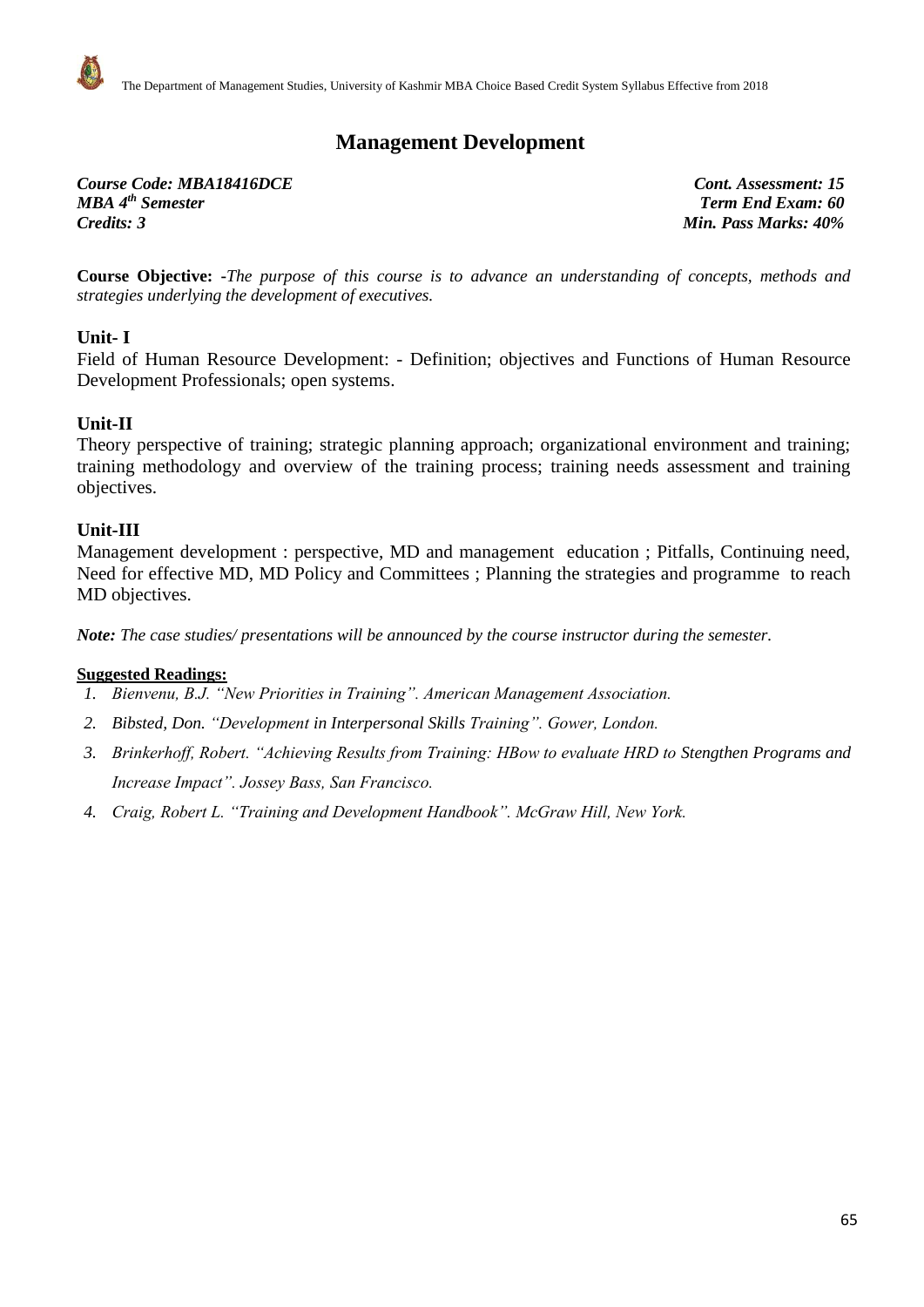# Management Development

***Course Code: MBA18416DCE***
***MBA 4th Semester***
***Credits: 3***

***Cont. Assessment: 15***
***Term End Exam: 60***
***Min. Pass Marks: 40%***

**Course Objective:** -*The purpose of this course is to advance an understanding of concepts, methods and strategies underlying the development of executives.*

## Unit- I

Field of Human Resource Development: - Definition; objectives and Functions of Human Resource Development Professionals; open systems.

## Unit-II

Theory perspective of training; strategic planning approach; organizational environment and training; training methodology and overview of the training process; training needs assessment and training objectives.

## Unit-III

Management development : perspective, MD and management education ; Pitfalls, Continuing need, Need for effective MD, MD Policy and Committees ; Planning the strategies and programme to reach MD objectives.

***Note:*** *The case studies/ presentations will be announced by the course instructor during the semester.*

**Suggested Readings:**

1. *Bienvenu, B.J. "New Priorities in Training". American Management Association.*
2. *Bibsted, Don. "Development in Interpersonal Skills Training". Gower, London.*
3. *Brinkerhoff, Robert. "Achieving Results from Training: HBow to evaluate HRD to Stengthen Programs and Increase Impact". Jossey Bass, San Francisco.*
4. *Craig, Robert L. "Training and Development Handbook". McGraw Hill, New York.*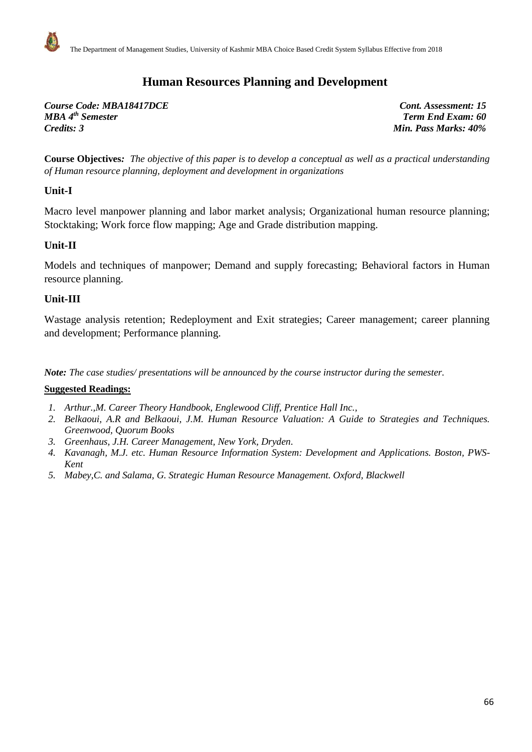# Human Resources Planning and Development

***Course Code: MBA18417DCE*** — ***Cont. Assessment: 15***
***MBA 4th Semester*** — ***Term End Exam: 60***
***Credits: 3*** — ***Min. Pass Marks: 40%***

**Course Objectives***:* *The objective of this paper is to develop a conceptual as well as a practical understanding of Human resource planning, deployment and development in organizations*

## Unit-I

Macro level manpower planning and labor market analysis; Organizational human resource planning; Stocktaking; Work force flow mapping; Age and Grade distribution mapping.

## Unit-II

Models and techniques of manpower; Demand and supply forecasting; Behavioral factors in Human resource planning.

## Unit-III

Wastage analysis retention; Redeployment and Exit strategies; Career management; career planning and development; Performance planning.

***Note:*** *The case studies/ presentations will be announced by the course instructor during the semester.*

**Suggested Readings:**

1. *Arthur.,M. Career Theory Handbook, Englewood Cliff, Prentice Hall Inc.,*
2. *Belkaoui, A.R and Belkaoui, J.M. Human Resource Valuation: A Guide to Strategies and Techniques. Greenwood, Quorum Books*
3. *Greenhaus, J.H. Career Management, New York, Dryden.*
4. *Kavanagh, M.J. etc. Human Resource Information System: Development and Applications. Boston, PWS-Kent*
5. *Mabey,C. and Salama, G. Strategic Human Resource Management. Oxford, Blackwell*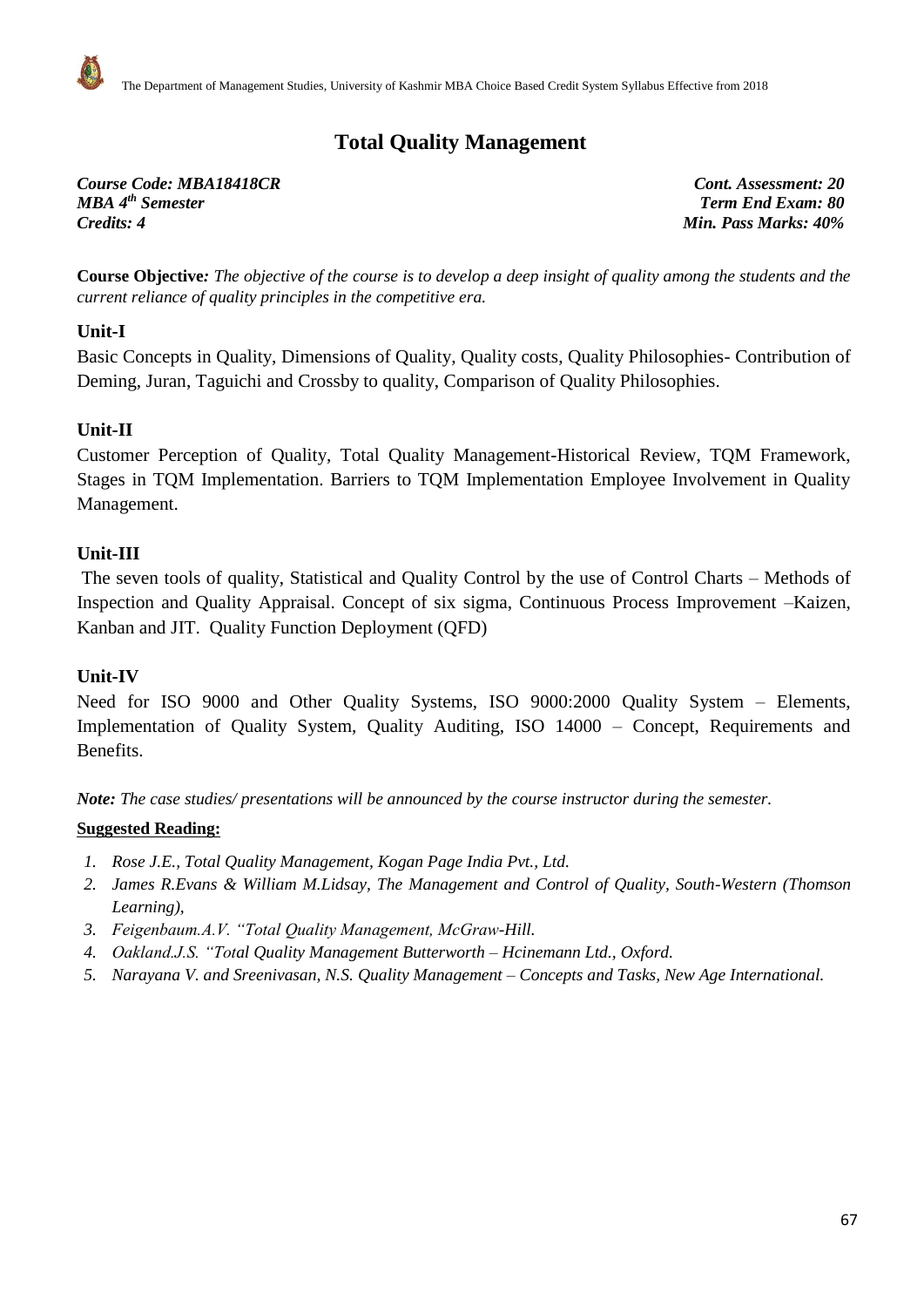# Total Quality Management

***Course Code: MBA18418CR*** — ***Cont. Assessment: 20***
***MBA 4th Semester*** — ***Term End Exam: 80***
***Credits: 4*** — ***Min. Pass Marks: 40%***

**Course Objective:** *The objective of the course is to develop a deep insight of quality among the students and the current reliance of quality principles in the competitive era.*

## Unit-I

Basic Concepts in Quality, Dimensions of Quality, Quality costs, Quality Philosophies- Contribution of Deming, Juran, Taguichi and Crossby to quality, Comparison of Quality Philosophies.

## Unit-II

Customer Perception of Quality, Total Quality Management-Historical Review, TQM Framework, Stages in TQM Implementation. Barriers to TQM Implementation Employee Involvement in Quality Management.

## Unit-III

The seven tools of quality, Statistical and Quality Control by the use of Control Charts – Methods of Inspection and Quality Appraisal. Concept of six sigma, Continuous Process Improvement –Kaizen, Kanban and JIT. Quality Function Deployment (QFD)

## Unit-IV

Need for ISO 9000 and Other Quality Systems, ISO 9000:2000 Quality System – Elements, Implementation of Quality System, Quality Auditing, ISO 14000 – Concept, Requirements and Benefits.

***Note:*** *The case studies/ presentations will be announced by the course instructor during the semester.*

**Suggested Reading:**

1. *Rose J.E., Total Quality Management, Kogan Page India Pvt., Ltd.*
2. *James R.Evans & William M.Lidsay, The Management and Control of Quality, South-Western (Thomson Learning),*
3. *Feigenbaum.A.V. "Total Quality Management, McGraw-Hill.*
4. *Oakland.J.S. "Total Quality Management Butterworth – Hcinemann Ltd., Oxford.*
5. *Narayana V. and Sreenivasan, N.S. Quality Management – Concepts and Tasks, New Age International.*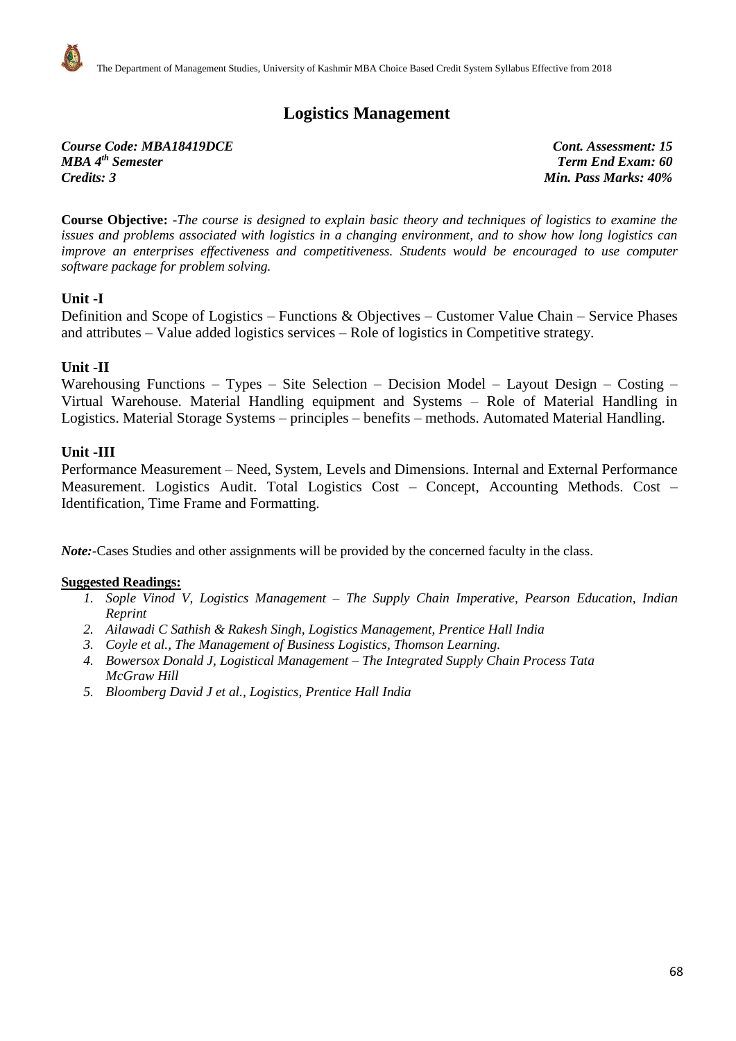# Logistics Management

***Course Code: MBA18419DCE*** | ***Cont. Assessment: 15***
***MBA 4th Semester*** | ***Term End Exam: 60***
***Credits: 3*** | ***Min. Pass Marks: 40%***

**Course Objective:** -*The course is designed to explain basic theory and techniques of logistics to examine the issues and problems associated with logistics in a changing environment, and to show how long logistics can improve an enterprises effectiveness and competitiveness. Students would be encouraged to use computer software package for problem solving.*

### Unit -I

Definition and Scope of Logistics – Functions & Objectives – Customer Value Chain – Service Phases and attributes – Value added logistics services – Role of logistics in Competitive strategy.

### Unit -II

Warehousing Functions – Types – Site Selection – Decision Model – Layout Design – Costing – Virtual Warehouse. Material Handling equipment and Systems – Role of Material Handling in Logistics. Material Storage Systems – principles – benefits – methods. Automated Material Handling.

### Unit -III

Performance Measurement – Need, System, Levels and Dimensions. Internal and External Performance Measurement. Logistics Audit. Total Logistics Cost – Concept, Accounting Methods. Cost – Identification, Time Frame and Formatting.

***Note:***-Cases Studies and other assignments will be provided by the concerned faculty in the class.

**Suggested Readings:**

1. *Sople Vinod V, Logistics Management – The Supply Chain Imperative, Pearson Education, Indian Reprint*
2. *Ailawadi C Sathish & Rakesh Singh, Logistics Management, Prentice Hall India*
3. *Coyle et al., The Management of Business Logistics, Thomson Learning.*
4. *Bowersox Donald J, Logistical Management – The Integrated Supply Chain Process Tata McGraw Hill*
5. *Bloomberg David J et al., Logistics, Prentice Hall India*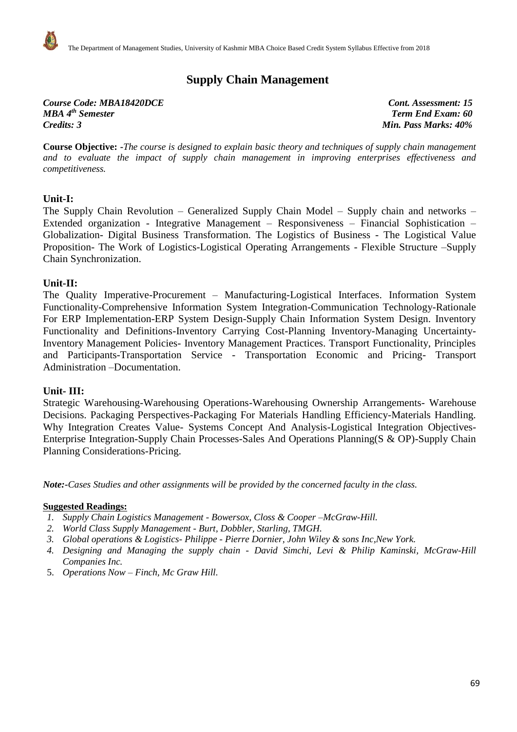# Supply Chain Management

***Course Code: MBA18420DCE*** | ***Cont. Assessment: 15***
***MBA 4th Semester*** | ***Term End Exam: 60***
***Credits: 3*** | ***Min. Pass Marks: 40%***

**Course Objective:** -*The course is designed to explain basic theory and techniques of supply chain management and to evaluate the impact of supply chain management in improving enterprises effectiveness and competitiveness.*

### Unit-I:

The Supply Chain Revolution – Generalized Supply Chain Model – Supply chain and networks – Extended organization - Integrative Management – Responsiveness – Financial Sophistication – Globalization- Digital Business Transformation. The Logistics of Business - The Logistical Value Proposition- The Work of Logistics-Logistical Operating Arrangements - Flexible Structure –Supply Chain Synchronization.

### Unit-II:

The Quality Imperative-Procurement – Manufacturing-Logistical Interfaces. Information System Functionality-Comprehensive Information System Integration-Communication Technology-Rationale For ERP Implementation-ERP System Design-Supply Chain Information System Design. Inventory Functionality and Definitions-Inventory Carrying Cost-Planning Inventory-Managing Uncertainty-Inventory Management Policies- Inventory Management Practices. Transport Functionality, Principles and Participants-Transportation Service - Transportation Economic and Pricing- Transport Administration –Documentation.

### Unit- III:

Strategic Warehousing-Warehousing Operations-Warehousing Ownership Arrangements- Warehouse Decisions. Packaging Perspectives-Packaging For Materials Handling Efficiency-Materials Handling. Why Integration Creates Value- Systems Concept And Analysis-Logistical Integration Objectives-Enterprise Integration-Supply Chain Processes-Sales And Operations Planning(S & OP)-Supply Chain Planning Considerations-Pricing.

***Note:-****Cases Studies and other assignments will be provided by the concerned faculty in the class.*

**Suggested Readings:**

1. *Supply Chain Logistics Management - Bowersox, Closs & Cooper –McGraw-Hill.*
2. *World Class Supply Management - Burt, Dobbler, Starling, TMGH.*
3. *Global operations & Logistics- Philippe - Pierre Dornier, John Wiley & sons Inc,New York.*
4. *Designing and Managing the supply chain - David Simchi, Levi & Philip Kaminski, McGraw-Hill Companies Inc.*
5. *Operations Now – Finch, Mc Graw Hill.*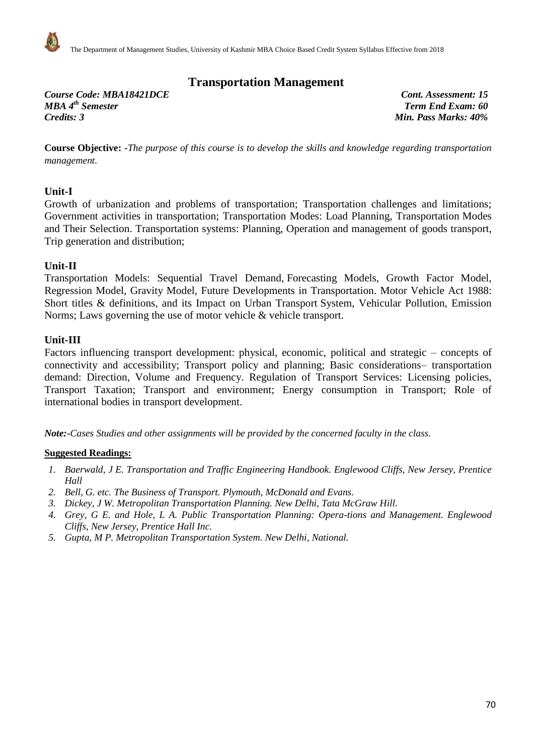# Transportation Management

| | |
|---|---|
| ***Course Code: MBA18421DCE*** | ***Cont. Assessment: 15*** |
| ***MBA 4th Semester*** | ***Term End Exam: 60*** |
| ***Credits: 3*** | ***Min. Pass Marks: 40%*** |

**Course Objective:** -*The purpose of this course is to develop the skills and knowledge regarding transportation management.*

### Unit-I

Growth of urbanization and problems of transportation; Transportation challenges and limitations; Government activities in transportation; Transportation Modes: Load Planning, Transportation Modes and Their Selection. Transportation systems: Planning, Operation and management of goods transport, Trip generation and distribution;

### Unit-II

Transportation Models: Sequential Travel Demand, Forecasting Models, Growth Factor Model, Regression Model, Gravity Model, Future Developments in Transportation. Motor Vehicle Act 1988: Short titles & definitions, and its Impact on Urban Transport System, Vehicular Pollution, Emission Norms; Laws governing the use of motor vehicle & vehicle transport.

### Unit-III

Factors influencing transport development: physical, economic, political and strategic – concepts of connectivity and accessibility; Transport policy and planning; Basic considerations– transportation demand: Direction, Volume and Frequency. Regulation of Transport Services: Licensing policies, Transport Taxation; Transport and environment; Energy consumption in Transport; Role of international bodies in transport development.

***Note:****-Cases Studies and other assignments will be provided by the concerned faculty in the class.*

**Suggested Readings:**

1. *Baerwald, J E. Transportation and Traffic Engineering Handbook. Englewood Cliffs, New Jersey, Prentice Hall*
2. *Bell, G. etc. The Business of Transport. Plymouth, McDonald and Evans.*
3. *Dickey, J W. Metropolitan Transportation Planning. New Delhi, Tata McGraw Hill.*
4. *Grey, G E. and Hole, L A. Public Transportation Planning: Opera-tions and Management. Englewood Cliffs, New Jersey, Prentice Hall Inc.*
5. *Gupta, M P. Metropolitan Transportation System. New Delhi, National.*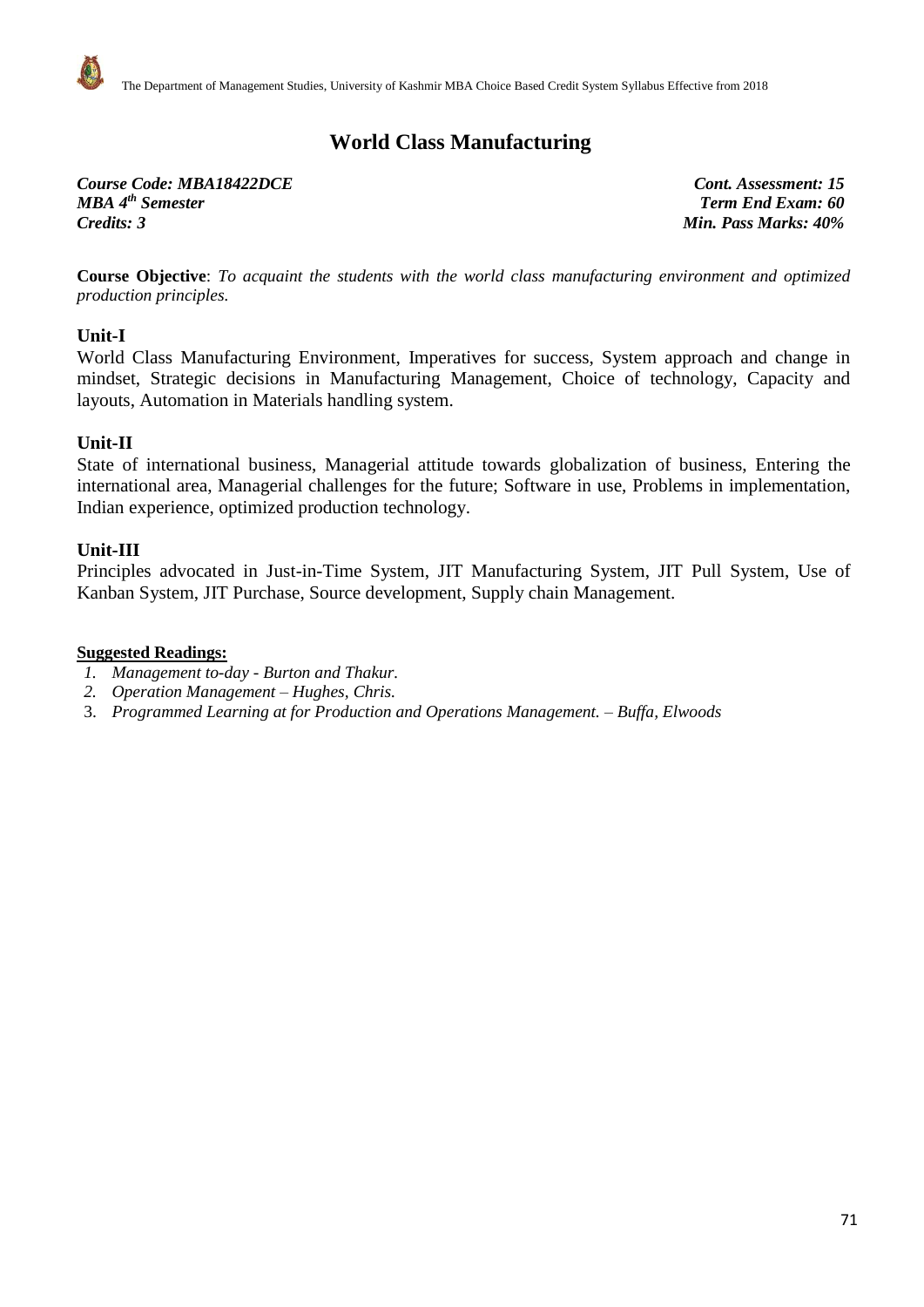# World Class Manufacturing

***Course Code: MBA18422DCE*** — ***Cont. Assessment: 15***
***MBA 4th Semester*** — ***Term End Exam: 60***
***Credits: 3*** — ***Min. Pass Marks: 40%***

**Course Objective**: *To acquaint the students with the world class manufacturing environment and optimized production principles.*

### Unit-I

World Class Manufacturing Environment, Imperatives for success, System approach and change in mindset, Strategic decisions in Manufacturing Management, Choice of technology, Capacity and layouts, Automation in Materials handling system.

### Unit-II

State of international business, Managerial attitude towards globalization of business, Entering the international area, Managerial challenges for the future; Software in use, Problems in implementation, Indian experience, optimized production technology.

### Unit-III

Principles advocated in Just-in-Time System, JIT Manufacturing System, JIT Pull System, Use of Kanban System, JIT Purchase, Source development, Supply chain Management.

**Suggested Readings:**

1. *Management to-day - Burton and Thakur.*
2. *Operation Management – Hughes, Chris.*
3. *Programmed Learning at for Production and Operations Management. – Buffa, Elwoods*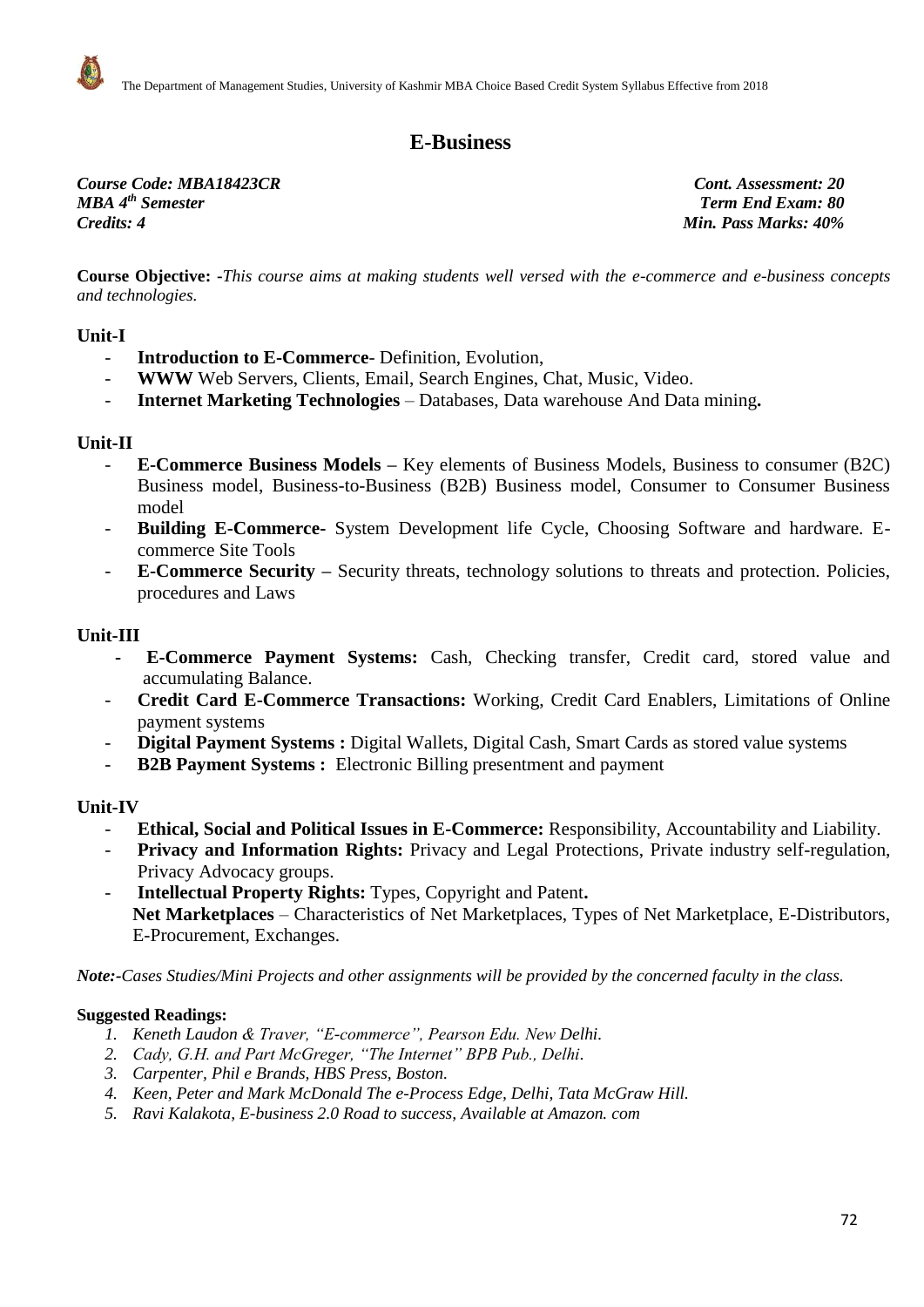# E-Business

***Course Code: MBA18423CR***
***MBA 4th Semester***
***Credits: 4***

***Cont. Assessment: 20***
***Term End Exam: 80***
***Min. Pass Marks: 40%***

**Course Objective:** -*This course aims at making students well versed with the e-commerce and e-business concepts and technologies.*

## Unit-I

- **Introduction to E-Commerce**- Definition, Evolution,
- **WWW** Web Servers, Clients, Email, Search Engines, Chat, Music, Video.
- **Internet Marketing Technologies** – Databases, Data warehouse And Data mining**.**

## Unit-II

- **E-Commerce Business Models –** Key elements of Business Models, Business to consumer (B2C) Business model, Business-to-Business (B2B) Business model, Consumer to Consumer Business model
- **Building E-Commerce-** System Development life Cycle, Choosing Software and hardware. E-commerce Site Tools
- **E-Commerce Security –** Security threats, technology solutions to threats and protection. Policies, procedures and Laws

## Unit-III

- **E-Commerce Payment Systems:** Cash, Checking transfer, Credit card, stored value and accumulating Balance.
- **Credit Card E-Commerce Transactions:** Working, Credit Card Enablers, Limitations of Online payment systems
- **Digital Payment Systems :** Digital Wallets, Digital Cash, Smart Cards as stored value systems
- **B2B Payment Systems :** Electronic Billing presentment and payment

## Unit-IV

- **Ethical, Social and Political Issues in E-Commerce:** Responsibility, Accountability and Liability.
- **Privacy and Information Rights:** Privacy and Legal Protections, Private industry self-regulation, Privacy Advocacy groups.
- **Intellectual Property Rights:** Types, Copyright and Patent**.**
  **Net Marketplaces** – Characteristics of Net Marketplaces, Types of Net Marketplace, E-Distributors, E-Procurement, Exchanges.

***Note:****-Cases Studies/Mini Projects and other assignments will be provided by the concerned faculty in the class.*

**Suggested Readings:**

1. *Keneth Laudon & Traver, "E-commerce", Pearson Edu. New Delhi.*
2. *Cady, G.H. and Part McGreger, "The Internet" BPB Pub., Delhi.*
3. *Carpenter, Phil e Brands, HBS Press, Boston.*
4. *Keen, Peter and Mark McDonald The e-Process Edge, Delhi, Tata McGraw Hill.*
5. *Ravi Kalakota, E-business 2.0 Road to success, Available at Amazon. com*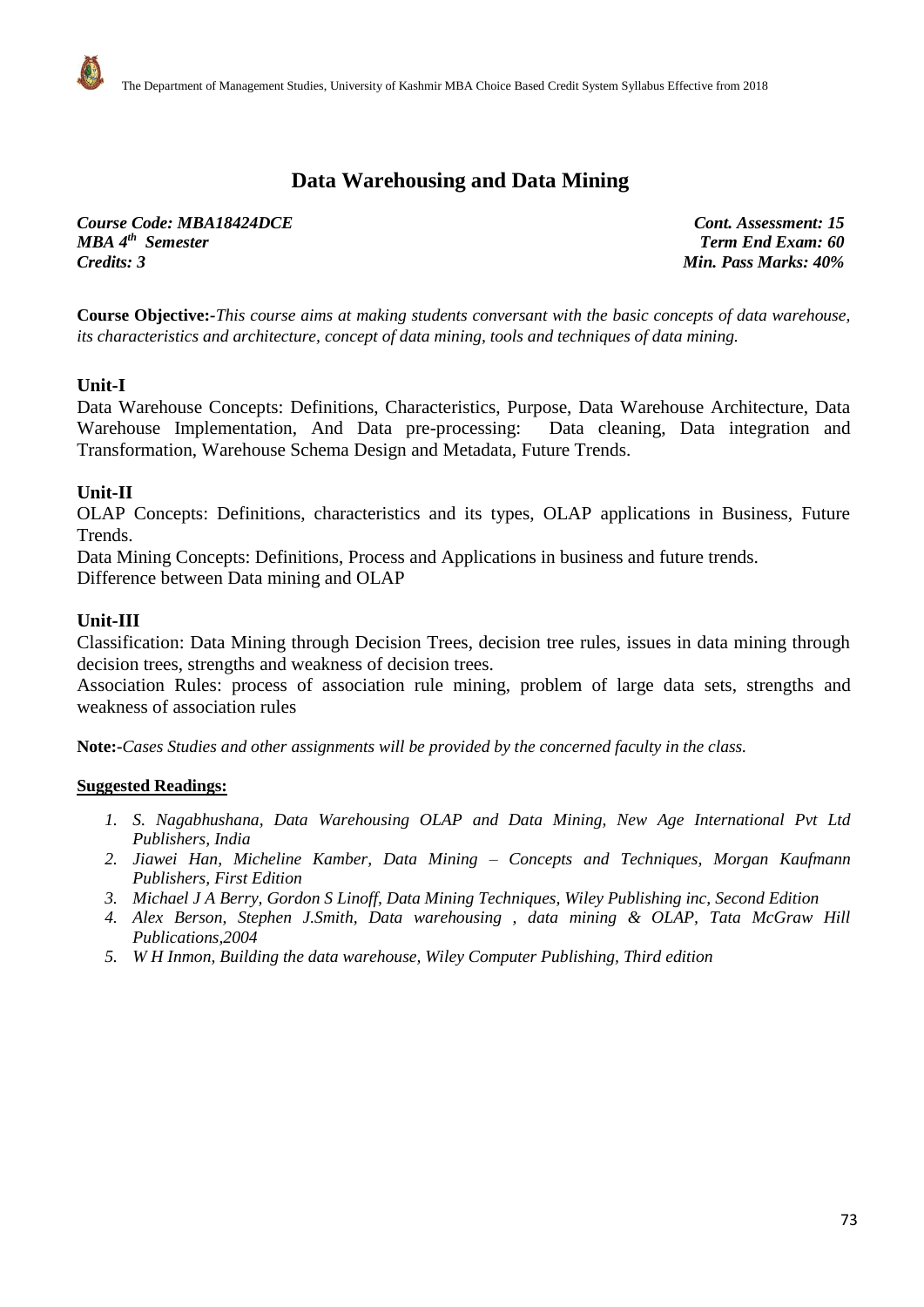# Data Warehousing and Data Mining

***Course Code: MBA18424DCE*** ***Cont. Assessment: 15***
***MBA 4th Semester*** ***Term End Exam: 60***
***Credits: 3*** ***Min. Pass Marks: 40%***

**Course Objective:-***This course aims at making students conversant with the basic concepts of data warehouse, its characteristics and architecture, concept of data mining, tools and techniques of data mining.*

## Unit-I

Data Warehouse Concepts: Definitions, Characteristics, Purpose, Data Warehouse Architecture, Data Warehouse Implementation, And Data pre-processing: Data cleaning, Data integration and Transformation, Warehouse Schema Design and Metadata, Future Trends.

## Unit-II

OLAP Concepts: Definitions, characteristics and its types, OLAP applications in Business, Future Trends.

Data Mining Concepts: Definitions, Process and Applications in business and future trends.

Difference between Data mining and OLAP

## Unit-III

Classification: Data Mining through Decision Trees, decision tree rules, issues in data mining through decision trees, strengths and weakness of decision trees.

Association Rules: process of association rule mining, problem of large data sets, strengths and weakness of association rules

**Note:-***Cases Studies and other assignments will be provided by the concerned faculty in the class.*

**Suggested Readings:**

1. *S. Nagabhushana, Data Warehousing OLAP and Data Mining, New Age International Pvt Ltd Publishers, India*
2. *Jiawei Han, Micheline Kamber, Data Mining – Concepts and Techniques, Morgan Kaufmann Publishers, First Edition*
3. *Michael J A Berry, Gordon S Linoff, Data Mining Techniques, Wiley Publishing inc, Second Edition*
4. *Alex Berson, Stephen J.Smith, Data warehousing , data mining & OLAP, Tata McGraw Hill Publications,2004*
5. *W H Inmon, Building the data warehouse, Wiley Computer Publishing, Third edition*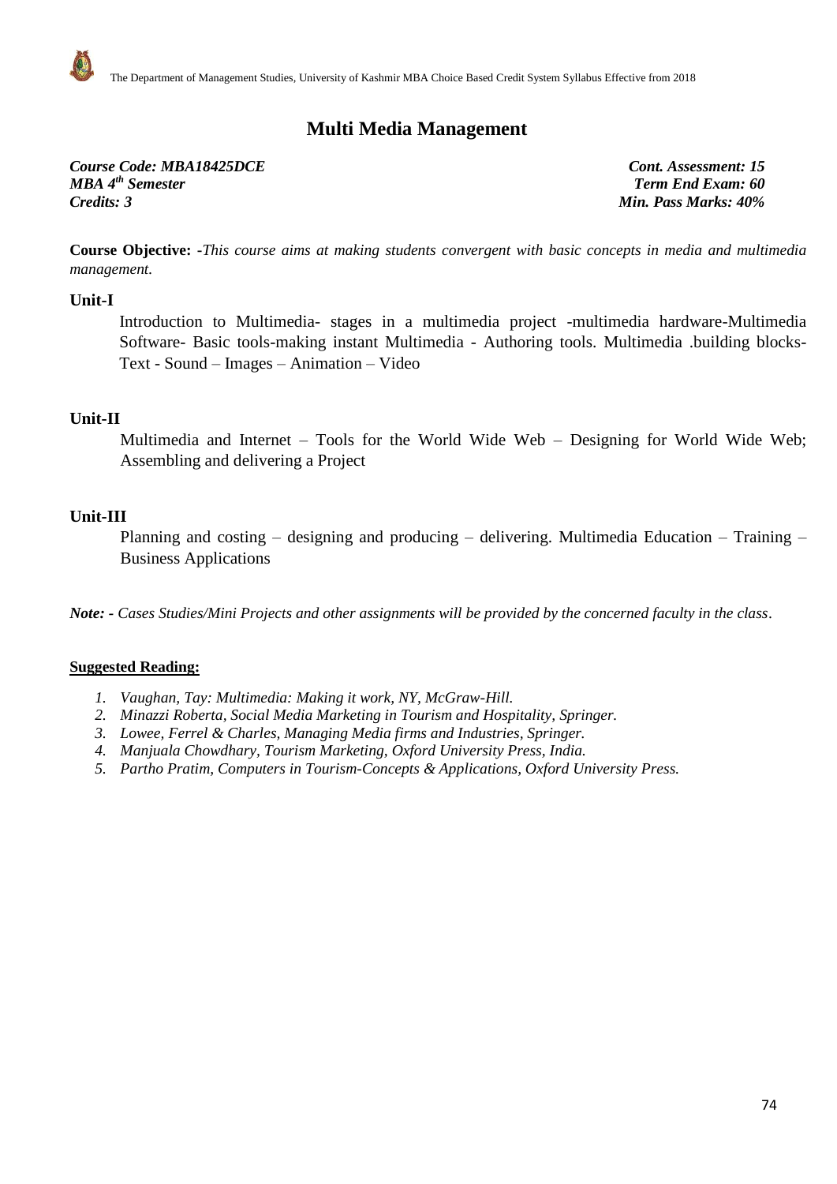# Multi Media Management

***Course Code: MBA18425DCE***
***MBA 4th Semester***
***Credits: 3***

***Cont. Assessment: 15***
***Term End Exam: 60***
***Min. Pass Marks: 40%***

**Course Objective:** *-This course aims at making students convergent with basic concepts in media and multimedia management.*

### Unit-I

Introduction to Multimedia- stages in a multimedia project -multimedia hardware-Multimedia Software- Basic tools-making instant Multimedia - Authoring tools. Multimedia .building blocks- Text - Sound – Images – Animation – Video

### Unit-II

Multimedia and Internet – Tools for the World Wide Web – Designing for World Wide Web; Assembling and delivering a Project

### Unit-III

Planning and costing – designing and producing – delivering. Multimedia Education – Training – Business Applications

***Note: -*** *Cases Studies/Mini Projects and other assignments will be provided by the concerned faculty in the class*.

**Suggested Reading:**

1. *Vaughan, Tay: Multimedia: Making it work, NY, McGraw-Hill.*
2. *Minazzi Roberta, Social Media Marketing in Tourism and Hospitality, Springer.*
3. *Lowee, Ferrel & Charles, Managing Media firms and Industries, Springer.*
4. *Manjuala Chowdhary, Tourism Marketing, Oxford University Press, India.*
5. *Partho Pratim, Computers in Tourism-Concepts & Applications, Oxford University Press.*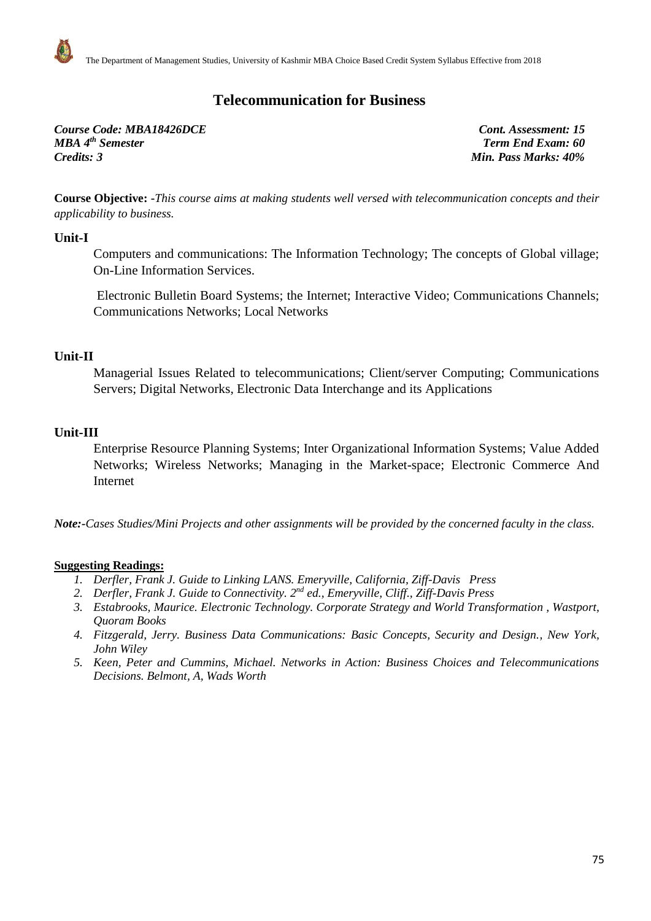# Telecommunication for Business

***Course Code: MBA18426DCE*** — ***Cont. Assessment: 15***
***MBA 4th Semester*** — ***Term End Exam: 60***
***Credits: 3*** — ***Min. Pass Marks: 40%***

**Course Objective: -***This course aims at making students well versed with telecommunication concepts and their applicability to business.*

**Unit-I**

Computers and communications: The Information Technology; The concepts of Global village; On-Line Information Services.

Electronic Bulletin Board Systems; the Internet; Interactive Video; Communications Channels; Communications Networks; Local Networks

**Unit-II**

Managerial Issues Related to telecommunications; Client/server Computing; Communications Servers; Digital Networks, Electronic Data Interchange and its Applications

**Unit-III**

Enterprise Resource Planning Systems; Inter Organizational Information Systems; Value Added Networks; Wireless Networks; Managing in the Market-space; Electronic Commerce And Internet

***Note:-****Cases Studies/Mini Projects and other assignments will be provided by the concerned faculty in the class.*

**Suggesting Readings:**

1. *Derfler, Frank J. Guide to Linking LANS. Emeryville, California, Ziff-Davis Press*
2. *Derfler, Frank J. Guide to Connectivity. 2nd ed., Emeryville, Cliff., Ziff-Davis Press*
3. *Estabrooks, Maurice. Electronic Technology. Corporate Strategy and World Transformation , Wastport, Quoram Books*
4. *Fitzgerald, Jerry. Business Data Communications: Basic Concepts, Security and Design., New York, John Wiley*
5. *Keen, Peter and Cummins, Michael. Networks in Action: Business Choices and Telecommunications Decisions. Belmont, A, Wads Worth*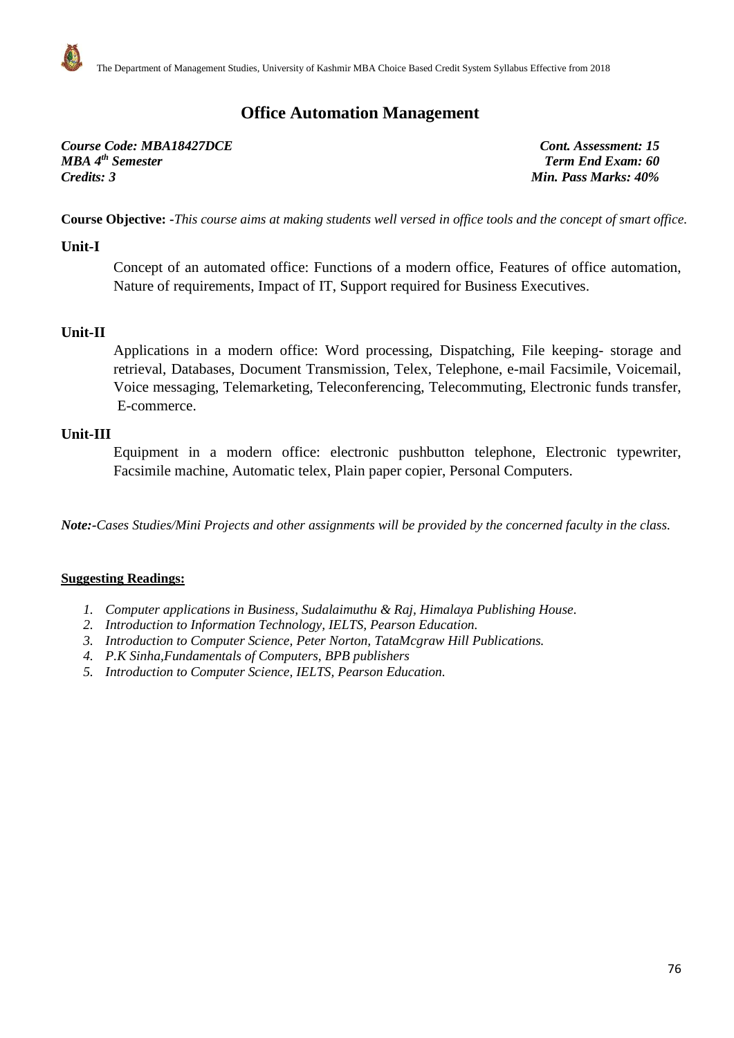# Office Automation Management

| | |
|---|---|
| ***Course Code: MBA18427DCE*** | ***Cont. Assessment: 15*** |
| ***MBA 4th Semester*** | ***Term End Exam: 60*** |
| ***Credits: 3*** | ***Min. Pass Marks: 40%*** |

**Course Objective:** -*This course aims at making students well versed in office tools and the concept of smart office.*

## Unit-I

Concept of an automated office: Functions of a modern office, Features of office automation, Nature of requirements, Impact of IT, Support required for Business Executives.

## Unit-II

Applications in a modern office: Word processing, Dispatching, File keeping- storage and retrieval, Databases, Document Transmission, Telex, Telephone, e-mail Facsimile, Voicemail, Voice messaging, Telemarketing, Teleconferencing, Telecommuting, Electronic funds transfer, E-commerce.

## Unit-III

Equipment in a modern office: electronic pushbutton telephone, Electronic typewriter, Facsimile machine, Automatic telex, Plain paper copier, Personal Computers.

***Note:****-Cases Studies/Mini Projects and other assignments will be provided by the concerned faculty in the class.*

**Suggesting Readings:**

1. *Computer applications in Business, Sudalaimuthu & Raj, Himalaya Publishing House.*
2. *Introduction to Information Technology, IELTS, Pearson Education.*
3. *Introduction to Computer Science, Peter Norton, TataMcgraw Hill Publications.*
4. *P.K Sinha,Fundamentals of Computers, BPB publishers*
5. *Introduction to Computer Science, IELTS, Pearson Education.*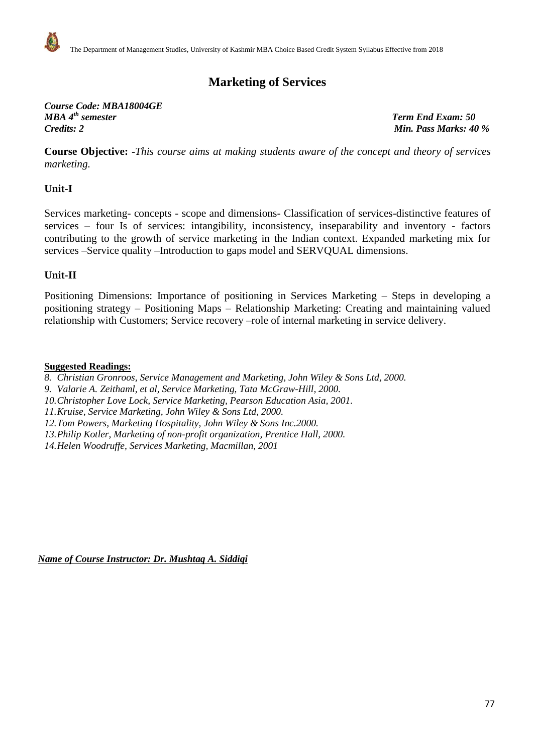# Marketing of Services

***Course Code: MBA18004GE***
***MBA 4th semester*** — ***Term End Exam: 50***
***Credits: 2*** — ***Min. Pass Marks: 40 %***

**Course Objective:** -*This course aims at making students aware of the concept and theory of services marketing.*

## Unit-I

Services marketing- concepts - scope and dimensions- Classification of services-distinctive features of services – four Is of services: intangibility, inconsistency, inseparability and inventory - factors contributing to the growth of service marketing in the Indian context. Expanded marketing mix for services –Service quality –Introduction to gaps model and SERVQUAL dimensions.

## Unit-II

Positioning Dimensions: Importance of positioning in Services Marketing – Steps in developing a positioning strategy – Positioning Maps – Relationship Marketing: Creating and maintaining valued relationship with Customers; Service recovery –role of internal marketing in service delivery.

**Suggested Readings:**

8. *Christian Gronroos, Service Management and Marketing, John Wiley & Sons Ltd, 2000.*
9. *Valarie A. Zeithaml, et al, Service Marketing, Tata McGraw-Hill, 2000.*
10. *Christopher Love Lock, Service Marketing, Pearson Education Asia, 2001.*
11. *Kruise, Service Marketing, John Wiley & Sons Ltd, 2000.*
12. *Tom Powers, Marketing Hospitality, John Wiley & Sons Inc.2000.*
13. *Philip Kotler, Marketing of non-profit organization, Prentice Hall, 2000.*
14. *Helen Woodruffe, Services Marketing, Macmillan, 2001*

***Name of Course Instructor: Dr. Mushtaq A. Siddiqi***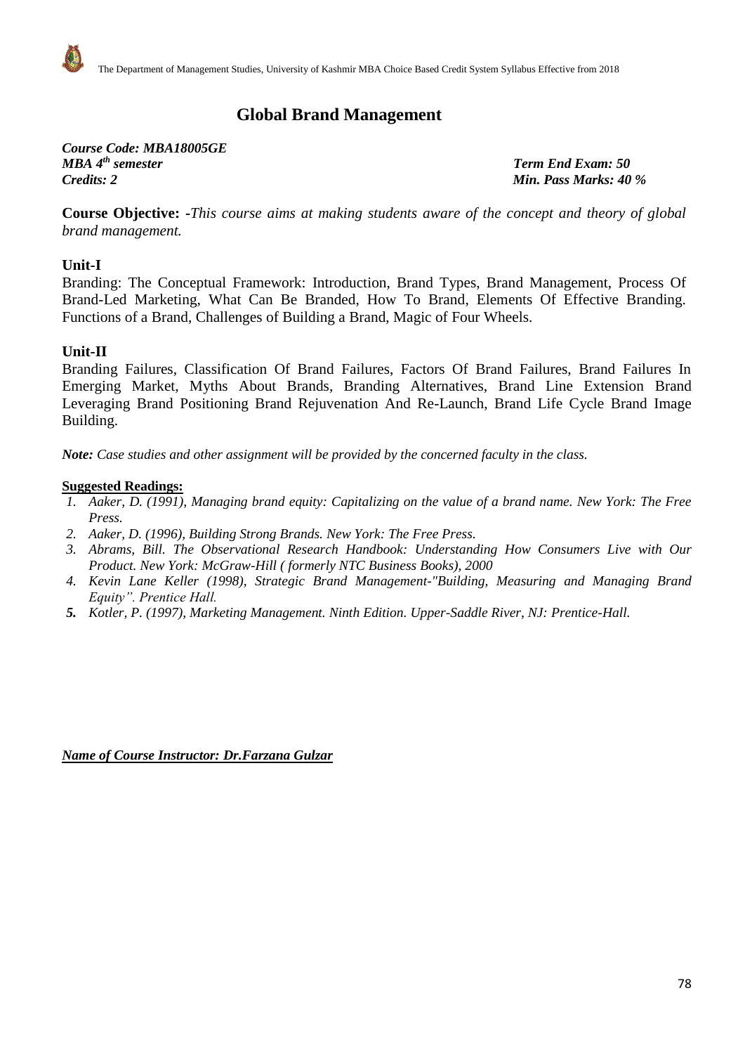# Global Brand Management

***Course Code: MBA18005GE***
***MBA 4th semester*** ***Term End Exam: 50***
***Credits: 2*** ***Min. Pass Marks: 40 %***

**Course Objective:** *-This course aims at making students aware of the concept and theory of global brand management.*

## Unit-I

Branding: The Conceptual Framework: Introduction, Brand Types, Brand Management, Process Of Brand-Led Marketing, What Can Be Branded, How To Brand, Elements Of Effective Branding. Functions of a Brand, Challenges of Building a Brand, Magic of Four Wheels.

## Unit-II

Branding Failures, Classification Of Brand Failures, Factors Of Brand Failures, Brand Failures In Emerging Market, Myths About Brands, Branding Alternatives, Brand Line Extension Brand Leveraging Brand Positioning Brand Rejuvenation And Re-Launch, Brand Life Cycle Brand Image Building.

***Note:*** *Case studies and other assignment will be provided by the concerned faculty in the class.*

**Suggested Readings:**

1. *Aaker, D. (1991), Managing brand equity: Capitalizing on the value of a brand name. New York: The Free Press.*
2. *Aaker, D. (1996), Building Strong Brands. New York: The Free Press.*
3. *Abrams, Bill. The Observational Research Handbook: Understanding How Consumers Live with Our Product. New York: McGraw-Hill ( formerly NTC Business Books), 2000*
4. *Kevin Lane Keller (1998), Strategic Brand Management-"Building, Measuring and Managing Brand Equity". Prentice Hall.*
5. *Kotler, P. (1997), Marketing Management. Ninth Edition. Upper-Saddle River, NJ: Prentice-Hall.*

***Name of Course Instructor: Dr.Farzana Gulzar***